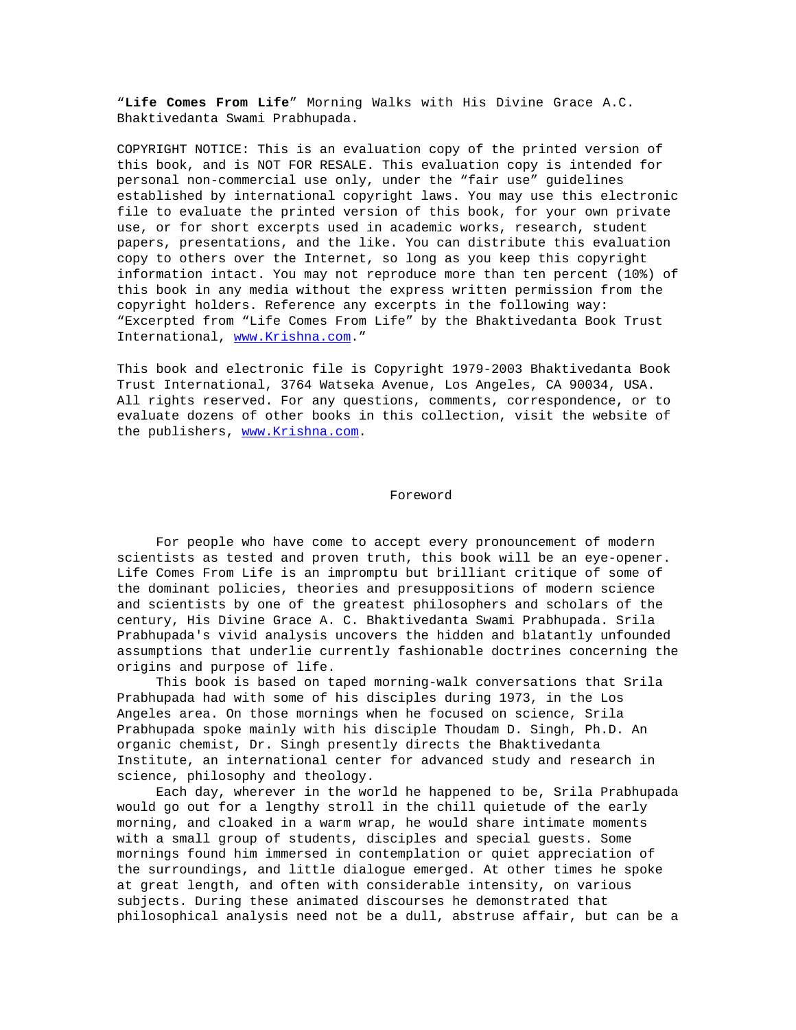"**Life Comes From Life**" Morning Walks with His Divine Grace A.C. Bhaktivedanta Swami Prabhupada.

COPYRIGHT NOTICE: This is an evaluation copy of the printed version of this book, and is NOT FOR RESALE. This evaluation copy is intended for personal non-commercial use only, under the "fair use" guidelines established by international copyright laws. You may use this electronic file to evaluate the printed version of this book, for your own private use, or for short excerpts used in academic works, research, student papers, presentations, and the like. You can distribute this evaluation copy to others over the Internet, so long as you keep this copyright information intact. You may not reproduce more than ten percent (10%) of this book in any media without the express written permission from the copyright holders. Reference any excerpts in the following way: "Excerpted from "Life Comes From Life" by the Bhaktivedanta Book Trust International, www.Krishna.com."

This book and electronic file is Copyright 1979-2003 Bhaktivedanta Book Trust International, 3764 Watseka Avenue, Los Angeles, CA 90034, USA. All rights reserved. For any questions, comments, correspondence, or to evaluate dozens of other books in this collection, visit the website of the publishers, www.Krishna.com.

## Foreword

For people who have come to accept every pronouncement of modern scientists as tested and proven truth, this book will be an eye-opener. Life Comes From Life is an impromptu but brilliant critique of some of the dominant policies, theories and presuppositions of modern science and scientists by one of the greatest philosophers and scholars of the century, His Divine Grace A. C. Bhaktivedanta Swami Prabhupada. Srila Prabhupada's vivid analysis uncovers the hidden and blatantly unfounded assumptions that underlie currently fashionable doctrines concerning the origins and purpose of life.

This book is based on taped morning-walk conversations that Srila Prabhupada had with some of his disciples during 1973, in the Los Angeles area. On those mornings when he focused on science, Srila Prabhupada spoke mainly with his disciple Thoudam D. Singh, Ph.D. An organic chemist, Dr. Singh presently directs the Bhaktivedanta Institute, an international center for advanced study and research in science, philosophy and theology.

Each day, wherever in the world he happened to be, Srila Prabhupada would go out for a lengthy stroll in the chill quietude of the early morning, and cloaked in a warm wrap, he would share intimate moments with a small group of students, disciples and special guests. Some mornings found him immersed in contemplation or quiet appreciation of the surroundings, and little dialogue emerged. At other times he spoke at great length, and often with considerable intensity, on various subjects. During these animated discourses he demonstrated that philosophical analysis need not be a dull, abstruse affair, but can be a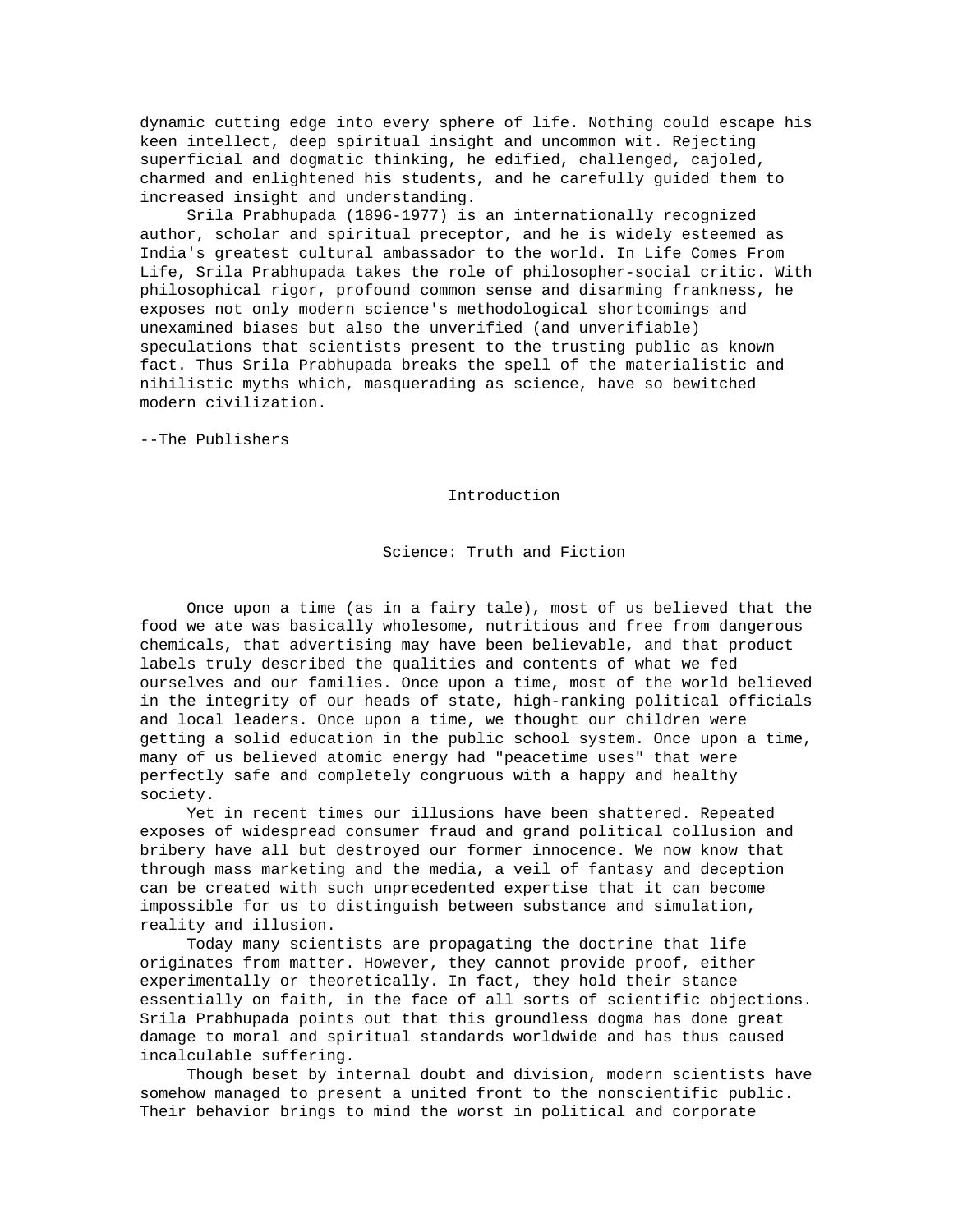dynamic cutting edge into every sphere of life. Nothing could escape his keen intellect, deep spiritual insight and uncommon wit. Rejecting superficial and dogmatic thinking, he edified, challenged, cajoled, charmed and enlightened his students, and he carefully guided them to increased insight and understanding.

Srila Prabhupada (1896-1977) is an internationally recognized author, scholar and spiritual preceptor, and he is widely esteemed as India's greatest cultural ambassador to the world. In Life Comes From Life, Srila Prabhupada takes the role of philosopher-social critic. With philosophical rigor, profound common sense and disarming frankness, he exposes not only modern science's methodological shortcomings and unexamined biases but also the unverified (and unverifiable) speculations that scientists present to the trusting public as known fact. Thus Srila Prabhupada breaks the spell of the materialistic and nihilistic myths which, masquerading as science, have so bewitched modern civilization.

--The Publishers

# Introduction

## Science: Truth and Fiction

Once upon a time (as in a fairy tale), most of us believed that the food we ate was basically wholesome, nutritious and free from dangerous chemicals, that advertising may have been believable, and that product labels truly described the qualities and contents of what we fed ourselves and our families. Once upon a time, most of the world believed in the integrity of our heads of state, high-ranking political officials and local leaders. Once upon a time, we thought our children were getting a solid education in the public school system. Once upon a time, many of us believed atomic energy had "peacetime uses" that were perfectly safe and completely congruous with a happy and healthy society.

Yet in recent times our illusions have been shattered. Repeated exposes of widespread consumer fraud and grand political collusion and bribery have all but destroyed our former innocence. We now know that through mass marketing and the media, a veil of fantasy and deception can be created with such unprecedented expertise that it can become impossible for us to distinguish between substance and simulation, reality and illusion.

Today many scientists are propagating the doctrine that life originates from matter. However, they cannot provide proof, either experimentally or theoretically. In fact, they hold their stance essentially on faith, in the face of all sorts of scientific objections. Srila Prabhupada points out that this groundless dogma has done great damage to moral and spiritual standards worldwide and has thus caused incalculable suffering.

Though beset by internal doubt and division, modern scientists have somehow managed to present a united front to the nonscientific public. Their behavior brings to mind the worst in political and corporate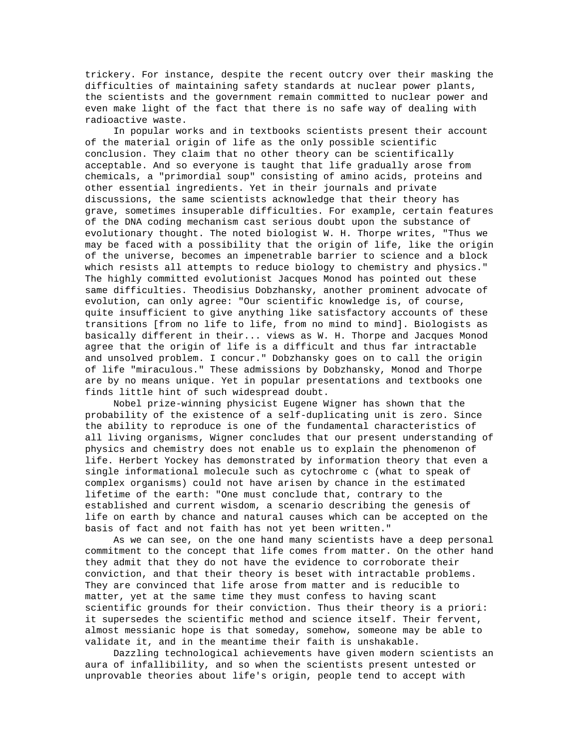trickery. For instance, despite the recent outcry over their masking the difficulties of maintaining safety standards at nuclear power plants, the scientists and the government remain committed to nuclear power and even make light of the fact that there is no safe way of dealing with radioactive waste.

In popular works and in textbooks scientists present their account of the material origin of life as the only possible scientific conclusion. They claim that no other theory can be scientifically acceptable. And so everyone is taught that life gradually arose from chemicals, a "primordial soup" consisting of amino acids, proteins and other essential ingredients. Yet in their journals and private discussions, the same scientists acknowledge that their theory has grave, sometimes insuperable difficulties. For example, certain features of the DNA coding mechanism cast serious doubt upon the substance of evolutionary thought. The noted biologist W. H. Thorpe writes, "Thus we may be faced with a possibility that the origin of life, like the origin of the universe, becomes an impenetrable barrier to science and a block which resists all attempts to reduce biology to chemistry and physics." The highly committed evolutionist Jacques Monod has pointed out these same difficulties. Theodisius Dobzhansky, another prominent advocate of evolution, can only agree: "Our scientific knowledge is, of course, quite insufficient to give anything like satisfactory accounts of these transitions [from no life to life, from no mind to mind]. Biologists as basically different in their... views as W. H. Thorpe and Jacques Monod agree that the origin of life is a difficult and thus far intractable and unsolved problem. I concur." Dobzhansky goes on to call the origin of life "miraculous." These admissions by Dobzhansky, Monod and Thorpe are by no means unique. Yet in popular presentations and textbooks one finds little hint of such widespread doubt.

Nobel prize-winning physicist Eugene Wigner has shown that the probability of the existence of a self-duplicating unit is zero. Since the ability to reproduce is one of the fundamental characteristics of all living organisms, Wigner concludes that our present understanding of physics and chemistry does not enable us to explain the phenomenon of life. Herbert Yockey has demonstrated by information theory that even a single informational molecule such as cytochrome c (what to speak of complex organisms) could not have arisen by chance in the estimated lifetime of the earth: "One must conclude that, contrary to the established and current wisdom, a scenario describing the genesis of life on earth by chance and natural causes which can be accepted on the basis of fact and not faith has not yet been written."

As we can see, on the one hand many scientists have a deep personal commitment to the concept that life comes from matter. On the other hand they admit that they do not have the evidence to corroborate their conviction, and that their theory is beset with intractable problems. They are convinced that life arose from matter and is reducible to matter, yet at the same time they must confess to having scant scientific grounds for their conviction. Thus their theory is a priori: it supersedes the scientific method and science itself. Their fervent, almost messianic hope is that someday, somehow, someone may be able to validate it, and in the meantime their faith is unshakable.

Dazzling technological achievements have given modern scientists an aura of infallibility, and so when the scientists present untested or unprovable theories about life's origin, people tend to accept with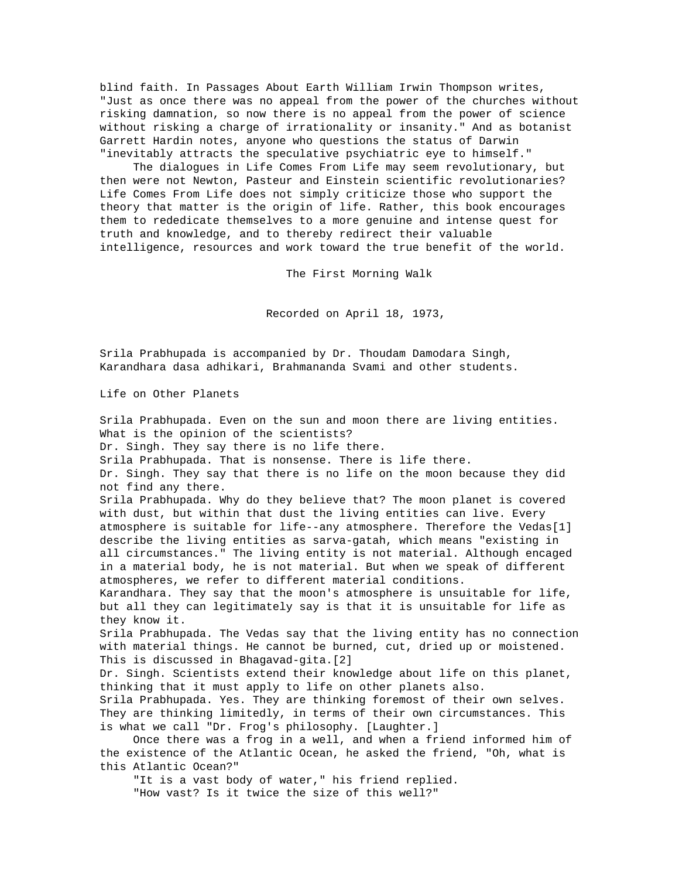blind faith. In Passages About Earth William Irwin Thompson writes, "Just as once there was no appeal from the power of the churches without risking damnation, so now there is no appeal from the power of science without risking a charge of irrationality or insanity." And as botanist Garrett Hardin notes, anyone who questions the status of Darwin "inevitably attracts the speculative psychiatric eye to himself."

The dialogues in Life Comes From Life may seem revolutionary, but then were not Newton, Pasteur and Einstein scientific revolutionaries? Life Comes From Life does not simply criticize those who support the theory that matter is the origin of life. Rather, this book encourages them to rededicate themselves to a more genuine and intense quest for truth and knowledge, and to thereby redirect their valuable intelligence, resources and work toward the true benefit of the world.

## The First Morning Walk

Recorded on April 18, 1973,

Srila Prabhupada is accompanied by Dr. Thoudam Damodara Singh, Karandhara dasa adhikari, Brahmananda Svami and other students.

### Life on Other Planets

Srila Prabhupada. Even on the sun and moon there are living entities. What is the opinion of the scientists?
Dr. Singh. They say there is no life there.
Srila Prabhupada. That is nonsense. There is life there.
Dr. Singh. They say that there is no life on the moon because they did not find any there.
Srila Prabhupada. Why do they believe that? The moon planet is covered with dust, but within that dust the living entities can live. Every atmosphere is suitable for life--any atmosphere. Therefore the Vedas[1] describe the living entities as sarva-gatah, which means "existing in all circumstances." The living entity is not material. Although encaged in a material body, he is not material. But when we speak of different atmospheres, we refer to different material conditions.
Karandhara. They say that the moon's atmosphere is unsuitable for life, but all they can legitimately say is that it is unsuitable for life as they know it.
Srila Prabhupada. The Vedas say that the living entity has no connection with material things. He cannot be burned, cut, dried up or moistened. This is discussed in Bhagavad-gita.[2]
Dr. Singh. Scientists extend their knowledge about life on this planet, thinking that it must apply to life on other planets also.
Srila Prabhupada. Yes. They are thinking foremost of their own selves. They are thinking limitedly, in terms of their own circumstances. This is what we call "Dr. Frog's philosophy. [Laughter.]

Once there was a frog in a well, and when a friend informed him of the existence of the Atlantic Ocean, he asked the friend, "Oh, what is this Atlantic Ocean?"

"It is a vast body of water," his friend replied.

"How vast? Is it twice the size of this well?"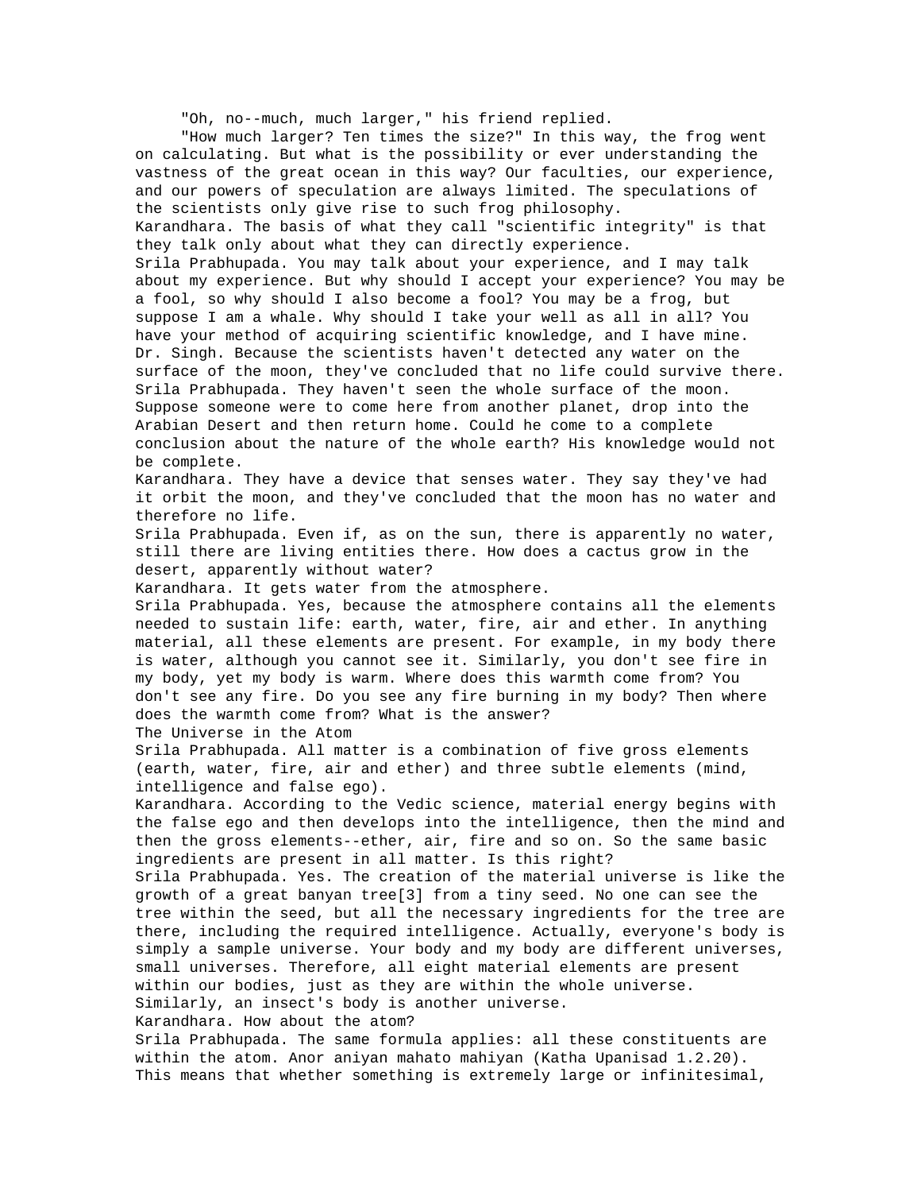"Oh, no--much, much larger," his friend replied.

"How much larger? Ten times the size?" In this way, the frog went on calculating. But what is the possibility or ever understanding the vastness of the great ocean in this way? Our faculties, our experience, and our powers of speculation are always limited. The speculations of the scientists only give rise to such frog philosophy.

Karandhara. The basis of what they call "scientific integrity" is that they talk only about what they can directly experience.

Srila Prabhupada. You may talk about your experience, and I may talk about my experience. But why should I accept your experience? You may be a fool, so why should I also become a fool? You may be a frog, but suppose I am a whale. Why should I take your well as all in all? You have your method of acquiring scientific knowledge, and I have mine.

Dr. Singh. Because the scientists haven't detected any water on the surface of the moon, they've concluded that no life could survive there.

Srila Prabhupada. They haven't seen the whole surface of the moon. Suppose someone were to come here from another planet, drop into the Arabian Desert and then return home. Could he come to a complete conclusion about the nature of the whole earth? His knowledge would not be complete.

Karandhara. They have a device that senses water. They say they've had it orbit the moon, and they've concluded that the moon has no water and therefore no life.

Srila Prabhupada. Even if, as on the sun, there is apparently no water, still there are living entities there. How does a cactus grow in the desert, apparently without water?

Karandhara. It gets water from the atmosphere.

Srila Prabhupada. Yes, because the atmosphere contains all the elements needed to sustain life: earth, water, fire, air and ether. In anything material, all these elements are present. For example, in my body there is water, although you cannot see it. Similarly, you don't see fire in my body, yet my body is warm. Where does this warmth come from? You don't see any fire. Do you see any fire burning in my body? Then where does the warmth come from? What is the answer?

## The Universe in the Atom

Srila Prabhupada. All matter is a combination of five gross elements (earth, water, fire, air and ether) and three subtle elements (mind, intelligence and false ego).

Karandhara. According to the Vedic science, material energy begins with the false ego and then develops into the intelligence, then the mind and then the gross elements--ether, air, fire and so on. So the same basic ingredients are present in all matter. Is this right?

Srila Prabhupada. Yes. The creation of the material universe is like the growth of a great banyan tree[3] from a tiny seed. No one can see the tree within the seed, but all the necessary ingredients for the tree are there, including the required intelligence. Actually, everyone's body is simply a sample universe. Your body and my body are different universes, small universes. Therefore, all eight material elements are present within our bodies, just as they are within the whole universe. Similarly, an insect's body is another universe.

Karandhara. How about the atom?

Srila Prabhupada. The same formula applies: all these constituents are within the atom. Anor aniyan mahato mahiyan (Katha Upanisad 1.2.20). This means that whether something is extremely large or infinitesimal,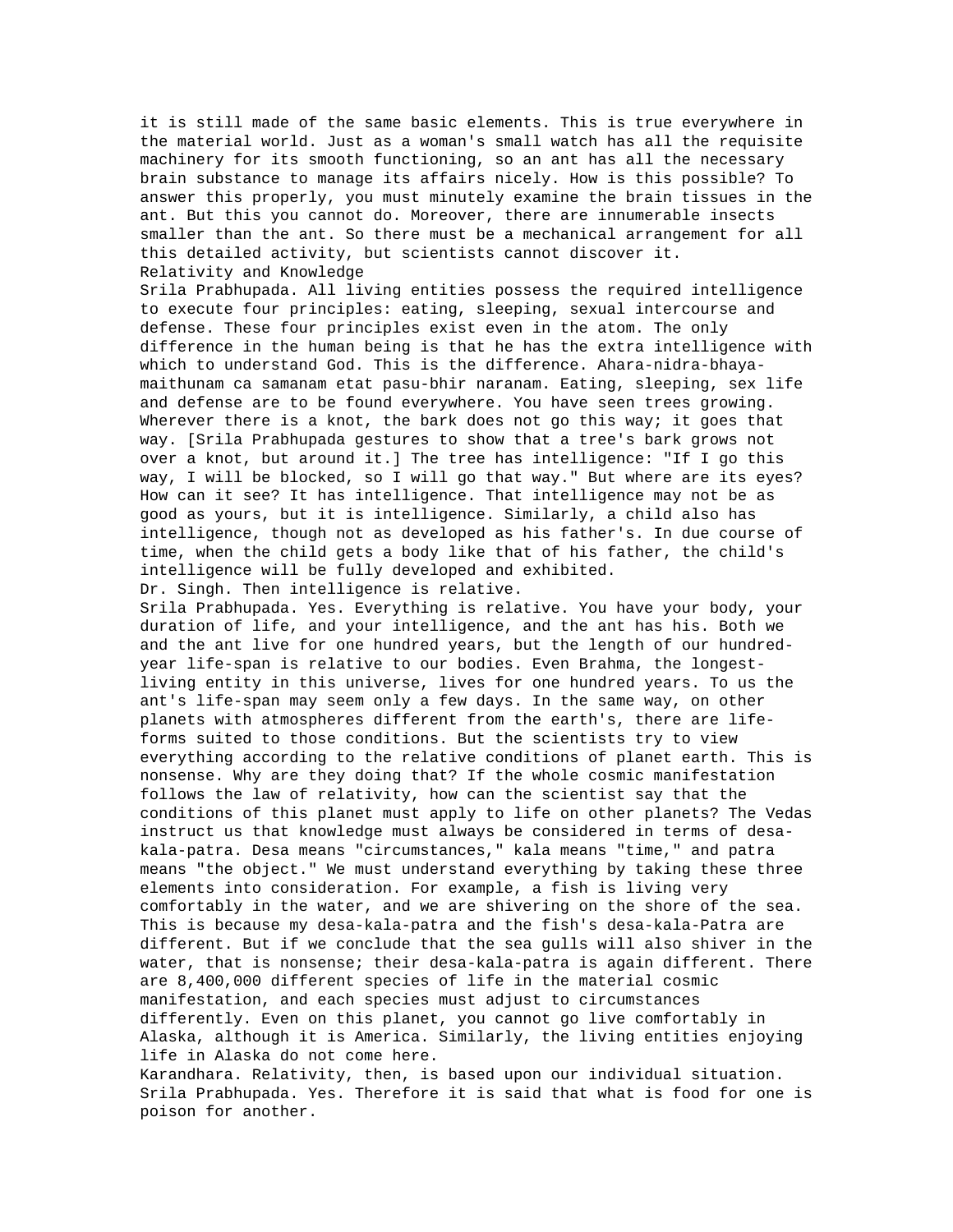it is still made of the same basic elements. This is true everywhere in the material world. Just as a woman's small watch has all the requisite machinery for its smooth functioning, so an ant has all the necessary brain substance to manage its affairs nicely. How is this possible? To answer this properly, you must minutely examine the brain tissues in the ant. But this you cannot do. Moreover, there are innumerable insects smaller than the ant. So there must be a mechanical arrangement for all this detailed activity, but scientists cannot discover it.

## Relativity and Knowledge

Srila Prabhupada. All living entities possess the required intelligence to execute four principles: eating, sleeping, sexual intercourse and defense. These four principles exist even in the atom. The only difference in the human being is that he has the extra intelligence with which to understand God. This is the difference. Ahara-nidra-bhaya-maithunam ca samanam etat pasu-bhir naranam. Eating, sleeping, sex life and defense are to be found everywhere. You have seen trees growing. Wherever there is a knot, the bark does not go this way; it goes that way. [Srila Prabhupada gestures to show that a tree's bark grows not over a knot, but around it.] The tree has intelligence: "If I go this way, I will be blocked, so I will go that way." But where are its eyes? How can it see? It has intelligence. That intelligence may not be as good as yours, but it is intelligence. Similarly, a child also has intelligence, though not as developed as his father's. In due course of time, when the child gets a body like that of his father, the child's intelligence will be fully developed and exhibited.

Dr. Singh. Then intelligence is relative.

Srila Prabhupada. Yes. Everything is relative. You have your body, your duration of life, and your intelligence, and the ant has his. Both we and the ant live for one hundred years, but the length of our hundred-year life-span is relative to our bodies. Even Brahma, the longest-living entity in this universe, lives for one hundred years. To us the ant's life-span may seem only a few days. In the same way, on other planets with atmospheres different from the earth's, there are life-forms suited to those conditions. But the scientists try to view everything according to the relative conditions of planet earth. This is nonsense. Why are they doing that? If the whole cosmic manifestation follows the law of relativity, how can the scientist say that the conditions of this planet must apply to life on other planets? The Vedas instruct us that knowledge must always be considered in terms of desa-kala-patra. Desa means "circumstances," kala means "time," and patra means "the object." We must understand everything by taking these three elements into consideration. For example, a fish is living very comfortably in the water, and we are shivering on the shore of the sea. This is because my desa-kala-patra and the fish's desa-kala-Patra are different. But if we conclude that the sea gulls will also shiver in the water, that is nonsense; their desa-kala-patra is again different. There are 8,400,000 different species of life in the material cosmic manifestation, and each species must adjust to circumstances differently. Even on this planet, you cannot go live comfortably in Alaska, although it is America. Similarly, the living entities enjoying life in Alaska do not come here.

Karandhara. Relativity, then, is based upon our individual situation.

Srila Prabhupada. Yes. Therefore it is said that what is food for one is poison for another.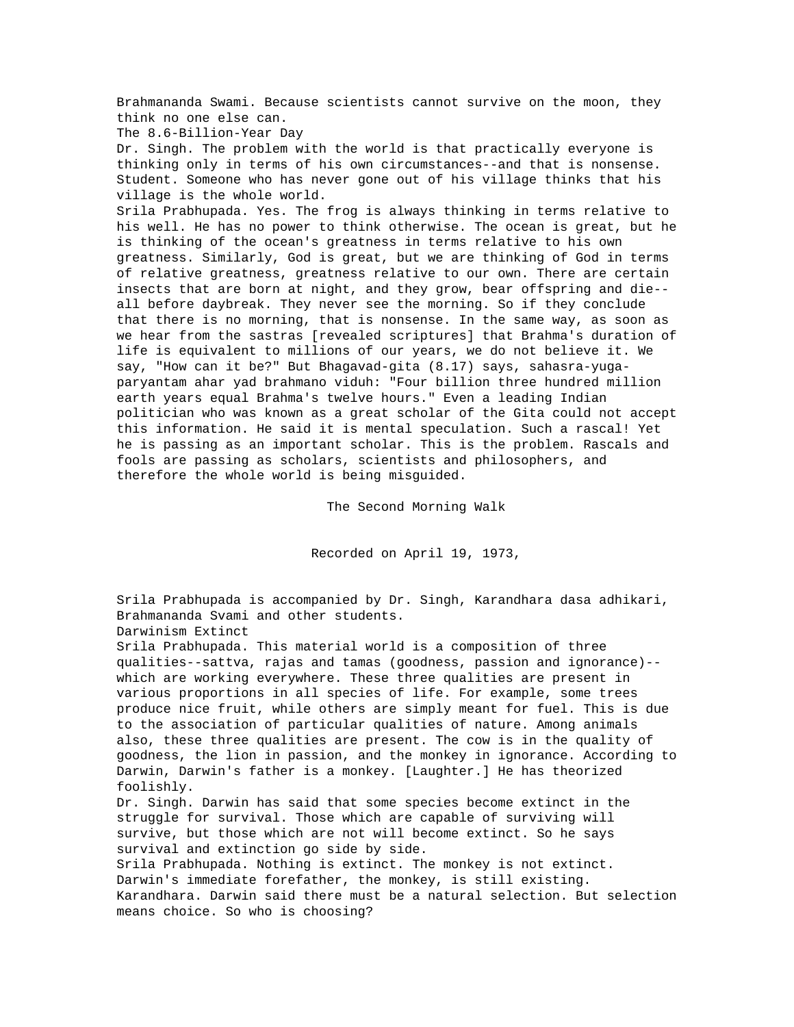Brahmananda Swami. Because scientists cannot survive on the moon, they think no one else can.

## The 8.6-Billion-Year Day

Dr. Singh. The problem with the world is that practically everyone is thinking only in terms of his own circumstances--and that is nonsense.

Student. Someone who has never gone out of his village thinks that his village is the whole world.

Srila Prabhupada. Yes. The frog is always thinking in terms relative to his well. He has no power to think otherwise. The ocean is great, but he is thinking of the ocean's greatness in terms relative to his own greatness. Similarly, God is great, but we are thinking of God in terms of relative greatness, greatness relative to our own. There are certain insects that are born at night, and they grow, bear offspring and die--all before daybreak. They never see the morning. So if they conclude that there is no morning, that is nonsense. In the same way, as soon as we hear from the sastras [revealed scriptures] that Brahma's duration of life is equivalent to millions of our years, we do not believe it. We say, "How can it be?" But Bhagavad-gita (8.17) says, sahasra-yuga-paryantam ahar yad brahmano viduh: "Four billion three hundred million earth years equal Brahma's twelve hours." Even a leading Indian politician who was known as a great scholar of the Gita could not accept this information. He said it is mental speculation. Such a rascal! Yet he is passing as an important scholar. This is the problem. Rascals and fools are passing as scholars, scientists and philosophers, and therefore the whole world is being misguided.

# The Second Morning Walk

Recorded on April 19, 1973,

Srila Prabhupada is accompanied by Dr. Singh, Karandhara dasa adhikari, Brahmananda Svami and other students.

## Darwinism Extinct

Srila Prabhupada. This material world is a composition of three qualities--sattva, rajas and tamas (goodness, passion and ignorance)--which are working everywhere. These three qualities are present in various proportions in all species of life. For example, some trees produce nice fruit, while others are simply meant for fuel. This is due to the association of particular qualities of nature. Among animals also, these three qualities are present. The cow is in the quality of goodness, the lion in passion, and the monkey in ignorance. According to Darwin, Darwin's father is a monkey. [Laughter.] He has theorized foolishly.

Dr. Singh. Darwin has said that some species become extinct in the struggle for survival. Those which are capable of surviving will survive, but those which are not will become extinct. So he says survival and extinction go side by side.

Srila Prabhupada. Nothing is extinct. The monkey is not extinct. Darwin's immediate forefather, the monkey, is still existing.

Karandhara. Darwin said there must be a natural selection. But selection means choice. So who is choosing?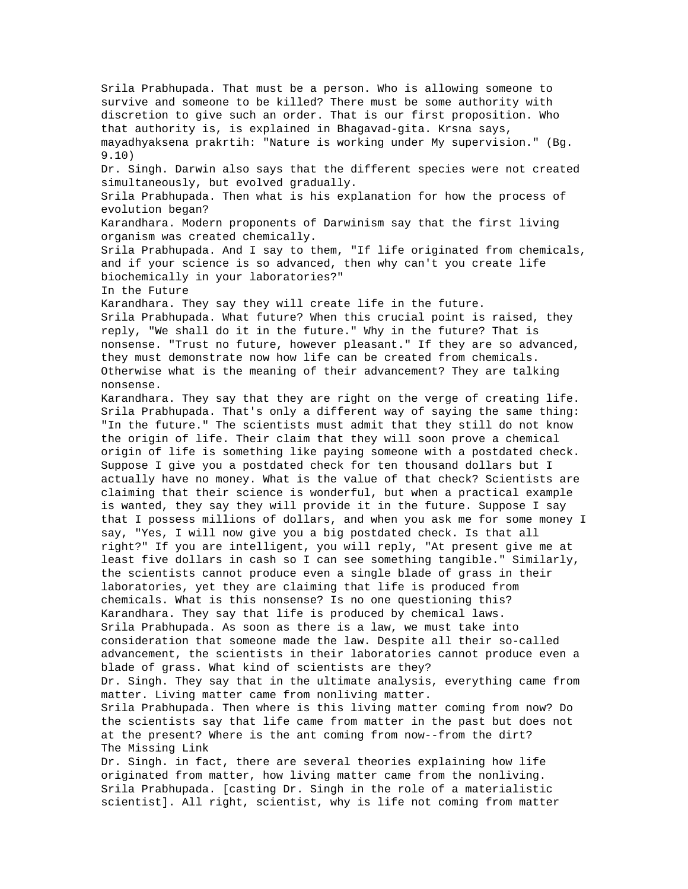Srila Prabhupada. That must be a person. Who is allowing someone to survive and someone to be killed? There must be some authority with discretion to give such an order. That is our first proposition. Who that authority is, is explained in Bhagavad-gita. Krsna says, mayadhyaksena prakrtih: "Nature is working under My supervision." (Bg. 9.10)

Dr. Singh. Darwin also says that the different species were not created simultaneously, but evolved gradually.

Srila Prabhupada. Then what is his explanation for how the process of evolution began?

Karandhara. Modern proponents of Darwinism say that the first living organism was created chemically.

Srila Prabhupada. And I say to them, "If life originated from chemicals, and if your science is so advanced, then why can't you create life biochemically in your laboratories?"

## In the Future

Karandhara. They say they will create life in the future.

Srila Prabhupada. What future? When this crucial point is raised, they reply, "We shall do it in the future." Why in the future? That is nonsense. "Trust no future, however pleasant." If they are so advanced, they must demonstrate now how life can be created from chemicals. Otherwise what is the meaning of their advancement? They are talking nonsense.

Karandhara. They say that they are right on the verge of creating life.

Srila Prabhupada. That's only a different way of saying the same thing: "In the future." The scientists must admit that they still do not know the origin of life. Their claim that they will soon prove a chemical origin of life is something like paying someone with a postdated check. Suppose I give you a postdated check for ten thousand dollars but I actually have no money. What is the value of that check? Scientists are claiming that their science is wonderful, but when a practical example is wanted, they say they will provide it in the future. Suppose I say that I possess millions of dollars, and when you ask me for some money I say, "Yes, I will now give you a big postdated check. Is that all right?" If you are intelligent, you will reply, "At present give me at least five dollars in cash so I can see something tangible." Similarly, the scientists cannot produce even a single blade of grass in their laboratories, yet they are claiming that life is produced from chemicals. What is this nonsense? Is no one questioning this?

Karandhara. They say that life is produced by chemical laws.

Srila Prabhupada. As soon as there is a law, we must take into consideration that someone made the law. Despite all their so-called advancement, the scientists in their laboratories cannot produce even a blade of grass. What kind of scientists are they?

Dr. Singh. They say that in the ultimate analysis, everything came from matter. Living matter came from nonliving matter.

Srila Prabhupada. Then where is this living matter coming from now? Do the scientists say that life came from matter in the past but does not at the present? Where is the ant coming from now--from the dirt?

## The Missing Link

Dr. Singh. in fact, there are several theories explaining how life originated from matter, how living matter came from the nonliving.

Srila Prabhupada. [casting Dr. Singh in the role of a materialistic scientist]. All right, scientist, why is life not coming from matter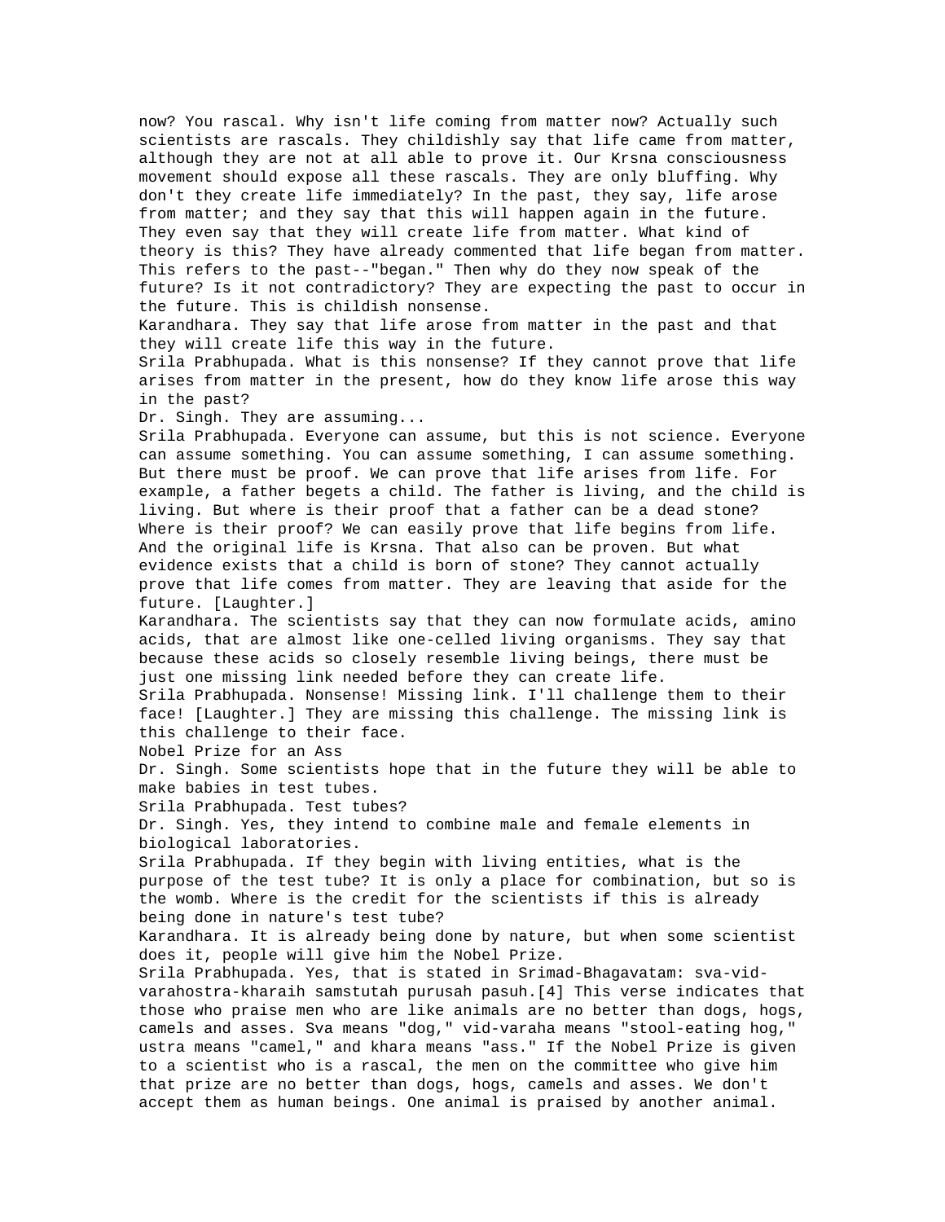now? You rascal. Why isn't life coming from matter now? Actually such scientists are rascals. They childishly say that life came from matter, although they are not at all able to prove it. Our Krsna consciousness movement should expose all these rascals. They are only bluffing. Why don't they create life immediately? In the past, they say, life arose from matter; and they say that this will happen again in the future. They even say that they will create life from matter. What kind of theory is this? They have already commented that life began from matter. This refers to the past--"began." Then why do they now speak of the future? Is it not contradictory? They are expecting the past to occur in the future. This is childish nonsense.

Karandhara. They say that life arose from matter in the past and that they will create life this way in the future.

Srila Prabhupada. What is this nonsense? If they cannot prove that life arises from matter in the present, how do they know life arose this way in the past?

Dr. Singh. They are assuming...

Srila Prabhupada. Everyone can assume, but this is not science. Everyone can assume something. You can assume something, I can assume something. But there must be proof. We can prove that life arises from life. For example, a father begets a child. The father is living, and the child is living. But where is their proof that a father can be a dead stone? Where is their proof? We can easily prove that life begins from life. And the original life is Krsna. That also can be proven. But what evidence exists that a child is born of stone? They cannot actually prove that life comes from matter. They are leaving that aside for the future. [Laughter.]

Karandhara. The scientists say that they can now formulate acids, amino acids, that are almost like one-celled living organisms. They say that because these acids so closely resemble living beings, there must be just one missing link needed before they can create life.

Srila Prabhupada. Nonsense! Missing link. I'll challenge them to their face! [Laughter.] They are missing this challenge. The missing link is this challenge to their face.

## Nobel Prize for an Ass

Dr. Singh. Some scientists hope that in the future they will be able to make babies in test tubes.

Srila Prabhupada. Test tubes?

Dr. Singh. Yes, they intend to combine male and female elements in biological laboratories.

Srila Prabhupada. If they begin with living entities, what is the purpose of the test tube? It is only a place for combination, but so is the womb. Where is the credit for the scientists if this is already being done in nature's test tube?

Karandhara. It is already being done by nature, but when some scientist does it, people will give him the Nobel Prize.

Srila Prabhupada. Yes, that is stated in Srimad-Bhagavatam: sva-vid-varahostra-kharaih samstutah purusah pasuh.[4] This verse indicates that those who praise men who are like animals are no better than dogs, hogs, camels and asses. Sva means "dog," vid-varaha means "stool-eating hog," ustra means "camel," and khara means "ass." If the Nobel Prize is given to a scientist who is a rascal, the men on the committee who give him that prize are no better than dogs, hogs, camels and asses. We don't accept them as human beings. One animal is praised by another animal.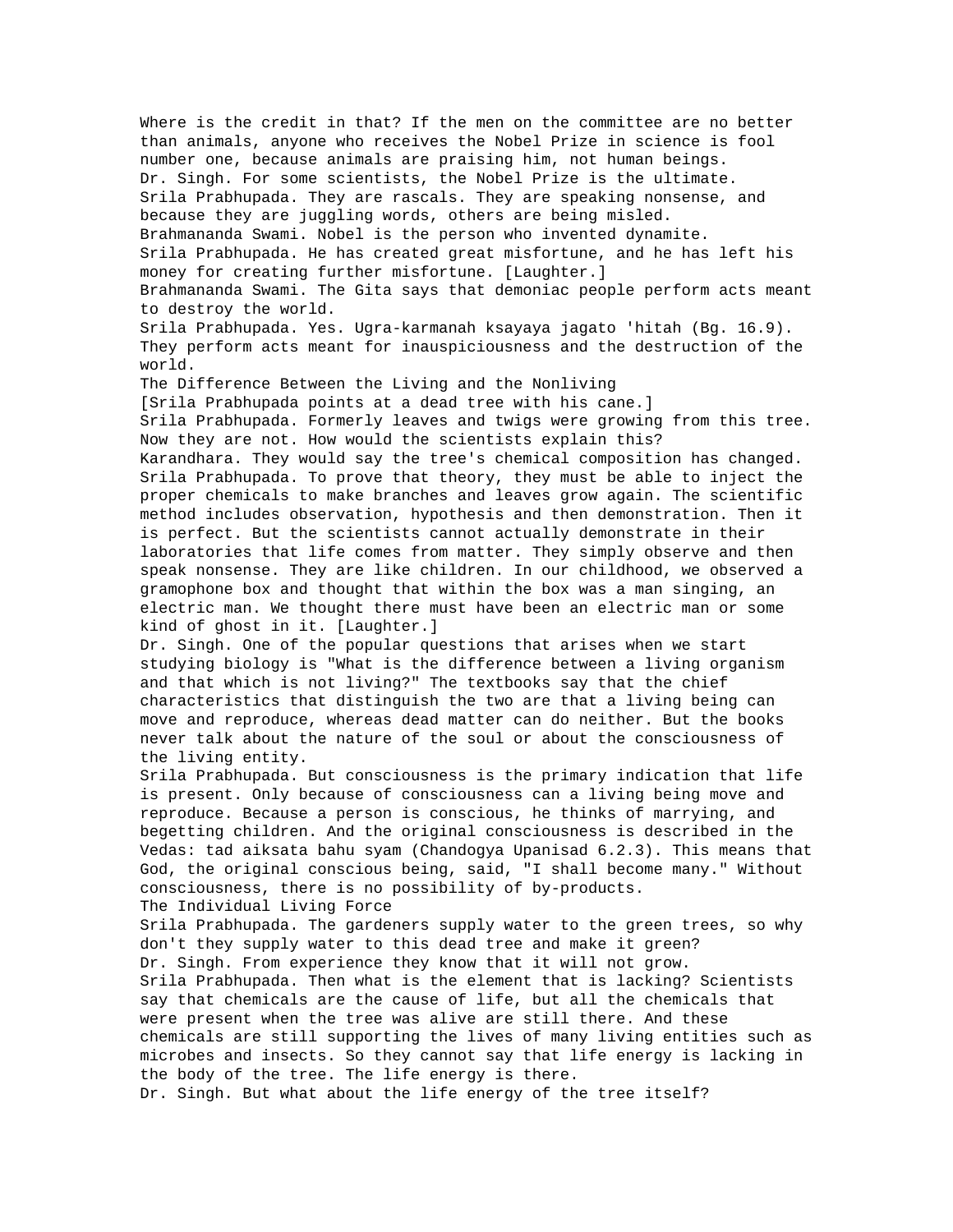Where is the credit in that? If the men on the committee are no better than animals, anyone who receives the Nobel Prize in science is fool number one, because animals are praising him, not human beings.

Dr. Singh. For some scientists, the Nobel Prize is the ultimate.

Srila Prabhupada. They are rascals. They are speaking nonsense, and because they are juggling words, others are being misled.

Brahmananda Swami. Nobel is the person who invented dynamite.

Srila Prabhupada. He has created great misfortune, and he has left his money for creating further misfortune. [Laughter.]

Brahmananda Swami. The Gita says that demoniac people perform acts meant to destroy the world.

Srila Prabhupada. Yes. Ugra-karmanah ksayaya jagato 'hitah (Bg. 16.9). They perform acts meant for inauspiciousness and the destruction of the world.

## The Difference Between the Living and the Nonliving

[Srila Prabhupada points at a dead tree with his cane.]

Srila Prabhupada. Formerly leaves and twigs were growing from this tree. Now they are not. How would the scientists explain this?

Karandhara. They would say the tree's chemical composition has changed.

Srila Prabhupada. To prove that theory, they must be able to inject the proper chemicals to make branches and leaves grow again. The scientific method includes observation, hypothesis and then demonstration. Then it is perfect. But the scientists cannot actually demonstrate in their laboratories that life comes from matter. They simply observe and then speak nonsense. They are like children. In our childhood, we observed a gramophone box and thought that within the box was a man singing, an electric man. We thought there must have been an electric man or some kind of ghost in it. [Laughter.]

Dr. Singh. One of the popular questions that arises when we start studying biology is "What is the difference between a living organism and that which is not living?" The textbooks say that the chief characteristics that distinguish the two are that a living being can move and reproduce, whereas dead matter can do neither. But the books never talk about the nature of the soul or about the consciousness of the living entity.

Srila Prabhupada. But consciousness is the primary indication that life is present. Only because of consciousness can a living being move and reproduce. Because a person is conscious, he thinks of marrying, and begetting children. And the original consciousness is described in the Vedas: tad aiksata bahu syam (Chandogya Upanisad 6.2.3). This means that God, the original conscious being, said, "I shall become many." Without consciousness, there is no possibility of by-products.

## The Individual Living Force

Srila Prabhupada. The gardeners supply water to the green trees, so why don't they supply water to this dead tree and make it green?

Dr. Singh. From experience they know that it will not grow.

Srila Prabhupada. Then what is the element that is lacking? Scientists say that chemicals are the cause of life, but all the chemicals that were present when the tree was alive are still there. And these chemicals are still supporting the lives of many living entities such as microbes and insects. So they cannot say that life energy is lacking in the body of the tree. The life energy is there.

Dr. Singh. But what about the life energy of the tree itself?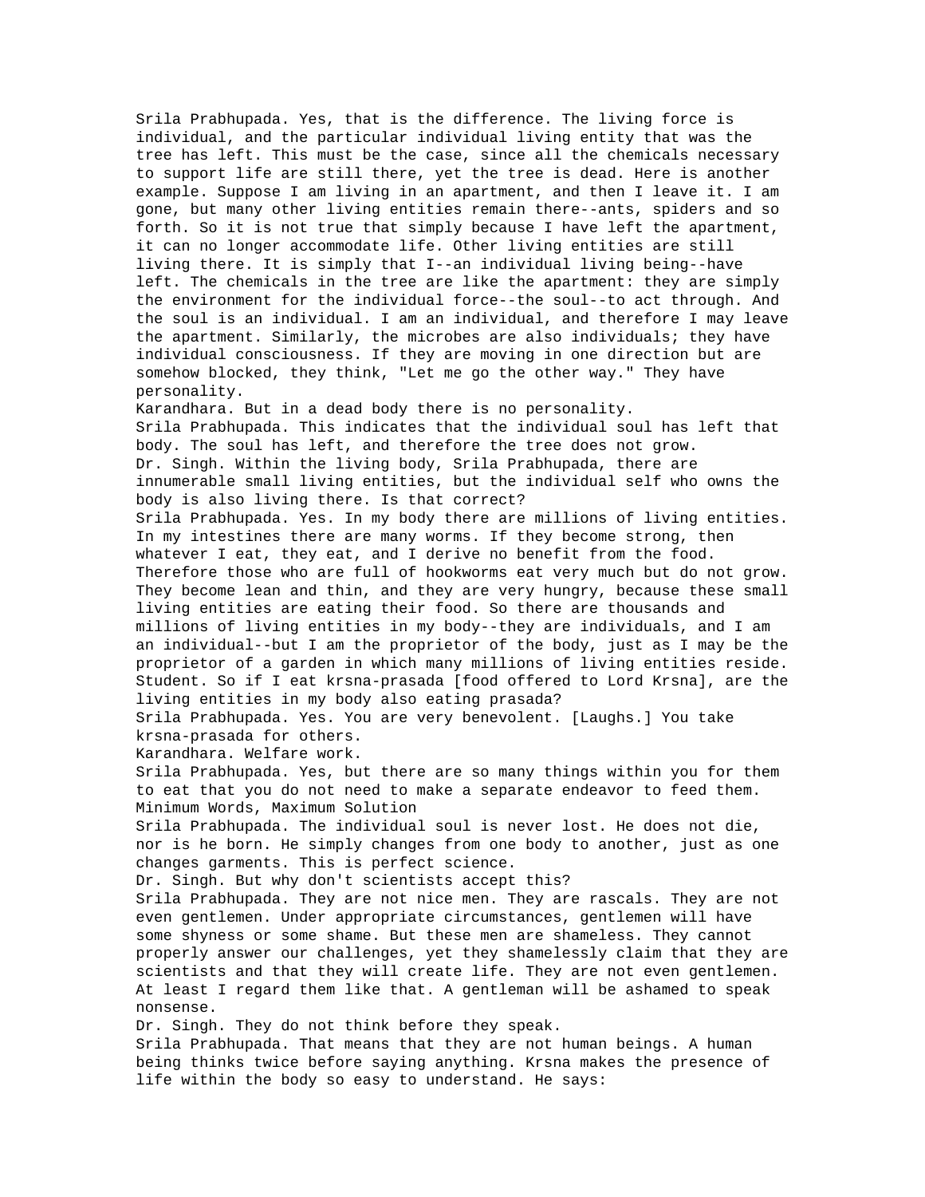Srila Prabhupada. Yes, that is the difference. The living force is individual, and the particular individual living entity that was the tree has left. This must be the case, since all the chemicals necessary to support life are still there, yet the tree is dead. Here is another example. Suppose I am living in an apartment, and then I leave it. I am gone, but many other living entities remain there--ants, spiders and so forth. So it is not true that simply because I have left the apartment, it can no longer accommodate life. Other living entities are still living there. It is simply that I--an individual living being--have left. The chemicals in the tree are like the apartment: they are simply the environment for the individual force--the soul--to act through. And the soul is an individual. I am an individual, and therefore I may leave the apartment. Similarly, the microbes are also individuals; they have individual consciousness. If they are moving in one direction but are somehow blocked, they think, "Let me go the other way." They have personality.

Karandhara. But in a dead body there is no personality.

Srila Prabhupada. This indicates that the individual soul has left that body. The soul has left, and therefore the tree does not grow.

Dr. Singh. Within the living body, Srila Prabhupada, there are innumerable small living entities, but the individual self who owns the body is also living there. Is that correct?

Srila Prabhupada. Yes. In my body there are millions of living entities. In my intestines there are many worms. If they become strong, then whatever I eat, they eat, and I derive no benefit from the food. Therefore those who are full of hookworms eat very much but do not grow. They become lean and thin, and they are very hungry, because these small living entities are eating their food. So there are thousands and millions of living entities in my body--they are individuals, and I am an individual--but I am the proprietor of the body, just as I may be the proprietor of a garden in which many millions of living entities reside.

Student. So if I eat krsna-prasada [food offered to Lord Krsna], are the living entities in my body also eating prasada?

Srila Prabhupada. Yes. You are very benevolent. [Laughs.] You take krsna-prasada for others.

Karandhara. Welfare work.

Srila Prabhupada. Yes, but there are so many things within you for them to eat that you do not need to make a separate endeavor to feed them.

## Minimum Words, Maximum Solution

Srila Prabhupada. The individual soul is never lost. He does not die, nor is he born. He simply changes from one body to another, just as one changes garments. This is perfect science.

Dr. Singh. But why don't scientists accept this?

Srila Prabhupada. They are not nice men. They are rascals. They are not even gentlemen. Under appropriate circumstances, gentlemen will have some shyness or some shame. But these men are shameless. They cannot properly answer our challenges, yet they shamelessly claim that they are scientists and that they will create life. They are not even gentlemen. At least I regard them like that. A gentleman will be ashamed to speak nonsense.

Dr. Singh. They do not think before they speak.

Srila Prabhupada. That means that they are not human beings. A human being thinks twice before saying anything. Krsna makes the presence of life within the body so easy to understand. He says: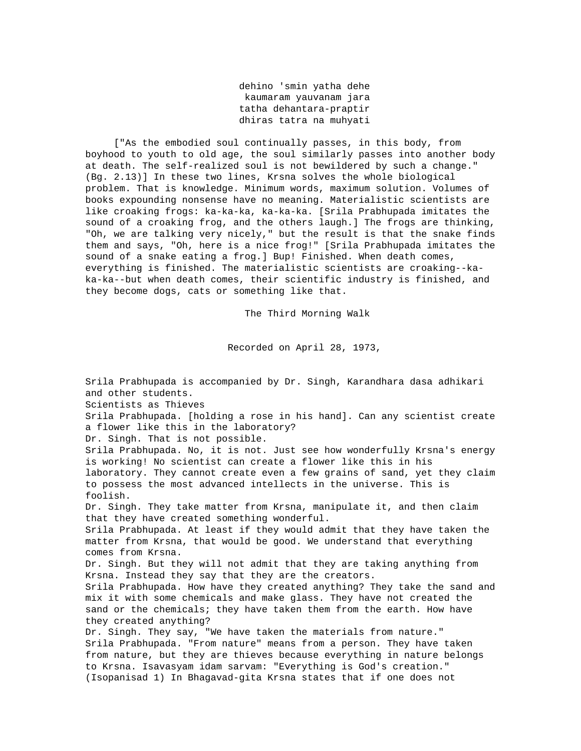dehino 'smin yatha dehe
kaumaram yauvanam jara
tatha dehantara-praptir
dhiras tatra na muhyati

["As the embodied soul continually passes, in this body, from boyhood to youth to old age, the soul similarly passes into another body at death. The self-realized soul is not bewildered by such a change." (Bg. 2.13)] In these two lines, Krsna solves the whole biological problem. That is knowledge. Minimum words, maximum solution. Volumes of books expounding nonsense have no meaning. Materialistic scientists are like croaking frogs: ka-ka-ka, ka-ka-ka. [Srila Prabhupada imitates the sound of a croaking frog, and the others laugh.] The frogs are thinking, "Oh, we are talking very nicely," but the result is that the snake finds them and says, "Oh, here is a nice frog!" [Srila Prabhupada imitates the sound of a snake eating a frog.] Bup! Finished. When death comes, everything is finished. The materialistic scientists are croaking--ka-ka-ka--but when death comes, their scientific industry is finished, and they become dogs, cats or something like that.

# The Third Morning Walk

Recorded on April 28, 1973,

Srila Prabhupada is accompanied by Dr. Singh, Karandhara dasa adhikari and other students.

## Scientists as Thieves

Srila Prabhupada. [holding a rose in his hand]. Can any scientist create a flower like this in the laboratory?

Dr. Singh. That is not possible.

Srila Prabhupada. No, it is not. Just see how wonderfully Krsna's energy is working! No scientist can create a flower like this in his laboratory. They cannot create even a few grains of sand, yet they claim to possess the most advanced intellects in the universe. This is foolish.

Dr. Singh. They take matter from Krsna, manipulate it, and then claim that they have created something wonderful.

Srila Prabhupada. At least if they would admit that they have taken the matter from Krsna, that would be good. We understand that everything comes from Krsna.

Dr. Singh. But they will not admit that they are taking anything from Krsna. Instead they say that they are the creators.

Srila Prabhupada. How have they created anything? They take the sand and mix it with some chemicals and make glass. They have not created the sand or the chemicals; they have taken them from the earth. How have they created anything?

Dr. Singh. They say, "We have taken the materials from nature."

Srila Prabhupada. "From nature" means from a person. They have taken from nature, but they are thieves because everything in nature belongs to Krsna. Isavasyam idam sarvam: "Everything is God's creation." (Isopanisad 1) In Bhagavad-gita Krsna states that if one does not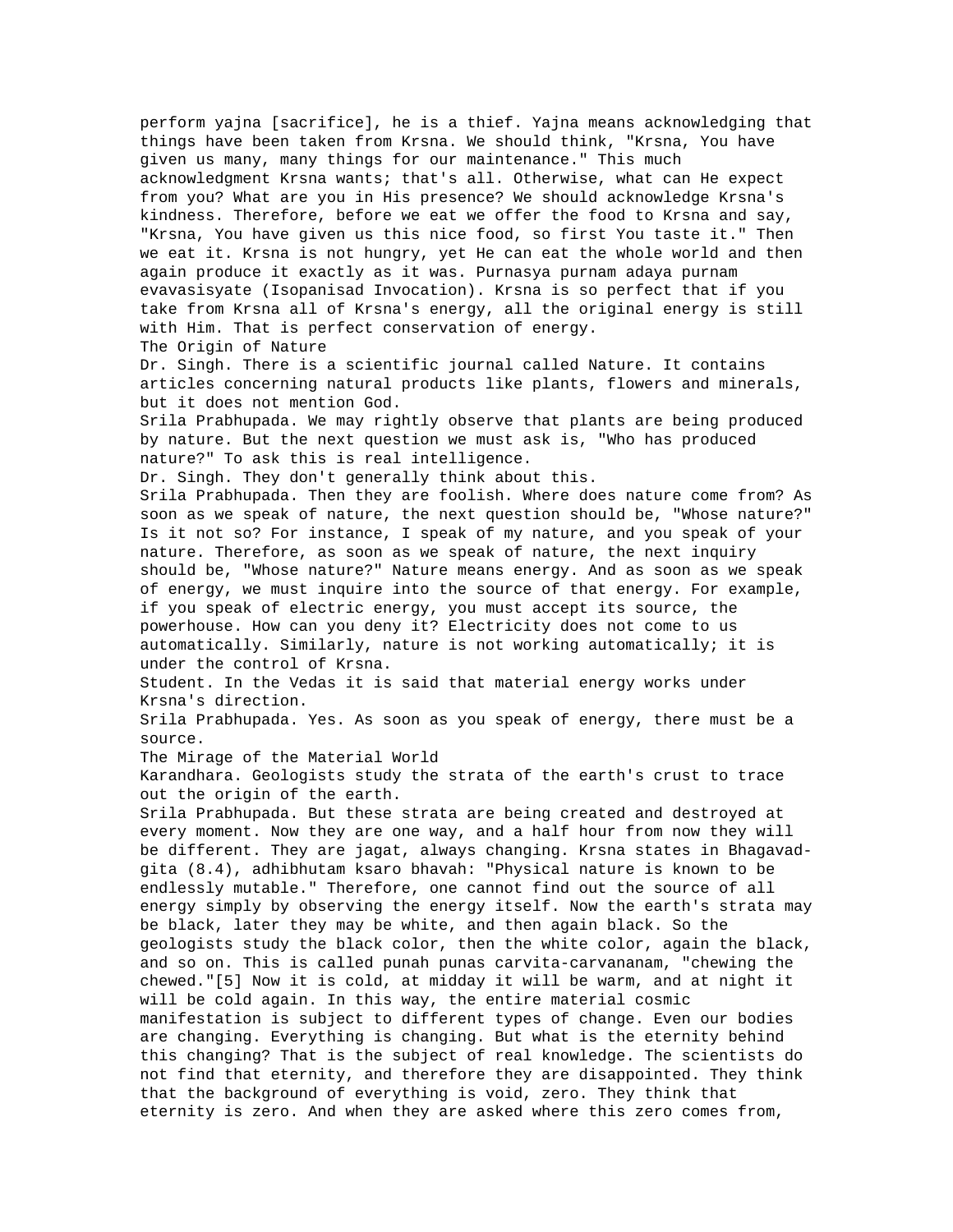perform yajna [sacrifice], he is a thief. Yajna means acknowledging that things have been taken from Krsna. We should think, "Krsna, You have given us many, many things for our maintenance." This much acknowledgment Krsna wants; that's all. Otherwise, what can He expect from you? What are you in His presence? We should acknowledge Krsna's kindness. Therefore, before we eat we offer the food to Krsna and say, "Krsna, You have given us this nice food, so first You taste it." Then we eat it. Krsna is not hungry, yet He can eat the whole world and then again produce it exactly as it was. Purnasya purnam adaya purnam evavasisyate (Isopanisad Invocation). Krsna is so perfect that if you take from Krsna all of Krsna's energy, all the original energy is still with Him. That is perfect conservation of energy.

## The Origin of Nature

Dr. Singh. There is a scientific journal called Nature. It contains articles concerning natural products like plants, flowers and minerals, but it does not mention God.

Srila Prabhupada. We may rightly observe that plants are being produced by nature. But the next question we must ask is, "Who has produced nature?" To ask this is real intelligence.

Dr. Singh. They don't generally think about this.

Srila Prabhupada. Then they are foolish. Where does nature come from? As soon as we speak of nature, the next question should be, "Whose nature?" Is it not so? For instance, I speak of my nature, and you speak of your nature. Therefore, as soon as we speak of nature, the next inquiry should be, "Whose nature?" Nature means energy. And as soon as we speak of energy, we must inquire into the source of that energy. For example, if you speak of electric energy, you must accept its source, the powerhouse. How can you deny it? Electricity does not come to us automatically. Similarly, nature is not working automatically; it is under the control of Krsna.

Student. In the Vedas it is said that material energy works under Krsna's direction.

Srila Prabhupada. Yes. As soon as you speak of energy, there must be a source.

## The Mirage of the Material World

Karandhara. Geologists study the strata of the earth's crust to trace out the origin of the earth.

Srila Prabhupada. But these strata are being created and destroyed at every moment. Now they are one way, and a half hour from now they will be different. They are jagat, always changing. Krsna states in Bhagavad-gita (8.4), adhibhutam ksaro bhavah: "Physical nature is known to be endlessly mutable." Therefore, one cannot find out the source of all energy simply by observing the energy itself. Now the earth's strata may be black, later they may be white, and then again black. So the geologists study the black color, then the white color, again the black, and so on. This is called punah punas carvita-carvananam, "chewing the chewed."[5] Now it is cold, at midday it will be warm, and at night it will be cold again. In this way, the entire material cosmic manifestation is subject to different types of change. Even our bodies are changing. Everything is changing. But what is the eternity behind this changing? That is the subject of real knowledge. The scientists do not find that eternity, and therefore they are disappointed. They think that the background of everything is void, zero. They think that eternity is zero. And when they are asked where this zero comes from,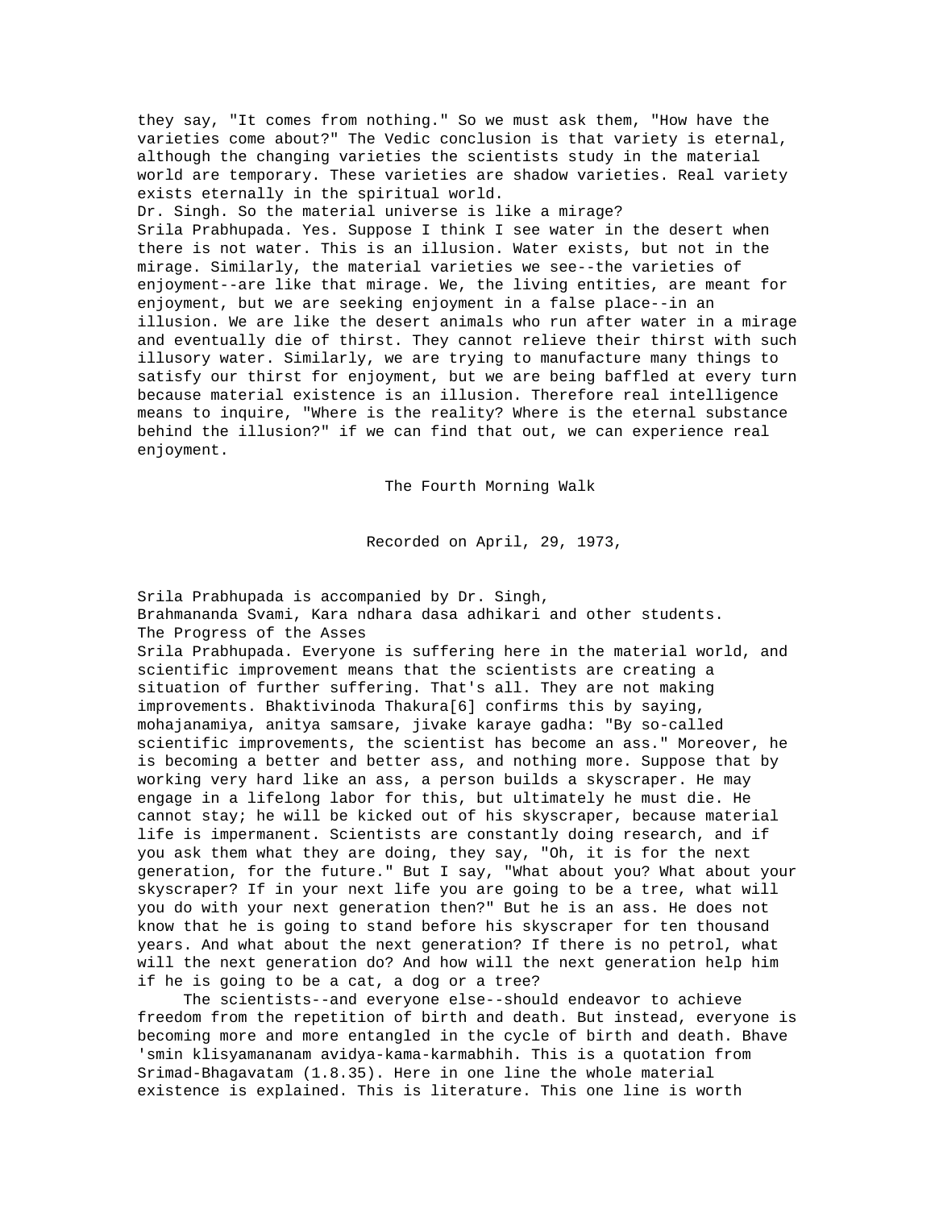they say, "It comes from nothing." So we must ask them, "How have the varieties come about?" The Vedic conclusion is that variety is eternal, although the changing varieties the scientists study in the material world are temporary. These varieties are shadow varieties. Real variety exists eternally in the spiritual world.

Dr. Singh. So the material universe is like a mirage?

Srila Prabhupada. Yes. Suppose I think I see water in the desert when there is not water. This is an illusion. Water exists, but not in the mirage. Similarly, the material varieties we see--the varieties of enjoyment--are like that mirage. We, the living entities, are meant for enjoyment, but we are seeking enjoyment in a false place--in an illusion. We are like the desert animals who run after water in a mirage and eventually die of thirst. They cannot relieve their thirst with such illusory water. Similarly, we are trying to manufacture many things to satisfy our thirst for enjoyment, but we are being baffled at every turn because material existence is an illusion. Therefore real intelligence means to inquire, "Where is the reality? Where is the eternal substance behind the illusion?" if we can find that out, we can experience real enjoyment.

## The Fourth Morning Walk

Recorded on April, 29, 1973,

Srila Prabhupada is accompanied by Dr. Singh, Brahmananda Svami, Kara ndhara dasa adhikari and other students.

### The Progress of the Asses

Srila Prabhupada. Everyone is suffering here in the material world, and scientific improvement means that the scientists are creating a situation of further suffering. That's all. They are not making improvements. Bhaktivinoda Thakura[6] confirms this by saying, mohajanamiya, anitya samsare, jivake karaye gadha: "By so-called scientific improvements, the scientist has become an ass." Moreover, he is becoming a better and better ass, and nothing more. Suppose that by working very hard like an ass, a person builds a skyscraper. He may engage in a lifelong labor for this, but ultimately he must die. He cannot stay; he will be kicked out of his skyscraper, because material life is impermanent. Scientists are constantly doing research, and if you ask them what they are doing, they say, "Oh, it is for the next generation, for the future." But I say, "What about you? What about your skyscraper? If in your next life you are going to be a tree, what will you do with your next generation then?" But he is an ass. He does not know that he is going to stand before his skyscraper for ten thousand years. And what about the next generation? If there is no petrol, what will the next generation do? And how will the next generation help him if he is going to be a cat, a dog or a tree?

The scientists--and everyone else--should endeavor to achieve freedom from the repetition of birth and death. But instead, everyone is becoming more and more entangled in the cycle of birth and death. Bhave 'smin klisyamananam avidya-kama-karmabhih. This is a quotation from Srimad-Bhagavatam (1.8.35). Here in one line the whole material existence is explained. This is literature. This one line is worth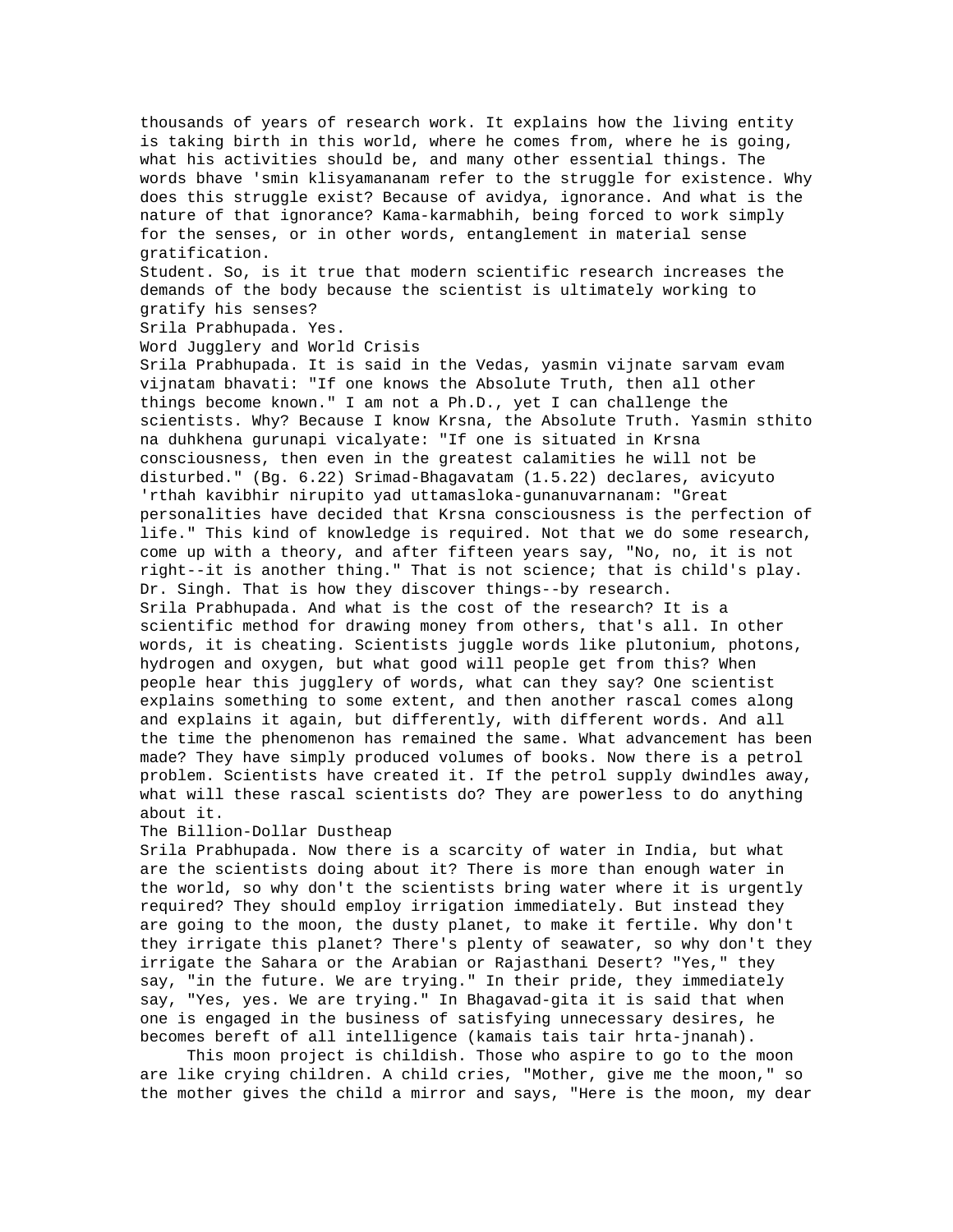thousands of years of research work. It explains how the living entity is taking birth in this world, where he comes from, where he is going, what his activities should be, and many other essential things. The words bhave 'smin klisyamananam refer to the struggle for existence. Why does this struggle exist? Because of avidya, ignorance. And what is the nature of that ignorance? Kama-karmabhih, being forced to work simply for the senses, or in other words, entanglement in material sense gratification.

Student. So, is it true that modern scientific research increases the demands of the body because the scientist is ultimately working to gratify his senses?

Srila Prabhupada. Yes.

## Word Jugglery and World Crisis

Srila Prabhupada. It is said in the Vedas, yasmin vijnate sarvam evam vijnatam bhavati: "If one knows the Absolute Truth, then all other things become known." I am not a Ph.D., yet I can challenge the scientists. Why? Because I know Krsna, the Absolute Truth. Yasmin sthito na duhkhena gurunapi vicalyate: "If one is situated in Krsna consciousness, then even in the greatest calamities he will not be disturbed." (Bg. 6.22) Srimad-Bhagavatam (1.5.22) declares, avicyuto 'rthah kavibhir nirupito yad uttamasloka-gunanuvarnanam: "Great personalities have decided that Krsna consciousness is the perfection of life." This kind of knowledge is required. Not that we do some research, come up with a theory, and after fifteen years say, "No, no, it is not right--it is another thing." That is not science; that is child's play.

Dr. Singh. That is how they discover things--by research.

Srila Prabhupada. And what is the cost of the research? It is a scientific method for drawing money from others, that's all. In other words, it is cheating. Scientists juggle words like plutonium, photons, hydrogen and oxygen, but what good will people get from this? When people hear this jugglery of words, what can they say? One scientist explains something to some extent, and then another rascal comes along and explains it again, but differently, with different words. And all the time the phenomenon has remained the same. What advancement has been made? They have simply produced volumes of books. Now there is a petrol problem. Scientists have created it. If the petrol supply dwindles away, what will these rascal scientists do? They are powerless to do anything about it.

## The Billion-Dollar Dustheap

Srila Prabhupada. Now there is a scarcity of water in India, but what are the scientists doing about it? There is more than enough water in the world, so why don't the scientists bring water where it is urgently required? They should employ irrigation immediately. But instead they are going to the moon, the dusty planet, to make it fertile. Why don't they irrigate this planet? There's plenty of seawater, so why don't they irrigate the Sahara or the Arabian or Rajasthani Desert? "Yes," they say, "in the future. We are trying." In their pride, they immediately say, "Yes, yes. We are trying." In Bhagavad-gita it is said that when one is engaged in the business of satisfying unnecessary desires, he becomes bereft of all intelligence (kamais tais tair hrta-jnanah).

This moon project is childish. Those who aspire to go to the moon are like crying children. A child cries, "Mother, give me the moon," so the mother gives the child a mirror and says, "Here is the moon, my dear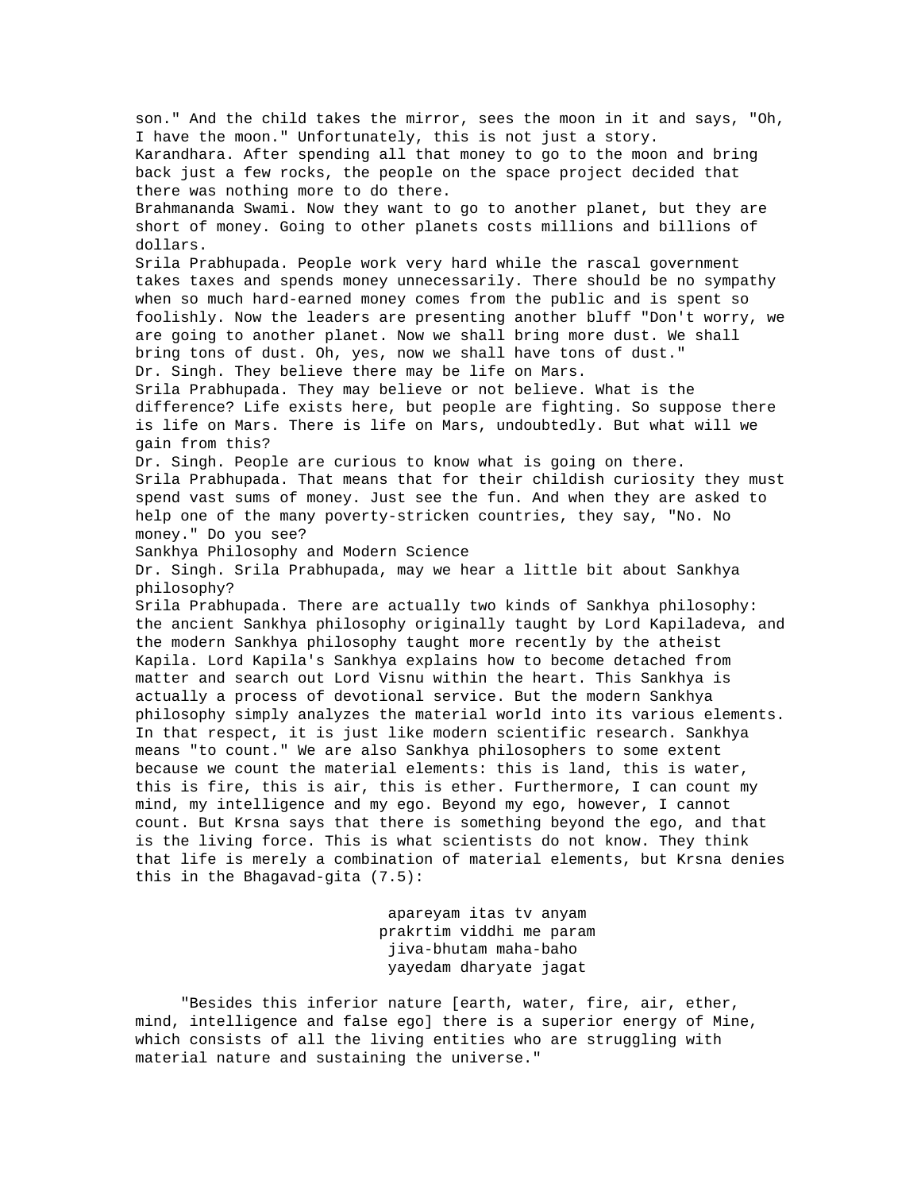son." And the child takes the mirror, sees the moon in it and says, "Oh, I have the moon." Unfortunately, this is not just a story.

Karandhara. After spending all that money to go to the moon and bring back just a few rocks, the people on the space project decided that there was nothing more to do there.

Brahmananda Swami. Now they want to go to another planet, but they are short of money. Going to other planets costs millions and billions of dollars.

Srila Prabhupada. People work very hard while the rascal government takes taxes and spends money unnecessarily. There should be no sympathy when so much hard-earned money comes from the public and is spent so foolishly. Now the leaders are presenting another bluff "Don't worry, we are going to another planet. Now we shall bring more dust. We shall bring tons of dust. Oh, yes, now we shall have tons of dust."

Dr. Singh. They believe there may be life on Mars.

Srila Prabhupada. They may believe or not believe. What is the difference? Life exists here, but people are fighting. So suppose there is life on Mars. There is life on Mars, undoubtedly. But what will we gain from this?

Dr. Singh. People are curious to know what is going on there.

Srila Prabhupada. That means that for their childish curiosity they must spend vast sums of money. Just see the fun. And when they are asked to help one of the many poverty-stricken countries, they say, "No. No money." Do you see?

## Sankhya Philosophy and Modern Science

Dr. Singh. Srila Prabhupada, may we hear a little bit about Sankhya philosophy?

Srila Prabhupada. There are actually two kinds of Sankhya philosophy: the ancient Sankhya philosophy originally taught by Lord Kapiladeva, and the modern Sankhya philosophy taught more recently by the atheist Kapila. Lord Kapila's Sankhya explains how to become detached from matter and search out Lord Visnu within the heart. This Sankhya is actually a process of devotional service. But the modern Sankhya philosophy simply analyzes the material world into its various elements. In that respect, it is just like modern scientific research. Sankhya means "to count." We are also Sankhya philosophers to some extent because we count the material elements: this is land, this is water, this is fire, this is air, this is ether. Furthermore, I can count my mind, my intelligence and my ego. Beyond my ego, however, I cannot count. But Krsna says that there is something beyond the ego, and that is the living force. This is what scientists do not know. They think that life is merely a combination of material elements, but Krsna denies this in the Bhagavad-gita (7.5):

> apareyam itas tv anyam
> prakrtim viddhi me param
> jiva-bhutam maha-baho
> yayedam dharyate jagat

"Besides this inferior nature [earth, water, fire, air, ether, mind, intelligence and false ego] there is a superior energy of Mine, which consists of all the living entities who are struggling with material nature and sustaining the universe."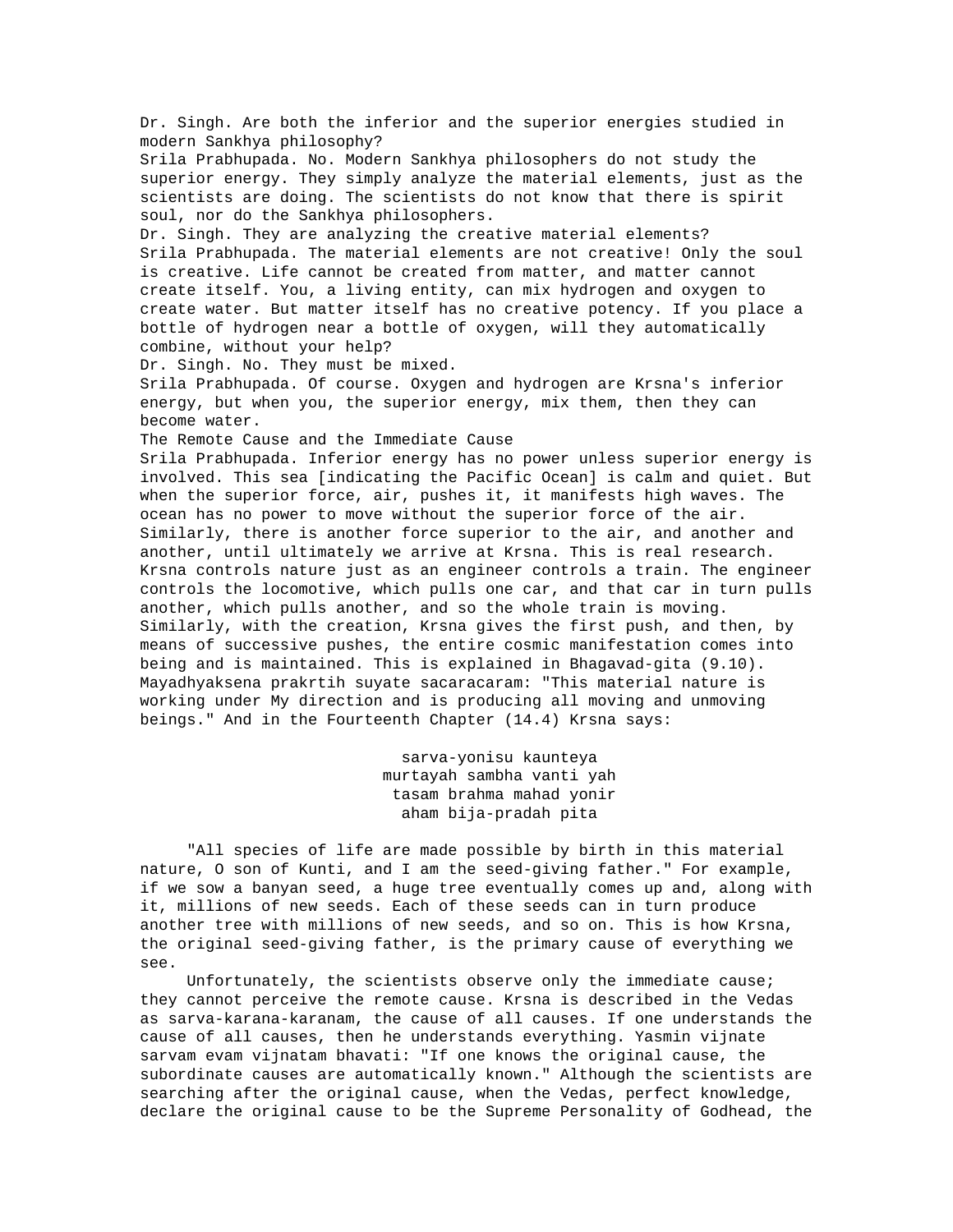Dr. Singh. Are both the inferior and the superior energies studied in modern Sankhya philosophy?

Srila Prabhupada. No. Modern Sankhya philosophers do not study the superior energy. They simply analyze the material elements, just as the scientists are doing. The scientists do not know that there is spirit soul, nor do the Sankhya philosophers.

Dr. Singh. They are analyzing the creative material elements?

Srila Prabhupada. The material elements are not creative! Only the soul is creative. Life cannot be created from matter, and matter cannot create itself. You, a living entity, can mix hydrogen and oxygen to create water. But matter itself has no creative potency. If you place a bottle of hydrogen near a bottle of oxygen, will they automatically combine, without your help?

Dr. Singh. No. They must be mixed.

Srila Prabhupada. Of course. Oxygen and hydrogen are Krsna's inferior energy, but when you, the superior energy, mix them, then they can become water.

## The Remote Cause and the Immediate Cause

Srila Prabhupada. Inferior energy has no power unless superior energy is involved. This sea [indicating the Pacific Ocean] is calm and quiet. But when the superior force, air, pushes it, it manifests high waves. The ocean has no power to move without the superior force of the air. Similarly, there is another force superior to the air, and another and another, until ultimately we arrive at Krsna. This is real research. Krsna controls nature just as an engineer controls a train. The engineer controls the locomotive, which pulls one car, and that car in turn pulls another, which pulls another, and so the whole train is moving. Similarly, with the creation, Krsna gives the first push, and then, by means of successive pushes, the entire cosmic manifestation comes into being and is maintained. This is explained in Bhagavad-gita (9.10). Mayadhyaksena prakrtih suyate sacaracaram: "This material nature is working under My direction and is producing all moving and unmoving beings." And in the Fourteenth Chapter (14.4) Krsna says:

> sarva-yonisu kaunteya
> murtayah sambha vanti yah
> tasam brahma mahad yonir
> aham bija-pradah pita

"All species of life are made possible by birth in this material nature, O son of Kunti, and I am the seed-giving father." For example, if we sow a banyan seed, a huge tree eventually comes up and, along with it, millions of new seeds. Each of these seeds can in turn produce another tree with millions of new seeds, and so on. This is how Krsna, the original seed-giving father, is the primary cause of everything we see.

Unfortunately, the scientists observe only the immediate cause; they cannot perceive the remote cause. Krsna is described in the Vedas as sarva-karana-karanam, the cause of all causes. If one understands the cause of all causes, then he understands everything. Yasmin vijnate sarvam evam vijnatam bhavati: "If one knows the original cause, the subordinate causes are automatically known." Although the scientists are searching after the original cause, when the Vedas, perfect knowledge, declare the original cause to be the Supreme Personality of Godhead, the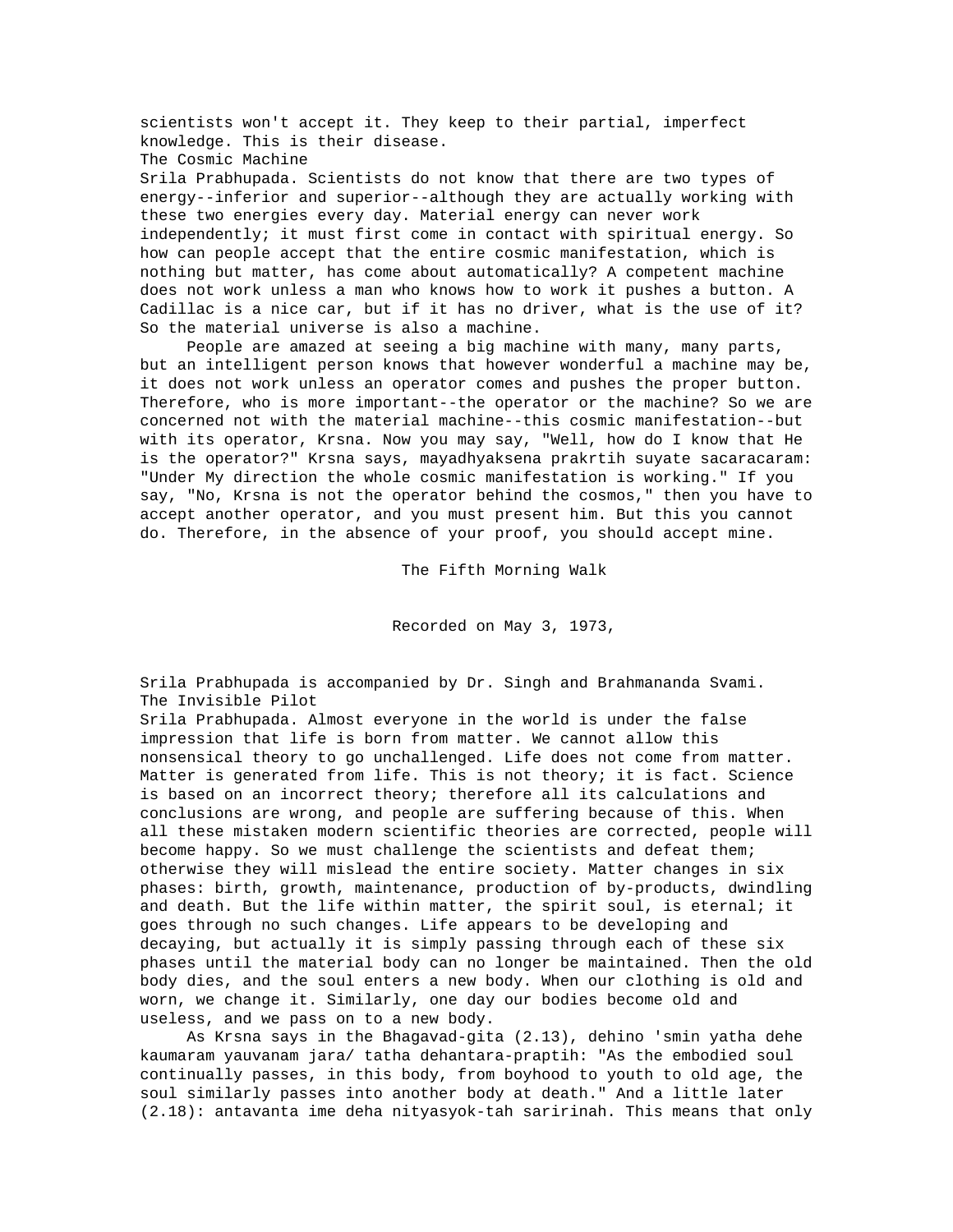scientists won't accept it. They keep to their partial, imperfect knowledge. This is their disease.

### The Cosmic Machine

Srila Prabhupada. Scientists do not know that there are two types of energy--inferior and superior--although they are actually working with these two energies every day. Material energy can never work independently; it must first come in contact with spiritual energy. So how can people accept that the entire cosmic manifestation, which is nothing but matter, has come about automatically? A competent machine does not work unless a man who knows how to work it pushes a button. A Cadillac is a nice car, but if it has no driver, what is the use of it? So the material universe is also a machine.

People are amazed at seeing a big machine with many, many parts, but an intelligent person knows that however wonderful a machine may be, it does not work unless an operator comes and pushes the proper button. Therefore, who is more important--the operator or the machine? So we are concerned not with the material machine--this cosmic manifestation--but with its operator, Krsna. Now you may say, "Well, how do I know that He is the operator?" Krsna says, mayadhyaksena prakrtih suyate sacaracaram: "Under My direction the whole cosmic manifestation is working." If you say, "No, Krsna is not the operator behind the cosmos," then you have to accept another operator, and you must present him. But this you cannot do. Therefore, in the absence of your proof, you should accept mine.

## The Fifth Morning Walk

Recorded on May 3, 1973,

Srila Prabhupada is accompanied by Dr. Singh and Brahmananda Svami.

### The Invisible Pilot

Srila Prabhupada. Almost everyone in the world is under the false impression that life is born from matter. We cannot allow this nonsensical theory to go unchallenged. Life does not come from matter. Matter is generated from life. This is not theory; it is fact. Science is based on an incorrect theory; therefore all its calculations and conclusions are wrong, and people are suffering because of this. When all these mistaken modern scientific theories are corrected, people will become happy. So we must challenge the scientists and defeat them; otherwise they will mislead the entire society. Matter changes in six phases: birth, growth, maintenance, production of by-products, dwindling and death. But the life within matter, the spirit soul, is eternal; it goes through no such changes. Life appears to be developing and decaying, but actually it is simply passing through each of these six phases until the material body can no longer be maintained. Then the old body dies, and the soul enters a new body. When our clothing is old and worn, we change it. Similarly, one day our bodies become old and useless, and we pass on to a new body.

As Krsna says in the Bhagavad-gita (2.13), dehino 'smin yatha dehe kaumaram yauvanam jara/ tatha dehantara-praptih: "As the embodied soul continually passes, in this body, from boyhood to youth to old age, the soul similarly passes into another body at death." And a little later (2.18): antavanta ime deha nityasyok-tah saririnah. This means that only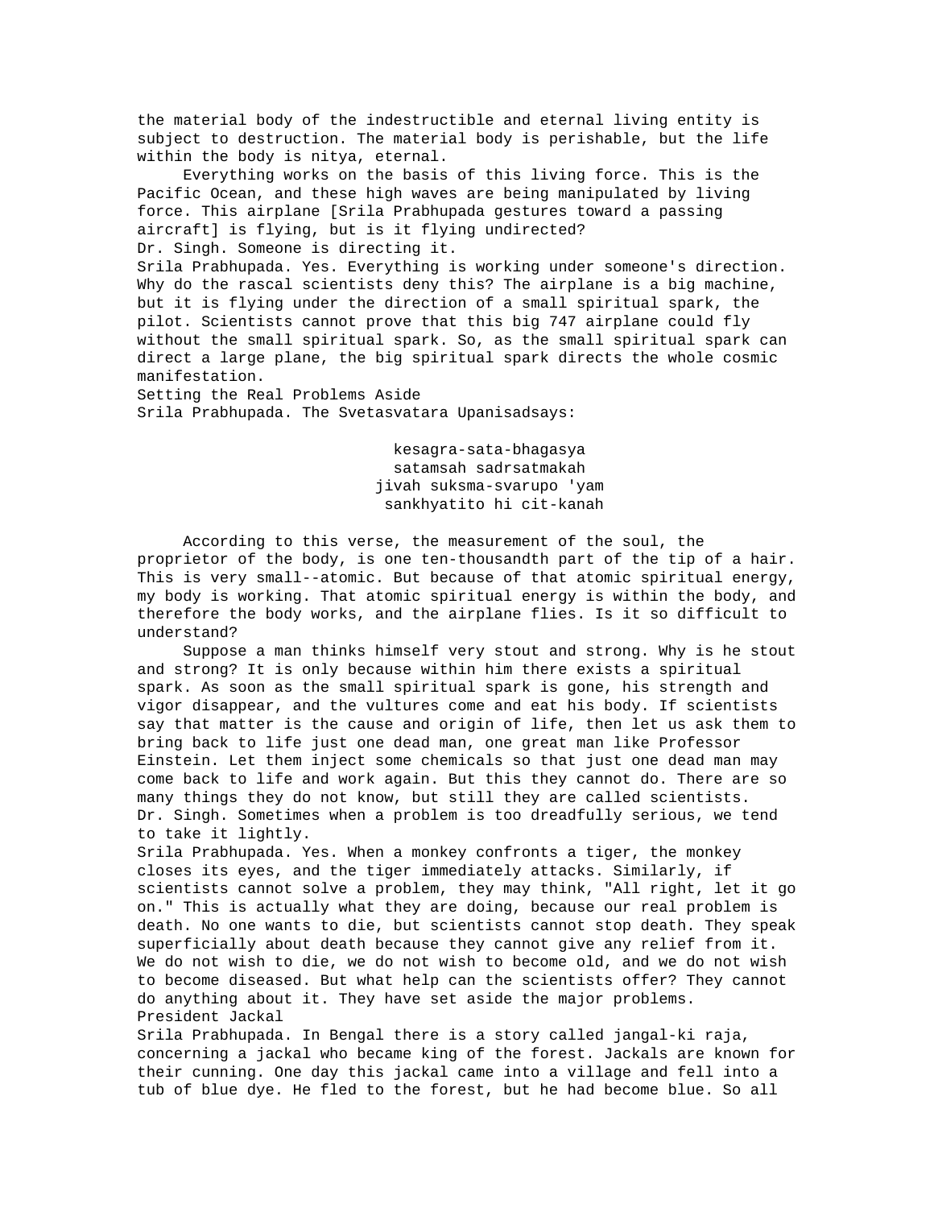the material body of the indestructible and eternal living entity is subject to destruction. The material body is perishable, but the life within the body is nitya, eternal.

Everything works on the basis of this living force. This is the Pacific Ocean, and these high waves are being manipulated by living force. This airplane [Srila Prabhupada gestures toward a passing aircraft] is flying, but is it flying undirected?

Dr. Singh. Someone is directing it.

Srila Prabhupada. Yes. Everything is working under someone's direction. Why do the rascal scientists deny this? The airplane is a big machine, but it is flying under the direction of a small spiritual spark, the pilot. Scientists cannot prove that this big 747 airplane could fly without the small spiritual spark. So, as the small spiritual spark can direct a large plane, the big spiritual spark directs the whole cosmic manifestation.

## Setting the Real Problems Aside

Srila Prabhupada. The Svetasvatara Upanisadsays:

> kesagra-sata-bhagasya
> satamsah sadrsatmakah
> jivah suksma-svarupo 'yam
> sankhyatito hi cit-kanah

According to this verse, the measurement of the soul, the proprietor of the body, is one ten-thousandth part of the tip of a hair. This is very small--atomic. But because of that atomic spiritual energy, my body is working. That atomic spiritual energy is within the body, and therefore the body works, and the airplane flies. Is it so difficult to understand?

Suppose a man thinks himself very stout and strong. Why is he stout and strong? It is only because within him there exists a spiritual spark. As soon as the small spiritual spark is gone, his strength and vigor disappear, and the vultures come and eat his body. If scientists say that matter is the cause and origin of life, then let us ask them to bring back to life just one dead man, one great man like Professor Einstein. Let them inject some chemicals so that just one dead man may come back to life and work again. But this they cannot do. There are so many things they do not know, but still they are called scientists.

Dr. Singh. Sometimes when a problem is too dreadfully serious, we tend to take it lightly.

Srila Prabhupada. Yes. When a monkey confronts a tiger, the monkey closes its eyes, and the tiger immediately attacks. Similarly, if scientists cannot solve a problem, they may think, "All right, let it go on." This is actually what they are doing, because our real problem is death. No one wants to die, but scientists cannot stop death. They speak superficially about death because they cannot give any relief from it. We do not wish to die, we do not wish to become old, and we do not wish to become diseased. But what help can the scientists offer? They cannot do anything about it. They have set aside the major problems.

## President Jackal

Srila Prabhupada. In Bengal there is a story called jangal-ki raja, concerning a jackal who became king of the forest. Jackals are known for their cunning. One day this jackal came into a village and fell into a tub of blue dye. He fled to the forest, but he had become blue. So all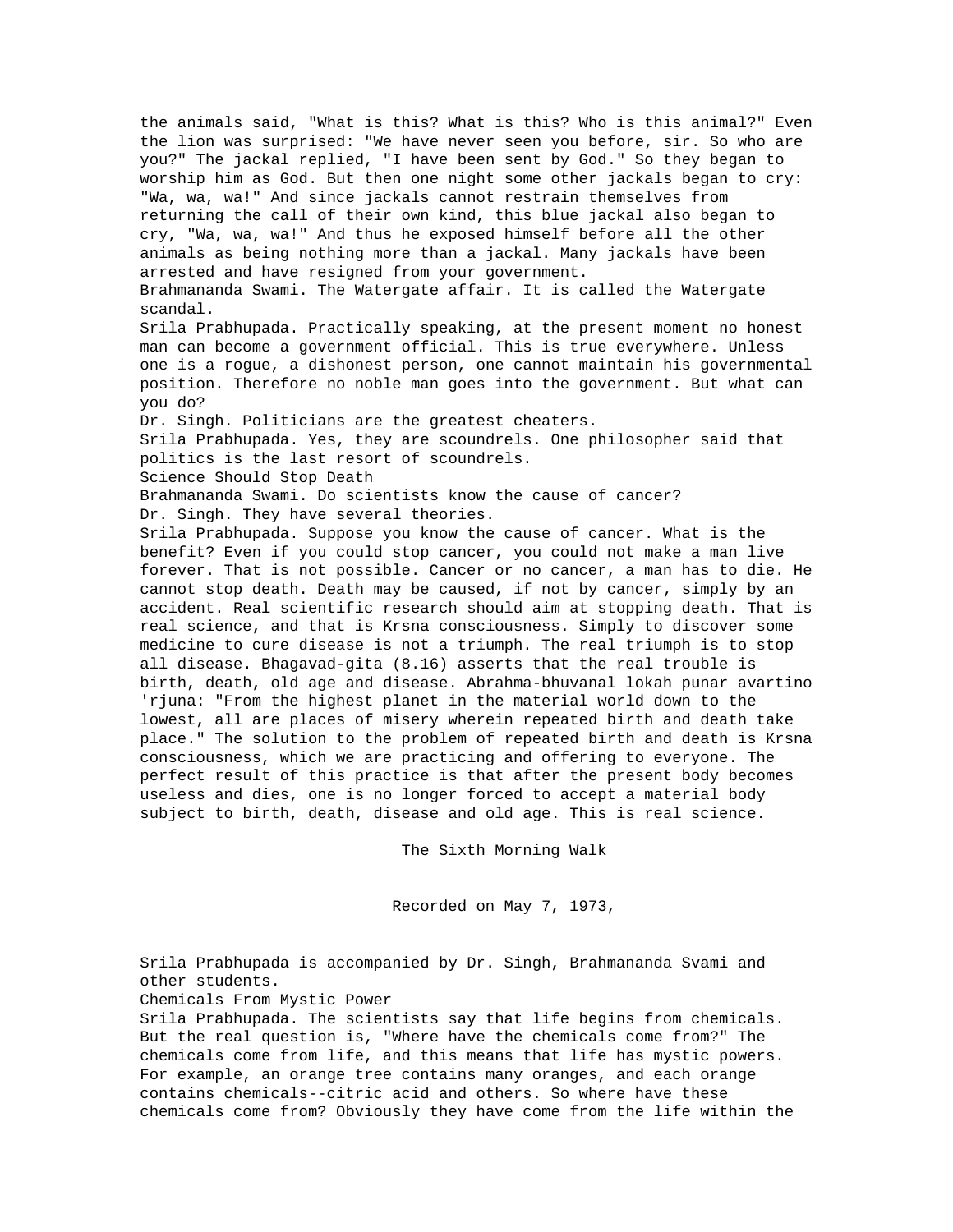the animals said, "What is this? What is this? Who is this animal?" Even the lion was surprised: "We have never seen you before, sir. So who are you?" The jackal replied, "I have been sent by God." So they began to worship him as God. But then one night some other jackals began to cry: "Wa, wa, wa!" And since jackals cannot restrain themselves from returning the call of their own kind, this blue jackal also began to cry, "Wa, wa, wa!" And thus he exposed himself before all the other animals as being nothing more than a jackal. Many jackals have been arrested and have resigned from your government.

Brahmananda Swami. The Watergate affair. It is called the Watergate scandal.

Srila Prabhupada. Practically speaking, at the present moment no honest man can become a government official. This is true everywhere. Unless one is a rogue, a dishonest person, one cannot maintain his governmental position. Therefore no noble man goes into the government. But what can you do?

Dr. Singh. Politicians are the greatest cheaters.

Srila Prabhupada. Yes, they are scoundrels. One philosopher said that politics is the last resort of scoundrels.

### Science Should Stop Death

Brahmananda Swami. Do scientists know the cause of cancer?

Dr. Singh. They have several theories.

Srila Prabhupada. Suppose you know the cause of cancer. What is the benefit? Even if you could stop cancer, you could not make a man live forever. That is not possible. Cancer or no cancer, a man has to die. He cannot stop death. Death may be caused, if not by cancer, simply by an accident. Real scientific research should aim at stopping death. That is real science, and that is Krsna consciousness. Simply to discover some medicine to cure disease is not a triumph. The real triumph is to stop all disease. Bhagavad-gita (8.16) asserts that the real trouble is birth, death, old age and disease. Abrahma-bhuvanal lokah punar avartino 'rjuna: "From the highest planet in the material world down to the lowest, all are places of misery wherein repeated birth and death take place." The solution to the problem of repeated birth and death is Krsna consciousness, which we are practicing and offering to everyone. The perfect result of this practice is that after the present body becomes useless and dies, one is no longer forced to accept a material body subject to birth, death, disease and old age. This is real science.

## The Sixth Morning Walk

Recorded on May 7, 1973,

Srila Prabhupada is accompanied by Dr. Singh, Brahmananda Svami and other students.

### Chemicals From Mystic Power

Srila Prabhupada. The scientists say that life begins from chemicals. But the real question is, "Where have the chemicals come from?" The chemicals come from life, and this means that life has mystic powers. For example, an orange tree contains many oranges, and each orange contains chemicals--citric acid and others. So where have these chemicals come from? Obviously they have come from the life within the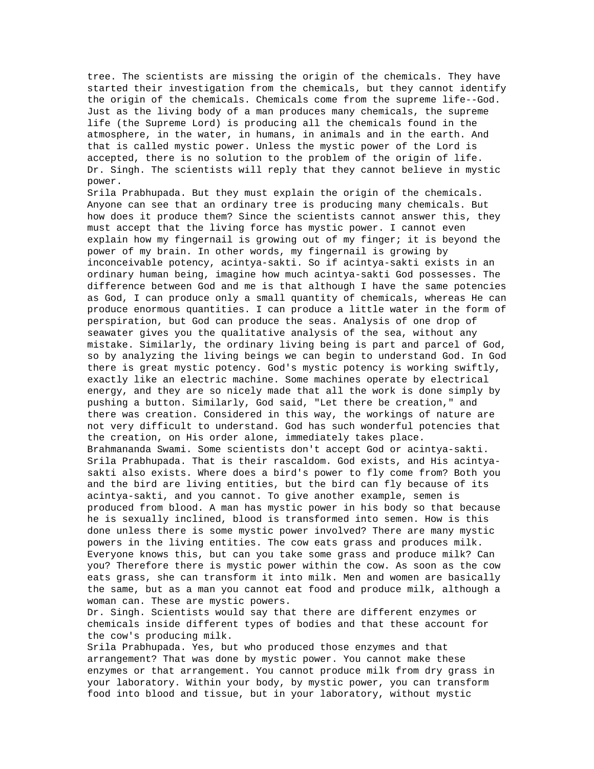tree. The scientists are missing the origin of the chemicals. They have started their investigation from the chemicals, but they cannot identify the origin of the chemicals. Chemicals come from the supreme life--God. Just as the living body of a man produces many chemicals, the supreme life (the Supreme Lord) is producing all the chemicals found in the atmosphere, in the water, in humans, in animals and in the earth. And that is called mystic power. Unless the mystic power of the Lord is accepted, there is no solution to the problem of the origin of life.

Dr. Singh. The scientists will reply that they cannot believe in mystic power.

Srila Prabhupada. But they must explain the origin of the chemicals. Anyone can see that an ordinary tree is producing many chemicals. But how does it produce them? Since the scientists cannot answer this, they must accept that the living force has mystic power. I cannot even explain how my fingernail is growing out of my finger; it is beyond the power of my brain. In other words, my fingernail is growing by inconceivable potency, acintya-sakti. So if acintya-sakti exists in an ordinary human being, imagine how much acintya-sakti God possesses. The difference between God and me is that although I have the same potencies as God, I can produce only a small quantity of chemicals, whereas He can produce enormous quantities. I can produce a little water in the form of perspiration, but God can produce the seas. Analysis of one drop of seawater gives you the qualitative analysis of the sea, without any mistake. Similarly, the ordinary living being is part and parcel of God, so by analyzing the living beings we can begin to understand God. In God there is great mystic potency. God's mystic potency is working swiftly, exactly like an electric machine. Some machines operate by electrical energy, and they are so nicely made that all the work is done simply by pushing a button. Similarly, God said, "Let there be creation," and there was creation. Considered in this way, the workings of nature are not very difficult to understand. God has such wonderful potencies that the creation, on His order alone, immediately takes place.

Brahmananda Swami. Some scientists don't accept God or acintya-sakti.

Srila Prabhupada. That is their rascaldom. God exists, and His acintya-sakti also exists. Where does a bird's power to fly come from? Both you and the bird are living entities, but the bird can fly because of its acintya-sakti, and you cannot. To give another example, semen is produced from blood. A man has mystic power in his body so that because he is sexually inclined, blood is transformed into semen. How is this done unless there is some mystic power involved? There are many mystic powers in the living entities. The cow eats grass and produces milk. Everyone knows this, but can you take some grass and produce milk? Can you? Therefore there is mystic power within the cow. As soon as the cow eats grass, she can transform it into milk. Men and women are basically the same, but as a man you cannot eat food and produce milk, although a woman can. These are mystic powers.

Dr. Singh. Scientists would say that there are different enzymes or chemicals inside different types of bodies and that these account for the cow's producing milk.

Srila Prabhupada. Yes, but who produced those enzymes and that arrangement? That was done by mystic power. You cannot make these enzymes or that arrangement. You cannot produce milk from dry grass in your laboratory. Within your body, by mystic power, you can transform food into blood and tissue, but in your laboratory, without mystic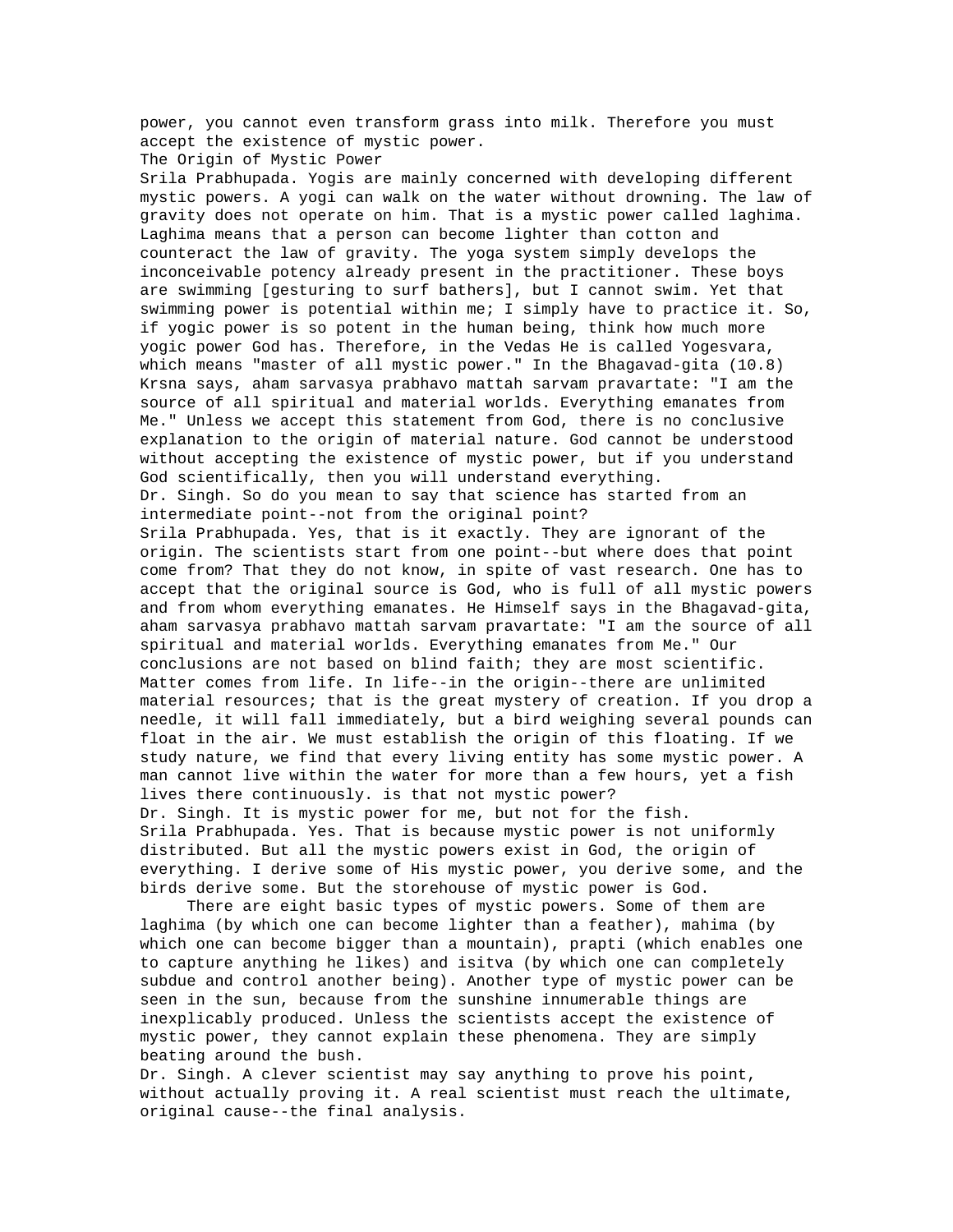power, you cannot even transform grass into milk. Therefore you must accept the existence of mystic power.

## The Origin of Mystic Power

Srila Prabhupada. Yogis are mainly concerned with developing different mystic powers. A yogi can walk on the water without drowning. The law of gravity does not operate on him. That is a mystic power called laghima. Laghima means that a person can become lighter than cotton and counteract the law of gravity. The yoga system simply develops the inconceivable potency already present in the practitioner. These boys are swimming [gesturing to surf bathers], but I cannot swim. Yet that swimming power is potential within me; I simply have to practice it. So, if yogic power is so potent in the human being, think how much more yogic power God has. Therefore, in the Vedas He is called Yogesvara, which means "master of all mystic power." In the Bhagavad-gita (10.8) Krsna says, aham sarvasya prabhavo mattah sarvam pravartate: "I am the source of all spiritual and material worlds. Everything emanates from Me." Unless we accept this statement from God, there is no conclusive explanation to the origin of material nature. God cannot be understood without accepting the existence of mystic power, but if you understand God scientifically, then you will understand everything.

Dr. Singh. So do you mean to say that science has started from an intermediate point--not from the original point?

Srila Prabhupada. Yes, that is it exactly. They are ignorant of the origin. The scientists start from one point--but where does that point come from? That they do not know, in spite of vast research. One has to accept that the original source is God, who is full of all mystic powers and from whom everything emanates. He Himself says in the Bhagavad-gita, aham sarvasya prabhavo mattah sarvam pravartate: "I am the source of all spiritual and material worlds. Everything emanates from Me." Our conclusions are not based on blind faith; they are most scientific. Matter comes from life. In life--in the origin--there are unlimited material resources; that is the great mystery of creation. If you drop a needle, it will fall immediately, but a bird weighing several pounds can float in the air. We must establish the origin of this floating. If we study nature, we find that every living entity has some mystic power. A man cannot live within the water for more than a few hours, yet a fish lives there continuously. is that not mystic power?

Dr. Singh. It is mystic power for me, but not for the fish.

Srila Prabhupada. Yes. That is because mystic power is not uniformly distributed. But all the mystic powers exist in God, the origin of everything. I derive some of His mystic power, you derive some, and the birds derive some. But the storehouse of mystic power is God.

There are eight basic types of mystic powers. Some of them are laghima (by which one can become lighter than a feather), mahima (by which one can become bigger than a mountain), prapti (which enables one to capture anything he likes) and isitva (by which one can completely subdue and control another being). Another type of mystic power can be seen in the sun, because from the sunshine innumerable things are inexplicably produced. Unless the scientists accept the existence of mystic power, they cannot explain these phenomena. They are simply beating around the bush.

Dr. Singh. A clever scientist may say anything to prove his point, without actually proving it. A real scientist must reach the ultimate, original cause--the final analysis.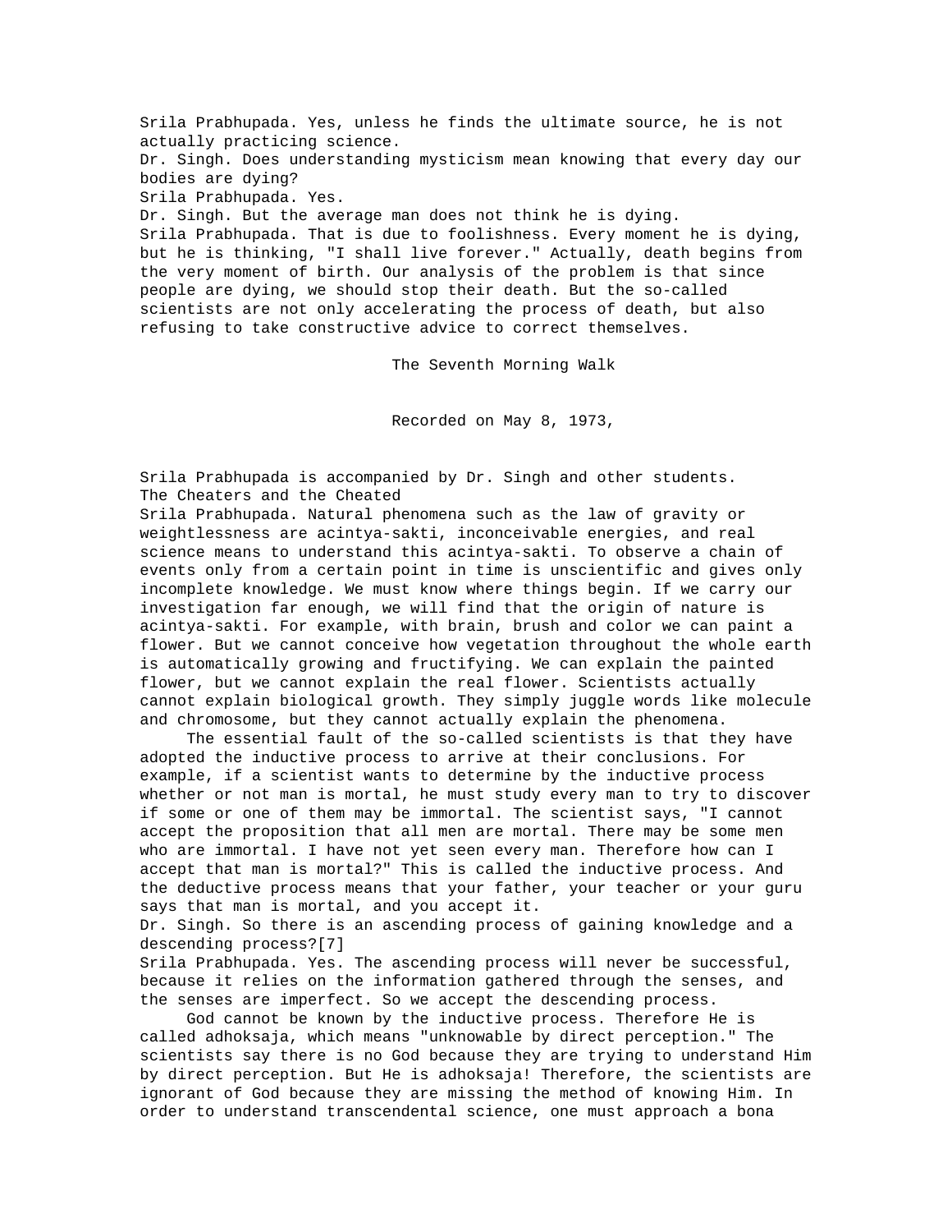Srila Prabhupada. Yes, unless he finds the ultimate source, he is not actually practicing science.

Dr. Singh. Does understanding mysticism mean knowing that every day our bodies are dying?

Srila Prabhupada. Yes.

Dr. Singh. But the average man does not think he is dying.

Srila Prabhupada. That is due to foolishness. Every moment he is dying, but he is thinking, "I shall live forever." Actually, death begins from the very moment of birth. Our analysis of the problem is that since people are dying, we should stop their death. But the so-called scientists are not only accelerating the process of death, but also refusing to take constructive advice to correct themselves.

## The Seventh Morning Walk

Recorded on May 8, 1973,

Srila Prabhupada is accompanied by Dr. Singh and other students.

### The Cheaters and the Cheated

Srila Prabhupada. Natural phenomena such as the law of gravity or weightlessness are acintya-sakti, inconceivable energies, and real science means to understand this acintya-sakti. To observe a chain of events only from a certain point in time is unscientific and gives only incomplete knowledge. We must know where things begin. If we carry our investigation far enough, we will find that the origin of nature is acintya-sakti. For example, with brain, brush and color we can paint a flower. But we cannot conceive how vegetation throughout the whole earth is automatically growing and fructifying. We can explain the painted flower, but we cannot explain the real flower. Scientists actually cannot explain biological growth. They simply juggle words like molecule and chromosome, but they cannot actually explain the phenomena.

The essential fault of the so-called scientists is that they have adopted the inductive process to arrive at their conclusions. For example, if a scientist wants to determine by the inductive process whether or not man is mortal, he must study every man to try to discover if some or one of them may be immortal. The scientist says, "I cannot accept the proposition that all men are mortal. There may be some men who are immortal. I have not yet seen every man. Therefore how can I accept that man is mortal?" This is called the inductive process. And the deductive process means that your father, your teacher or your guru says that man is mortal, and you accept it.

Dr. Singh. So there is an ascending process of gaining knowledge and a descending process?[7]

Srila Prabhupada. Yes. The ascending process will never be successful, because it relies on the information gathered through the senses, and the senses are imperfect. So we accept the descending process.

God cannot be known by the inductive process. Therefore He is called adhoksaja, which means "unknowable by direct perception." The scientists say there is no God because they are trying to understand Him by direct perception. But He is adhoksaja! Therefore, the scientists are ignorant of God because they are missing the method of knowing Him. In order to understand transcendental science, one must approach a bona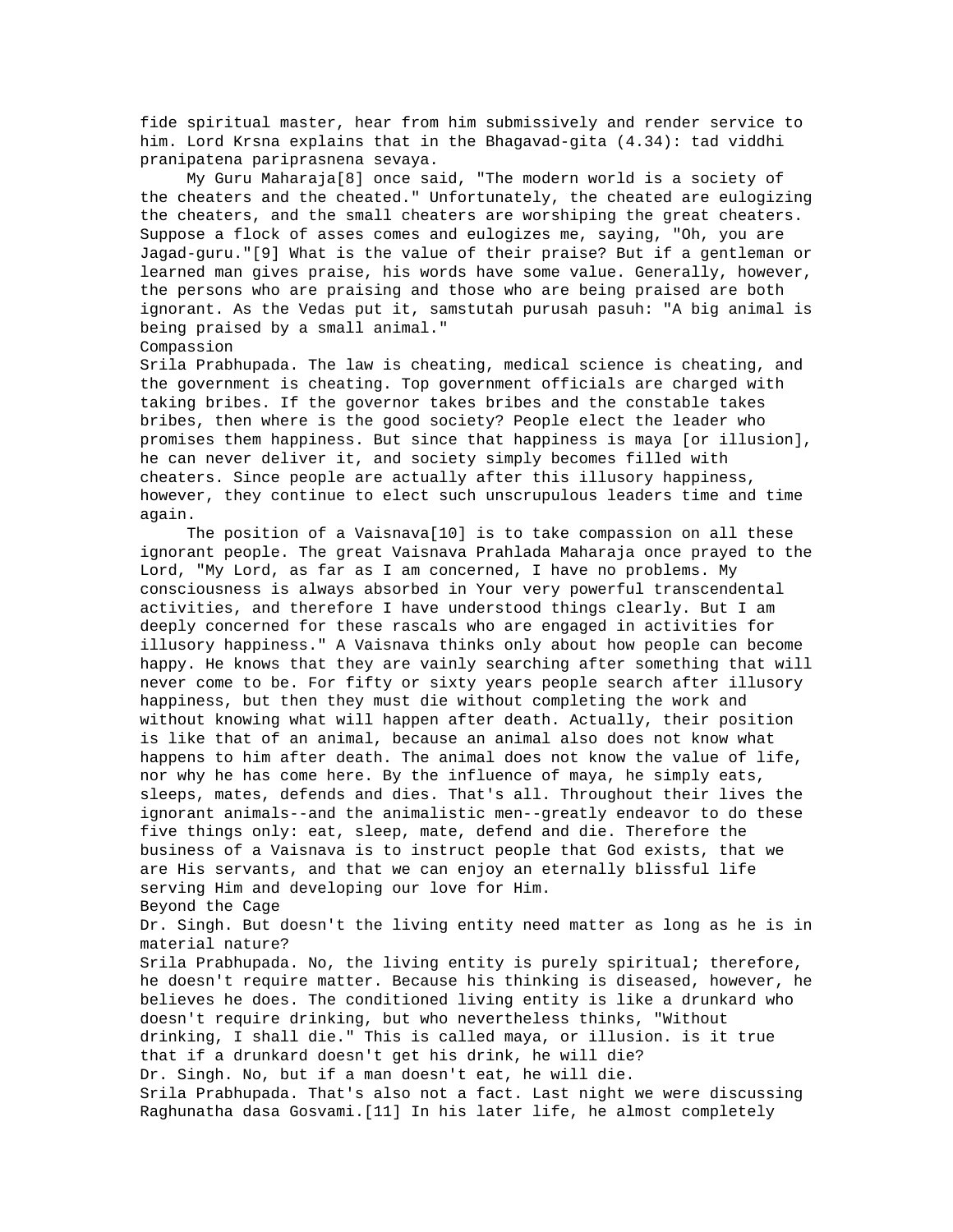fide spiritual master, hear from him submissively and render service to him. Lord Krsna explains that in the Bhagavad-gita (4.34): tad viddhi pranipatena pariprasnena sevaya.

My Guru Maharaja[8] once said, "The modern world is a society of the cheaters and the cheated." Unfortunately, the cheated are eulogizing the cheaters, and the small cheaters are worshiping the great cheaters. Suppose a flock of asses comes and eulogizes me, saying, "Oh, you are Jagad-guru."[9] What is the value of their praise? But if a gentleman or learned man gives praise, his words have some value. Generally, however, the persons who are praising and those who are being praised are both ignorant. As the Vedas put it, samstutah purusah pasuh: "A big animal is being praised by a small animal."

## Compassion

Srila Prabhupada. The law is cheating, medical science is cheating, and the government is cheating. Top government officials are charged with taking bribes. If the governor takes bribes and the constable takes bribes, then where is the good society? People elect the leader who promises them happiness. But since that happiness is maya [or illusion], he can never deliver it, and society simply becomes filled with cheaters. Since people are actually after this illusory happiness, however, they continue to elect such unscrupulous leaders time and time again.

The position of a Vaisnava[10] is to take compassion on all these ignorant people. The great Vaisnava Prahlada Maharaja once prayed to the Lord, "My Lord, as far as I am concerned, I have no problems. My consciousness is always absorbed in Your very powerful transcendental activities, and therefore I have understood things clearly. But I am deeply concerned for these rascals who are engaged in activities for illusory happiness." A Vaisnava thinks only about how people can become happy. He knows that they are vainly searching after something that will never come to be. For fifty or sixty years people search after illusory happiness, but then they must die without completing the work and without knowing what will happen after death. Actually, their position is like that of an animal, because an animal also does not know what happens to him after death. The animal does not know the value of life, nor why he has come here. By the influence of maya, he simply eats, sleeps, mates, defends and dies. That's all. Throughout their lives the ignorant animals--and the animalistic men--greatly endeavor to do these five things only: eat, sleep, mate, defend and die. Therefore the business of a Vaisnava is to instruct people that God exists, that we are His servants, and that we can enjoy an eternally blissful life serving Him and developing our love for Him.

## Beyond the Cage

Dr. Singh. But doesn't the living entity need matter as long as he is in material nature?

Srila Prabhupada. No, the living entity is purely spiritual; therefore, he doesn't require matter. Because his thinking is diseased, however, he believes he does. The conditioned living entity is like a drunkard who doesn't require drinking, but who nevertheless thinks, "Without drinking, I shall die." This is called maya, or illusion. is it true that if a drunkard doesn't get his drink, he will die?

Dr. Singh. No, but if a man doesn't eat, he will die.

Srila Prabhupada. That's also not a fact. Last night we were discussing Raghunatha dasa Gosvami.[11] In his later life, he almost completely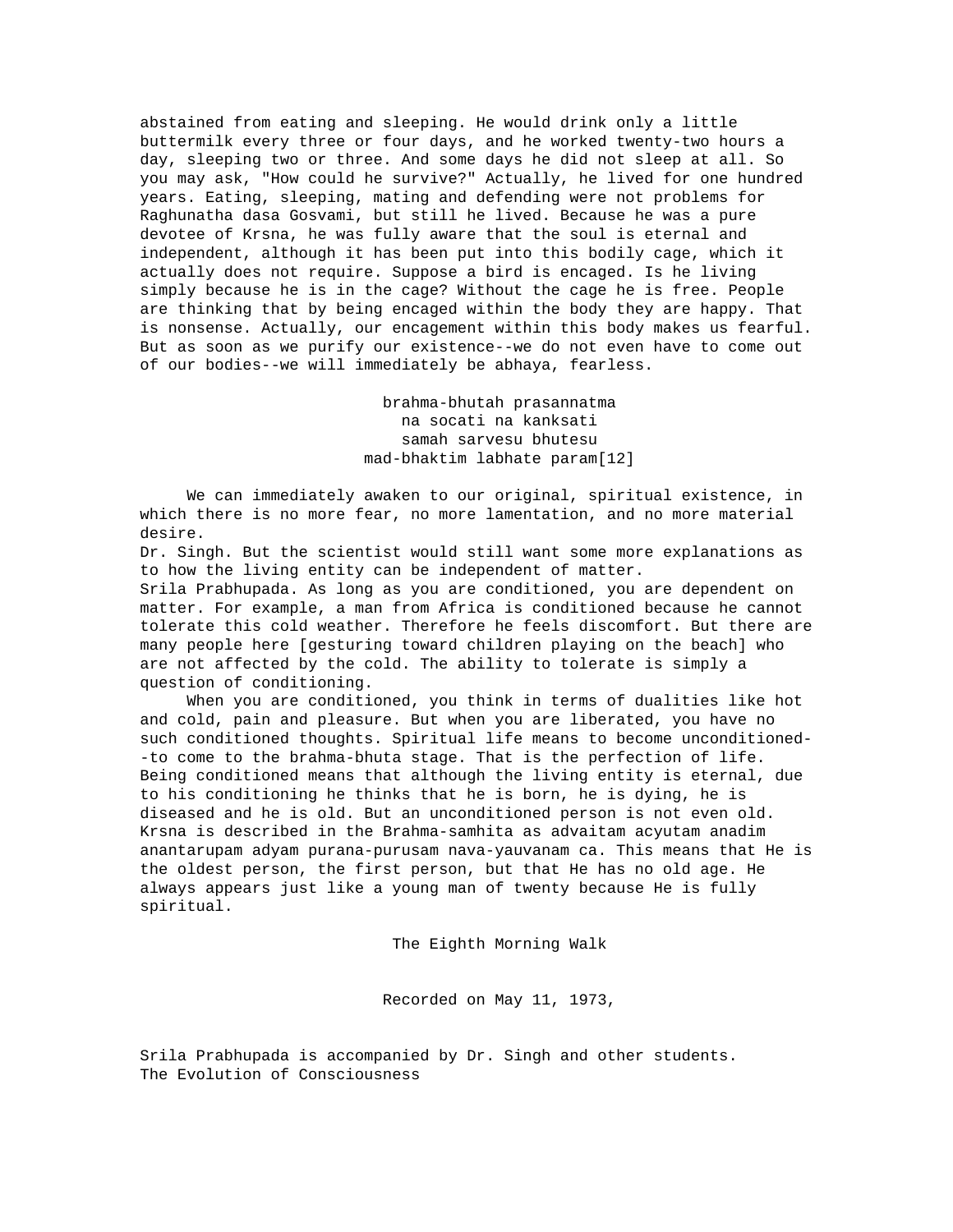abstained from eating and sleeping. He would drink only a little buttermilk every three or four days, and he worked twenty-two hours a day, sleeping two or three. And some days he did not sleep at all. So you may ask, "How could he survive?" Actually, he lived for one hundred years. Eating, sleeping, mating and defending were not problems for Raghunatha dasa Gosvami, but still he lived. Because he was a pure devotee of Krsna, he was fully aware that the soul is eternal and independent, although it has been put into this bodily cage, which it actually does not require. Suppose a bird is encaged. Is he living simply because he is in the cage? Without the cage he is free. People are thinking that by being encaged within the body they are happy. That is nonsense. Actually, our encagement within this body makes us fearful. But as soon as we purify our existence--we do not even have to come out of our bodies--we will immediately be abhaya, fearless.

brahma-bhutah prasannatma  
na socati na kanksati  
samah sarvesu bhutesu  
mad-bhaktim labhate param[12]

We can immediately awaken to our original, spiritual existence, in which there is no more fear, no more lamentation, and no more material desire.

Dr. Singh. But the scientist would still want some more explanations as to how the living entity can be independent of matter.

Srila Prabhupada. As long as you are conditioned, you are dependent on matter. For example, a man from Africa is conditioned because he cannot tolerate this cold weather. Therefore he feels discomfort. But there are many people here [gesturing toward children playing on the beach] who are not affected by the cold. The ability to tolerate is simply a question of conditioning.

When you are conditioned, you think in terms of dualities like hot and cold, pain and pleasure. But when you are liberated, you have no such conditioned thoughts. Spiritual life means to become unconditioned--to come to the brahma-bhuta stage. That is the perfection of life. Being conditioned means that although the living entity is eternal, due to his conditioning he thinks that he is born, he is dying, he is diseased and he is old. But an unconditioned person is not even old. Krsna is described in the Brahma-samhita as advaitam acyutam anadim anantarupam adyam purana-purusam nava-yauvanam ca. This means that He is the oldest person, the first person, but that He has no old age. He always appears just like a young man of twenty because He is fully spiritual.

## The Eighth Morning Walk

Recorded on May 11, 1973,

Srila Prabhupada is accompanied by Dr. Singh and other students.

### The Evolution of Consciousness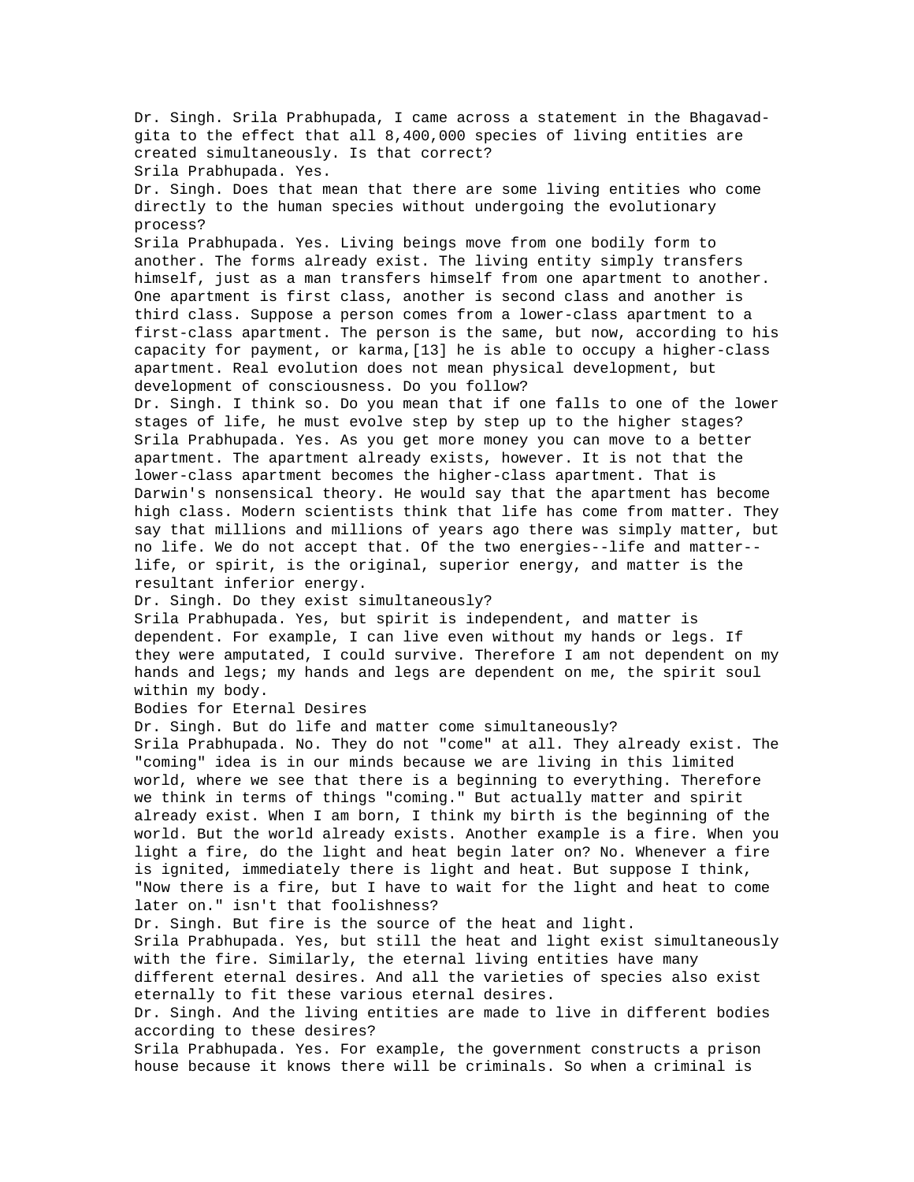Dr. Singh. Srila Prabhupada, I came across a statement in the Bhagavad-gita to the effect that all 8,400,000 species of living entities are created simultaneously. Is that correct?

Srila Prabhupada. Yes.

Dr. Singh. Does that mean that there are some living entities who come directly to the human species without undergoing the evolutionary process?

Srila Prabhupada. Yes. Living beings move from one bodily form to another. The forms already exist. The living entity simply transfers himself, just as a man transfers himself from one apartment to another. One apartment is first class, another is second class and another is third class. Suppose a person comes from a lower-class apartment to a first-class apartment. The person is the same, but now, according to his capacity for payment, or karma,[13] he is able to occupy a higher-class apartment. Real evolution does not mean physical development, but development of consciousness. Do you follow?

Dr. Singh. I think so. Do you mean that if one falls to one of the lower stages of life, he must evolve step by step up to the higher stages?

Srila Prabhupada. Yes. As you get more money you can move to a better apartment. The apartment already exists, however. It is not that the lower-class apartment becomes the higher-class apartment. That is Darwin's nonsensical theory. He would say that the apartment has become high class. Modern scientists think that life has come from matter. They say that millions and millions of years ago there was simply matter, but no life. We do not accept that. Of the two energies--life and matter--life, or spirit, is the original, superior energy, and matter is the resultant inferior energy.

Dr. Singh. Do they exist simultaneously?

Srila Prabhupada. Yes, but spirit is independent, and matter is dependent. For example, I can live even without my hands or legs. If they were amputated, I could survive. Therefore I am not dependent on my hands and legs; my hands and legs are dependent on me, the spirit soul within my body.

## Bodies for Eternal Desires

Dr. Singh. But do life and matter come simultaneously?

Srila Prabhupada. No. They do not "come" at all. They already exist. The "coming" idea is in our minds because we are living in this limited world, where we see that there is a beginning to everything. Therefore we think in terms of things "coming." But actually matter and spirit already exist. When I am born, I think my birth is the beginning of the world. But the world already exists. Another example is a fire. When you light a fire, do the light and heat begin later on? No. Whenever a fire is ignited, immediately there is light and heat. But suppose I think, "Now there is a fire, but I have to wait for the light and heat to come later on." isn't that foolishness?

Dr. Singh. But fire is the source of the heat and light.

Srila Prabhupada. Yes, but still the heat and light exist simultaneously with the fire. Similarly, the eternal living entities have many different eternal desires. And all the varieties of species also exist eternally to fit these various eternal desires.

Dr. Singh. And the living entities are made to live in different bodies according to these desires?

Srila Prabhupada. Yes. For example, the government constructs a prison house because it knows there will be criminals. So when a criminal is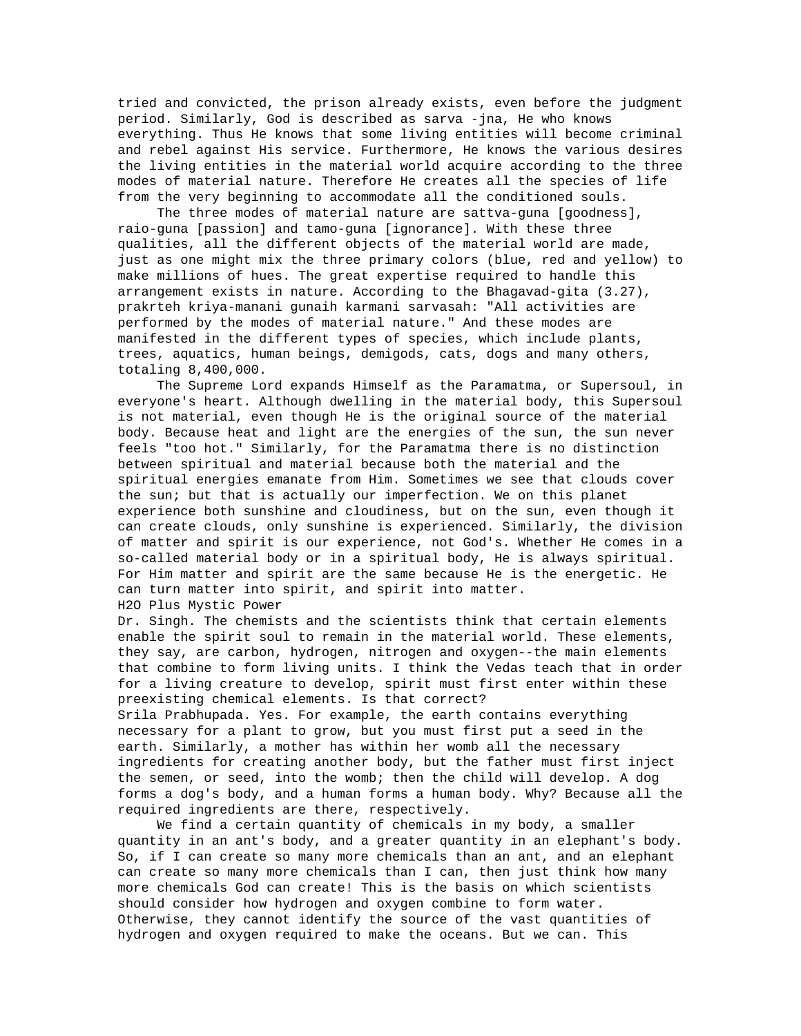tried and convicted, the prison already exists, even before the judgment period. Similarly, God is described as sarva -jna, He who knows everything. Thus He knows that some living entities will become criminal and rebel against His service. Furthermore, He knows the various desires the living entities in the material world acquire according to the three modes of material nature. Therefore He creates all the species of life from the very beginning to accommodate all the conditioned souls.

The three modes of material nature are sattva-guna [goodness], raio-guna [passion] and tamo-guna [ignorance]. With these three qualities, all the different objects of the material world are made, just as one might mix the three primary colors (blue, red and yellow) to make millions of hues. The great expertise required to handle this arrangement exists in nature. According to the Bhagavad-gita (3.27), prakrteh kriya-manani gunaih karmani sarvasah: "All activities are performed by the modes of material nature." And these modes are manifested in the different types of species, which include plants, trees, aquatics, human beings, demigods, cats, dogs and many others, totaling 8,400,000.

The Supreme Lord expands Himself as the Paramatma, or Supersoul, in everyone's heart. Although dwelling in the material body, this Supersoul is not material, even though He is the original source of the material body. Because heat and light are the energies of the sun, the sun never feels "too hot." Similarly, for the Paramatma there is no distinction between spiritual and material because both the material and the spiritual energies emanate from Him. Sometimes we see that clouds cover the sun; but that is actually our imperfection. We on this planet experience both sunshine and cloudiness, but on the sun, even though it can create clouds, only sunshine is experienced. Similarly, the division of matter and spirit is our experience, not God's. Whether He comes in a so-called material body or in a spiritual body, He is always spiritual. For Him matter and spirit are the same because He is the energetic. He can turn matter into spirit, and spirit into matter.

## H2O Plus Mystic Power

Dr. Singh. The chemists and the scientists think that certain elements enable the spirit soul to remain in the material world. These elements, they say, are carbon, hydrogen, nitrogen and oxygen--the main elements that combine to form living units. I think the Vedas teach that in order for a living creature to develop, spirit must first enter within these preexisting chemical elements. Is that correct?

Srila Prabhupada. Yes. For example, the earth contains everything necessary for a plant to grow, but you must first put a seed in the earth. Similarly, a mother has within her womb all the necessary ingredients for creating another body, but the father must first inject the semen, or seed, into the womb; then the child will develop. A dog forms a dog's body, and a human forms a human body. Why? Because all the required ingredients are there, respectively.

We find a certain quantity of chemicals in my body, a smaller quantity in an ant's body, and a greater quantity in an elephant's body. So, if I can create so many more chemicals than an ant, and an elephant can create so many more chemicals than I can, then just think how many more chemicals God can create! This is the basis on which scientists should consider how hydrogen and oxygen combine to form water. Otherwise, they cannot identify the source of the vast quantities of hydrogen and oxygen required to make the oceans. But we can. This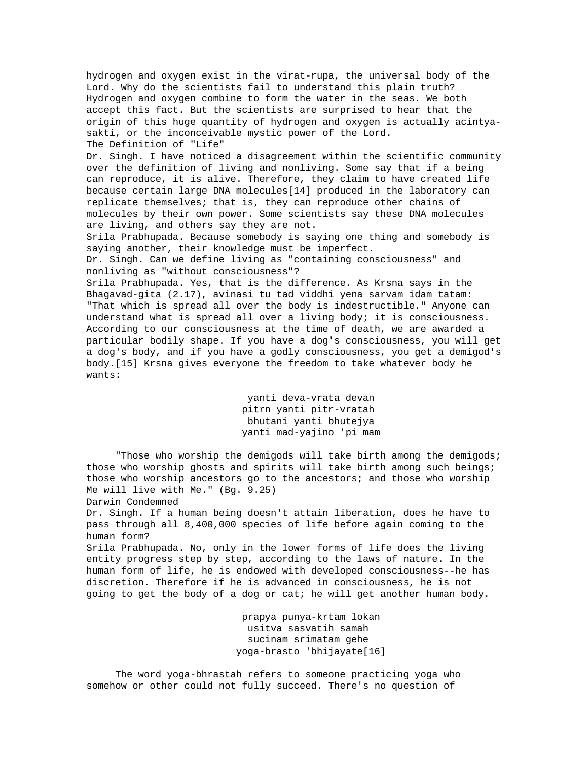hydrogen and oxygen exist in the virat-rupa, the universal body of the Lord. Why do the scientists fail to understand this plain truth? Hydrogen and oxygen combine to form the water in the seas. We both accept this fact. But the scientists are surprised to hear that the origin of this huge quantity of hydrogen and oxygen is actually acintya-sakti, or the inconceivable mystic power of the Lord.

## The Definition of "Life"

Dr. Singh. I have noticed a disagreement within the scientific community over the definition of living and nonliving. Some say that if a being can reproduce, it is alive. Therefore, they claim to have created life because certain large DNA molecules[14] produced in the laboratory can replicate themselves; that is, they can reproduce other chains of molecules by their own power. Some scientists say these DNA molecules are living, and others say they are not.

Srila Prabhupada. Because somebody is saying one thing and somebody is saying another, their knowledge must be imperfect.

Dr. Singh. Can we define living as "containing consciousness" and nonliving as "without consciousness"?

Srila Prabhupada. Yes, that is the difference. As Krsna says in the Bhagavad-gita (2.17), avinasi tu tad viddhi yena sarvam idam tatam: "That which is spread all over the body is indestructible." Anyone can understand what is spread all over a living body; it is consciousness. According to our consciousness at the time of death, we are awarded a particular bodily shape. If you have a dog's consciousness, you will get a dog's body, and if you have a godly consciousness, you get a demigod's body.[15] Krsna gives everyone the freedom to take whatever body he wants:

yanti deva-vrata devan
pitrn yanti pitr-vratah
bhutani yanti bhutejya
yanti mad-yajino 'pi mam

"Those who worship the demigods will take birth among the demigods; those who worship ghosts and spirits will take birth among such beings; those who worship ancestors go to the ancestors; and those who worship Me will live with Me." (Bg. 9.25)

## Darwin Condemned

Dr. Singh. If a human being doesn't attain liberation, does he have to pass through all 8,400,000 species of life before again coming to the human form?

Srila Prabhupada. No, only in the lower forms of life does the living entity progress step by step, according to the laws of nature. In the human form of life, he is endowed with developed consciousness--he has discretion. Therefore if he is advanced in consciousness, he is not going to get the body of a dog or cat; he will get another human body.

prapya punya-krtam lokan
usitva sasvatih samah
sucinam srimatam gehe
yoga-brasto 'bhijayate[16]

The word yoga-bhrastah refers to someone practicing yoga who somehow or other could not fully succeed. There's no question of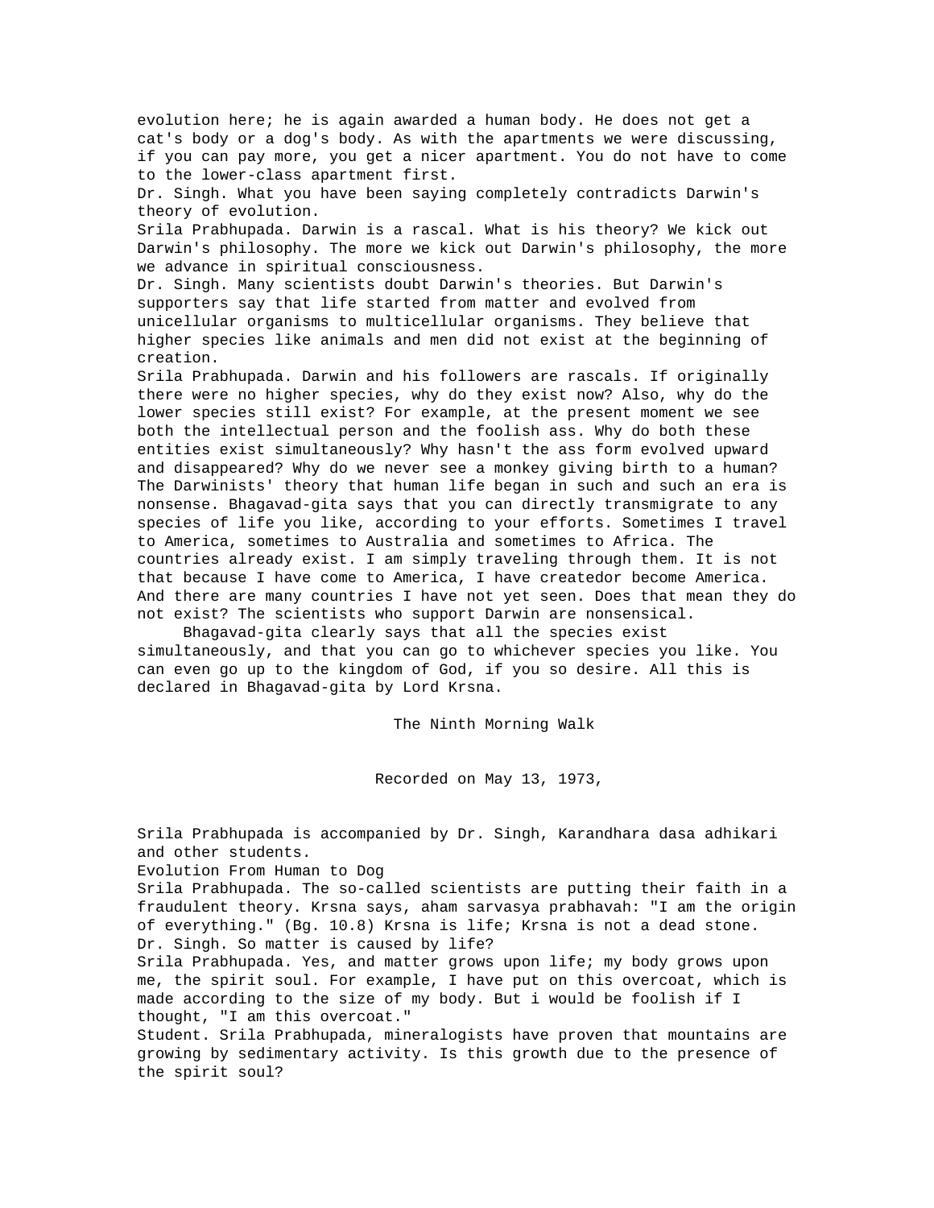evolution here; he is again awarded a human body. He does not get a cat's body or a dog's body. As with the apartments we were discussing, if you can pay more, you get a nicer apartment. You do not have to come to the lower-class apartment first.

Dr. Singh. What you have been saying completely contradicts Darwin's theory of evolution.

Srila Prabhupada. Darwin is a rascal. What is his theory? We kick out Darwin's philosophy. The more we kick out Darwin's philosophy, the more we advance in spiritual consciousness.

Dr. Singh. Many scientists doubt Darwin's theories. But Darwin's supporters say that life started from matter and evolved from unicellular organisms to multicellular organisms. They believe that higher species like animals and men did not exist at the beginning of creation.

Srila Prabhupada. Darwin and his followers are rascals. If originally there were no higher species, why do they exist now? Also, why do the lower species still exist? For example, at the present moment we see both the intellectual person and the foolish ass. Why do both these entities exist simultaneously? Why hasn't the ass form evolved upward and disappeared? Why do we never see a monkey giving birth to a human? The Darwinists' theory that human life began in such and such an era is nonsense. Bhagavad-gita says that you can directly transmigrate to any species of life you like, according to your efforts. Sometimes I travel to America, sometimes to Australia and sometimes to Africa. The countries already exist. I am simply traveling through them. It is not that because I have come to America, I have createdor become America. And there are many countries I have not yet seen. Does that mean they do not exist? The scientists who support Darwin are nonsensical.

Bhagavad-gita clearly says that all the species exist simultaneously, and that you can go to whichever species you like. You can even go up to the kingdom of God, if you so desire. All this is declared in Bhagavad-gita by Lord Krsna.

## The Ninth Morning Walk

Recorded on May 13, 1973,

Srila Prabhupada is accompanied by Dr. Singh, Karandhara dasa adhikari and other students.

### Evolution From Human to Dog

Srila Prabhupada. The so-called scientists are putting their faith in a fraudulent theory. Krsna says, aham sarvasya prabhavah: "I am the origin of everything." (Bg. 10.8) Krsna is life; Krsna is not a dead stone.

Dr. Singh. So matter is caused by life?

Srila Prabhupada. Yes, and matter grows upon life; my body grows upon me, the spirit soul. For example, I have put on this overcoat, which is made according to the size of my body. But i would be foolish if I thought, "I am this overcoat."

Student. Srila Prabhupada, mineralogists have proven that mountains are growing by sedimentary activity. Is this growth due to the presence of the spirit soul?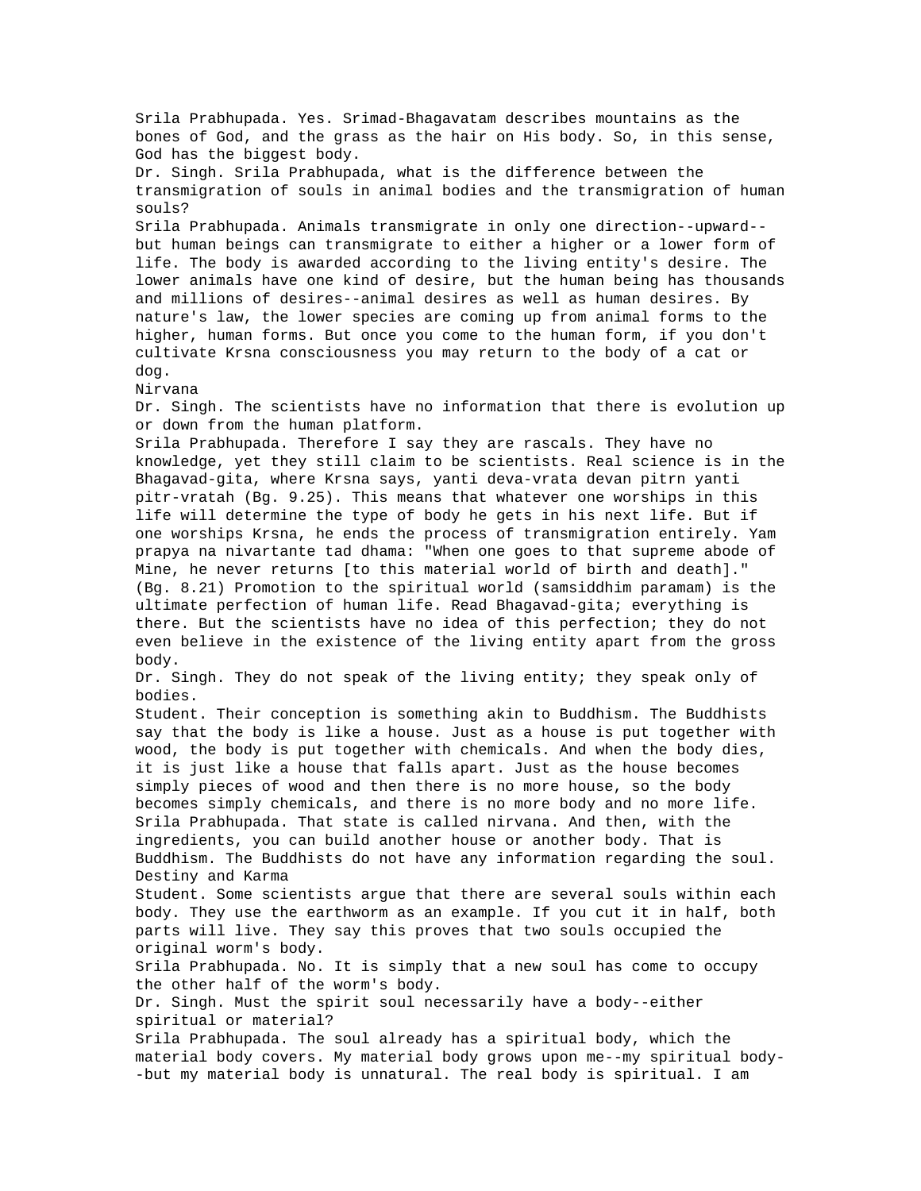Srila Prabhupada. Yes. Srimad-Bhagavatam describes mountains as the bones of God, and the grass as the hair on His body. So, in this sense, God has the biggest body.

Dr. Singh. Srila Prabhupada, what is the difference between the transmigration of souls in animal bodies and the transmigration of human souls?

Srila Prabhupada. Animals transmigrate in only one direction--upward--but human beings can transmigrate to either a higher or a lower form of life. The body is awarded according to the living entity's desire. The lower animals have one kind of desire, but the human being has thousands and millions of desires--animal desires as well as human desires. By nature's law, the lower species are coming up from animal forms to the higher, human forms. But once you come to the human form, if you don't cultivate Krsna consciousness you may return to the body of a cat or dog.

## Nirvana

Dr. Singh. The scientists have no information that there is evolution up or down from the human platform.

Srila Prabhupada. Therefore I say they are rascals. They have no knowledge, yet they still claim to be scientists. Real science is in the Bhagavad-gita, where Krsna says, yanti deva-vrata devan pitrn yanti pitr-vratah (Bg. 9.25). This means that whatever one worships in this life will determine the type of body he gets in his next life. But if one worships Krsna, he ends the process of transmigration entirely. Yam prapya na nivartante tad dhama: "When one goes to that supreme abode of Mine, he never returns [to this material world of birth and death]." (Bg. 8.21) Promotion to the spiritual world (samsiddhim paramam) is the ultimate perfection of human life. Read Bhagavad-gita; everything is there. But the scientists have no idea of this perfection; they do not even believe in the existence of the living entity apart from the gross body.

Dr. Singh. They do not speak of the living entity; they speak only of bodies.

Student. Their conception is something akin to Buddhism. The Buddhists say that the body is like a house. Just as a house is put together with wood, the body is put together with chemicals. And when the body dies, it is just like a house that falls apart. Just as the house becomes simply pieces of wood and then there is no more house, so the body becomes simply chemicals, and there is no more body and no more life.

Srila Prabhupada. That state is called nirvana. And then, with the ingredients, you can build another house or another body. That is Buddhism. The Buddhists do not have any information regarding the soul.

## Destiny and Karma

Student. Some scientists argue that there are several souls within each body. They use the earthworm as an example. If you cut it in half, both parts will live. They say this proves that two souls occupied the original worm's body.

Srila Prabhupada. No. It is simply that a new soul has come to occupy the other half of the worm's body.

Dr. Singh. Must the spirit soul necessarily have a body--either spiritual or material?

Srila Prabhupada. The soul already has a spiritual body, which the material body covers. My material body grows upon me--my spiritual body--but my material body is unnatural. The real body is spiritual. I am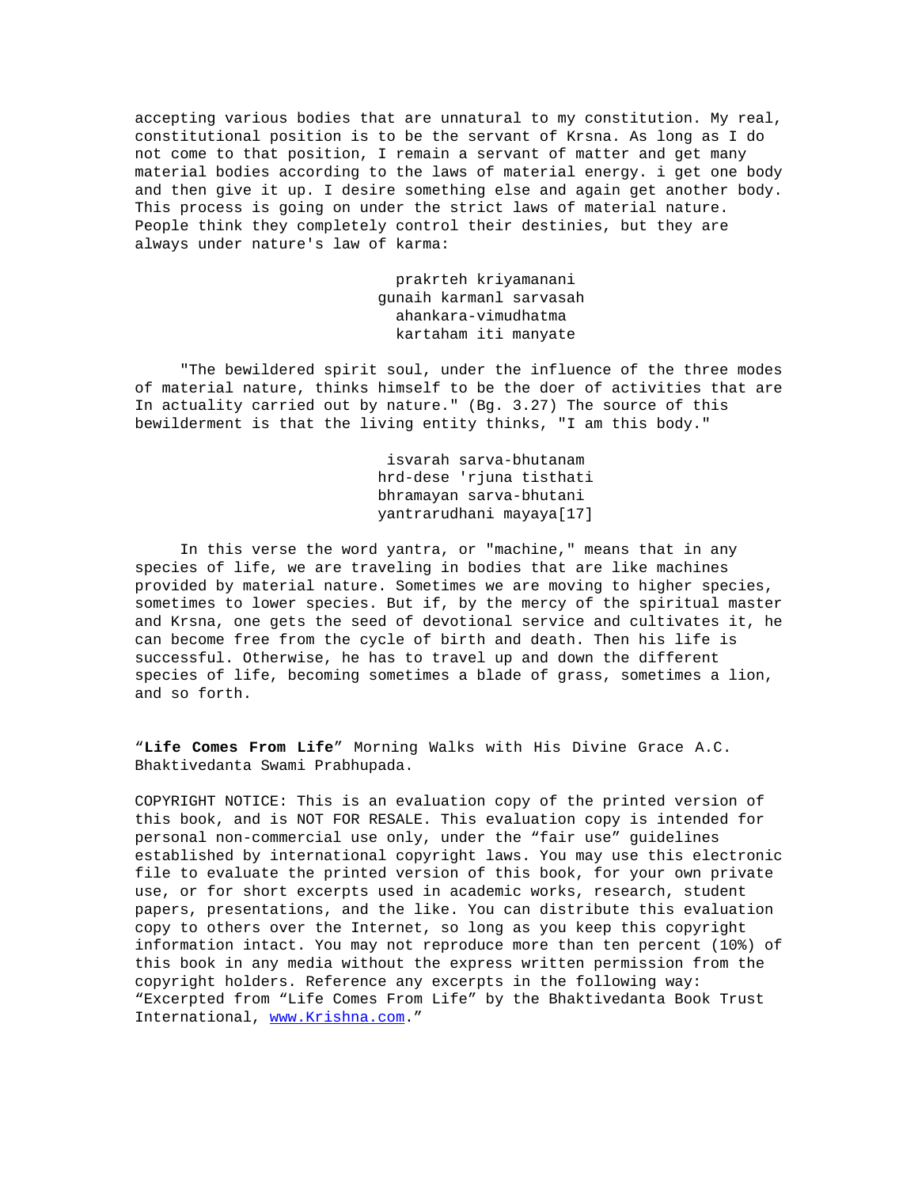accepting various bodies that are unnatural to my constitution. My real, constitutional position is to be the servant of Krsna. As long as I do not come to that position, I remain a servant of matter and get many material bodies according to the laws of material energy. i get one body and then give it up. I desire something else and again get another body. This process is going on under the strict laws of material nature. People think they completely control their destinies, but they are always under nature's law of karma:

> prakrteh kriyamanani
> gunaih karmanl sarvasah
> ahankara-vimudhatma
> kartaham iti manyate

"The bewildered spirit soul, under the influence of the three modes of material nature, thinks himself to be the doer of activities that are In actuality carried out by nature." (Bg. 3.27) The source of this bewilderment is that the living entity thinks, "I am this body."

> isvarah sarva-bhutanam
> hrd-dese 'rjuna tisthati
> bhramayan sarva-bhutani
> yantrarudhani mayaya[17]

In this verse the word yantra, or "machine," means that in any species of life, we are traveling in bodies that are like machines provided by material nature. Sometimes we are moving to higher species, sometimes to lower species. But if, by the mercy of the spiritual master and Krsna, one gets the seed of devotional service and cultivates it, he can become free from the cycle of birth and death. Then his life is successful. Otherwise, he has to travel up and down the different species of life, becoming sometimes a blade of grass, sometimes a lion, and so forth.

"**Life Comes From Life**" Morning Walks with His Divine Grace A.C. Bhaktivedanta Swami Prabhupada.

COPYRIGHT NOTICE: This is an evaluation copy of the printed version of this book, and is NOT FOR RESALE. This evaluation copy is intended for personal non-commercial use only, under the "fair use" guidelines established by international copyright laws. You may use this electronic file to evaluate the printed version of this book, for your own private use, or for short excerpts used in academic works, research, student papers, presentations, and the like. You can distribute this evaluation copy to others over the Internet, so long as you keep this copyright information intact. You may not reproduce more than ten percent (10%) of this book in any media without the express written permission from the copyright holders. Reference any excerpts in the following way: "Excerpted from "Life Comes From Life" by the Bhaktivedanta Book Trust International, www.Krishna.com."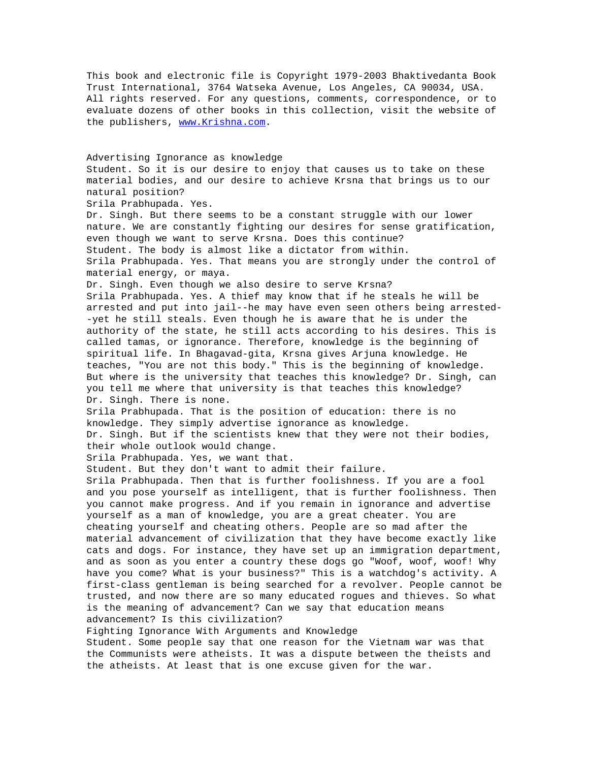This book and electronic file is Copyright 1979-2003 Bhaktivedanta Book Trust International, 3764 Watseka Avenue, Los Angeles, CA 90034, USA. All rights reserved. For any questions, comments, correspondence, or to evaluate dozens of other books in this collection, visit the website of the publishers, www.Krishna.com.

## Advertising Ignorance as knowledge

Student. So it is our desire to enjoy that causes us to take on these material bodies, and our desire to achieve Krsna that brings us to our natural position?

Srila Prabhupada. Yes.

Dr. Singh. But there seems to be a constant struggle with our lower nature. We are constantly fighting our desires for sense gratification, even though we want to serve Krsna. Does this continue?

Student. The body is almost like a dictator from within.

Srila Prabhupada. Yes. That means you are strongly under the control of material energy, or maya.

Dr. Singh. Even though we also desire to serve Krsna?

Srila Prabhupada. Yes. A thief may know that if he steals he will be arrested and put into jail--he may have even seen others being arrested--yet he still steals. Even though he is aware that he is under the authority of the state, he still acts according to his desires. This is called tamas, or ignorance. Therefore, knowledge is the beginning of spiritual life. In Bhagavad-gita, Krsna gives Arjuna knowledge. He teaches, "You are not this body." This is the beginning of knowledge. But where is the university that teaches this knowledge? Dr. Singh, can you tell me where that university is that teaches this knowledge?

Dr. Singh. There is none.

Srila Prabhupada. That is the position of education: there is no knowledge. They simply advertise ignorance as knowledge.

Dr. Singh. But if the scientists knew that they were not their bodies, their whole outlook would change.

Srila Prabhupada. Yes, we want that.

Student. But they don't want to admit their failure.

Srila Prabhupada. Then that is further foolishness. If you are a fool and you pose yourself as intelligent, that is further foolishness. Then you cannot make progress. And if you remain in ignorance and advertise yourself as a man of knowledge, you are a great cheater. You are cheating yourself and cheating others. People are so mad after the material advancement of civilization that they have become exactly like cats and dogs. For instance, they have set up an immigration department, and as soon as you enter a country these dogs go "Woof, woof, woof! Why have you come? What is your business?" This is a watchdog's activity. A first-class gentleman is being searched for a revolver. People cannot be trusted, and now there are so many educated rogues and thieves. So what is the meaning of advancement? Can we say that education means advancement? Is this civilization?

## Fighting Ignorance With Arguments and Knowledge

Student. Some people say that one reason for the Vietnam war was that the Communists were atheists. It was a dispute between the theists and the atheists. At least that is one excuse given for the war.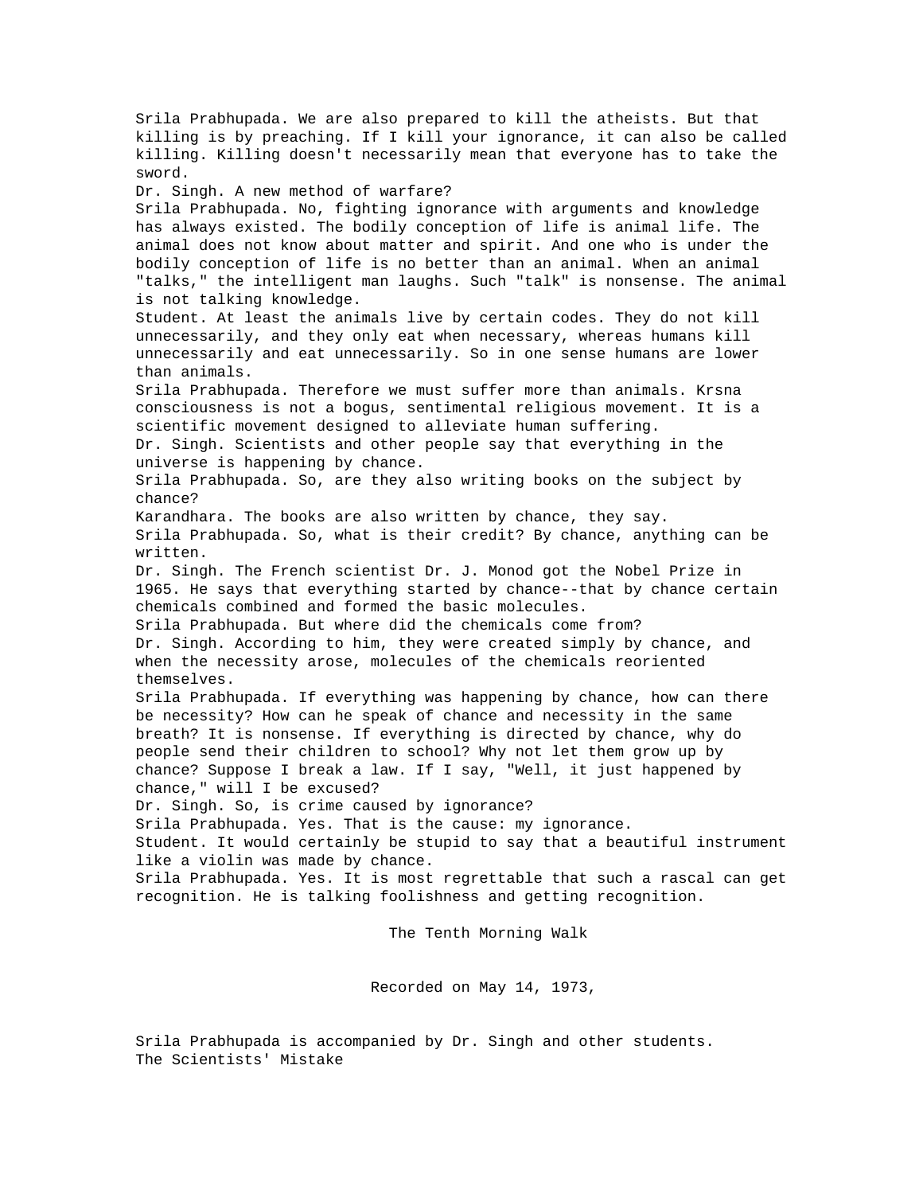Srila Prabhupada. We are also prepared to kill the atheists. But that killing is by preaching. If I kill your ignorance, it can also be called killing. Killing doesn't necessarily mean that everyone has to take the sword.
Dr. Singh. A new method of warfare?
Srila Prabhupada. No, fighting ignorance with arguments and knowledge has always existed. The bodily conception of life is animal life. The animal does not know about matter and spirit. And one who is under the bodily conception of life is no better than an animal. When an animal "talks," the intelligent man laughs. Such "talk" is nonsense. The animal is not talking knowledge.
Student. At least the animals live by certain codes. They do not kill unnecessarily, and they only eat when necessary, whereas humans kill unnecessarily and eat unnecessarily. So in one sense humans are lower than animals.
Srila Prabhupada. Therefore we must suffer more than animals. Krsna consciousness is not a bogus, sentimental religious movement. It is a scientific movement designed to alleviate human suffering.
Dr. Singh. Scientists and other people say that everything in the universe is happening by chance.
Srila Prabhupada. So, are they also writing books on the subject by chance?
Karandhara. The books are also written by chance, they say.
Srila Prabhupada. So, what is their credit? By chance, anything can be written.
Dr. Singh. The French scientist Dr. J. Monod got the Nobel Prize in 1965. He says that everything started by chance--that by chance certain chemicals combined and formed the basic molecules.
Srila Prabhupada. But where did the chemicals come from?
Dr. Singh. According to him, they were created simply by chance, and when the necessity arose, molecules of the chemicals reoriented themselves.
Srila Prabhupada. If everything was happening by chance, how can there be necessity? How can he speak of chance and necessity in the same breath? It is nonsense. If everything is directed by chance, why do people send their children to school? Why not let them grow up by chance? Suppose I break a law. If I say, "Well, it just happened by chance," will I be excused?
Dr. Singh. So, is crime caused by ignorance?
Srila Prabhupada. Yes. That is the cause: my ignorance.
Student. It would certainly be stupid to say that a beautiful instrument like a violin was made by chance.
Srila Prabhupada. Yes. It is most regrettable that such a rascal can get recognition. He is talking foolishness and getting recognition.

## The Tenth Morning Walk

Recorded on May 14, 1973,

Srila Prabhupada is accompanied by Dr. Singh and other students.

### The Scientists' Mistake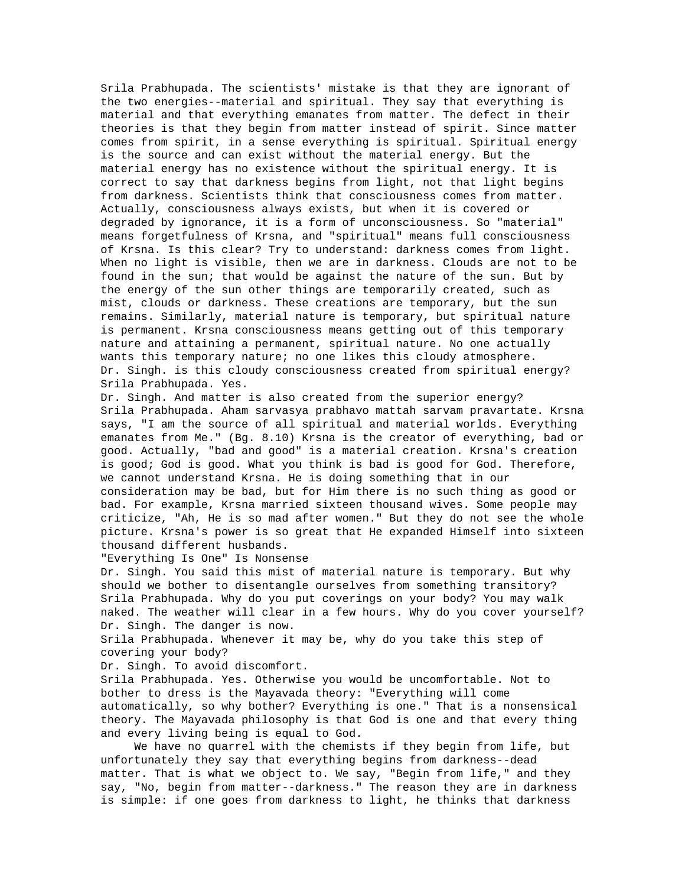Srila Prabhupada. The scientists' mistake is that they are ignorant of the two energies--material and spiritual. They say that everything is material and that everything emanates from matter. The defect in their theories is that they begin from matter instead of spirit. Since matter comes from spirit, in a sense everything is spiritual. Spiritual energy is the source and can exist without the material energy. But the material energy has no existence without the spiritual energy. It is correct to say that darkness begins from light, not that light begins from darkness. Scientists think that consciousness comes from matter. Actually, consciousness always exists, but when it is covered or degraded by ignorance, it is a form of unconsciousness. So "material" means forgetfulness of Krsna, and "spiritual" means full consciousness of Krsna. Is this clear? Try to understand: darkness comes from light. When no light is visible, then we are in darkness. Clouds are not to be found in the sun; that would be against the nature of the sun. But by the energy of the sun other things are temporarily created, such as mist, clouds or darkness. These creations are temporary, but the sun remains. Similarly, material nature is temporary, but spiritual nature is permanent. Krsna consciousness means getting out of this temporary nature and attaining a permanent, spiritual nature. No one actually wants this temporary nature; no one likes this cloudy atmosphere.

Dr. Singh. is this cloudy consciousness created from spiritual energy?

Srila Prabhupada. Yes.

Dr. Singh. And matter is also created from the superior energy?

Srila Prabhupada. Aham sarvasya prabhavo mattah sarvam pravartate. Krsna says, "I am the source of all spiritual and material worlds. Everything emanates from Me." (Bg. 8.10) Krsna is the creator of everything, bad or good. Actually, "bad and good" is a material creation. Krsna's creation is good; God is good. What you think is bad is good for God. Therefore, we cannot understand Krsna. He is doing something that in our consideration may be bad, but for Him there is no such thing as good or bad. For example, Krsna married sixteen thousand wives. Some people may criticize, "Ah, He is so mad after women." But they do not see the whole picture. Krsna's power is so great that He expanded Himself into sixteen thousand different husbands.

## "Everything Is One" Is Nonsense

Dr. Singh. You said this mist of material nature is temporary. But why should we bother to disentangle ourselves from something transitory?

Srila Prabhupada. Why do you put coverings on your body? You may walk naked. The weather will clear in a few hours. Why do you cover yourself?

Dr. Singh. The danger is now.

Srila Prabhupada. Whenever it may be, why do you take this step of covering your body?

Dr. Singh. To avoid discomfort.

Srila Prabhupada. Yes. Otherwise you would be uncomfortable. Not to bother to dress is the Mayavada theory: "Everything will come automatically, so why bother? Everything is one." That is a nonsensical theory. The Mayavada philosophy is that God is one and that every thing and every living being is equal to God.

We have no quarrel with the chemists if they begin from life, but unfortunately they say that everything begins from darkness--dead matter. That is what we object to. We say, "Begin from life," and they say, "No, begin from matter--darkness." The reason they are in darkness is simple: if one goes from darkness to light, he thinks that darkness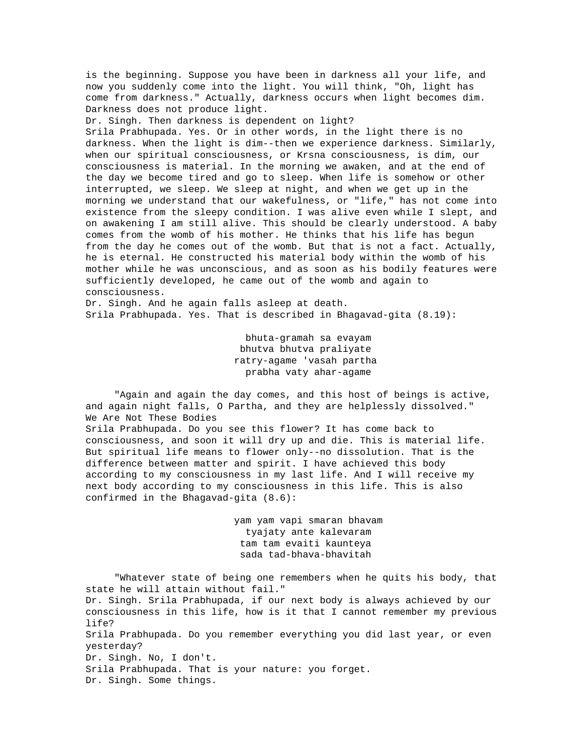is the beginning. Suppose you have been in darkness all your life, and now you suddenly come into the light. You will think, "Oh, light has come from darkness." Actually, darkness occurs when light becomes dim. Darkness does not produce light.

Dr. Singh. Then darkness is dependent on light?

Srila Prabhupada. Yes. Or in other words, in the light there is no darkness. When the light is dim--then we experience darkness. Similarly, when our spiritual consciousness, or Krsna consciousness, is dim, our consciousness is material. In the morning we awaken, and at the end of the day we become tired and go to sleep. When life is somehow or other interrupted, we sleep. We sleep at night, and when we get up in the morning we understand that our wakefulness, or "life," has not come into existence from the sleepy condition. I was alive even while I slept, and on awakening I am still alive. This should be clearly understood. A baby comes from the womb of his mother. He thinks that his life has begun from the day he comes out of the womb. But that is not a fact. Actually, he is eternal. He constructed his material body within the womb of his mother while he was unconscious, and as soon as his bodily features were sufficiently developed, he came out of the womb and again to consciousness.

Dr. Singh. And he again falls asleep at death.

Srila Prabhupada. Yes. That is described in Bhagavad-gita (8.19):

> bhuta-gramah sa evayam
> bhutva bhutva praliyate
> ratry-agame 'vasah partha
> prabha vaty ahar-agame

"Again and again the day comes, and this host of beings is active, and again night falls, O Partha, and they are helplessly dissolved."

## We Are Not These Bodies

Srila Prabhupada. Do you see this flower? It has come back to consciousness, and soon it will dry up and die. This is material life. But spiritual life means to flower only--no dissolution. That is the difference between matter and spirit. I have achieved this body according to my consciousness in my last life. And I will receive my next body according to my consciousness in this life. This is also confirmed in the Bhagavad-gita (8.6):

> yam yam vapi smaran bhavam
> tyajaty ante kalevaram
> tam tam evaiti kaunteya
> sada tad-bhava-bhavitah

"Whatever state of being one remembers when he quits his body, that state he will attain without fail."

Dr. Singh. Srila Prabhupada, if our next body is always achieved by our consciousness in this life, how is it that I cannot remember my previous life?

Srila Prabhupada. Do you remember everything you did last year, or even yesterday?

Dr. Singh. No, I don't.

Srila Prabhupada. That is your nature: you forget.

Dr. Singh. Some things.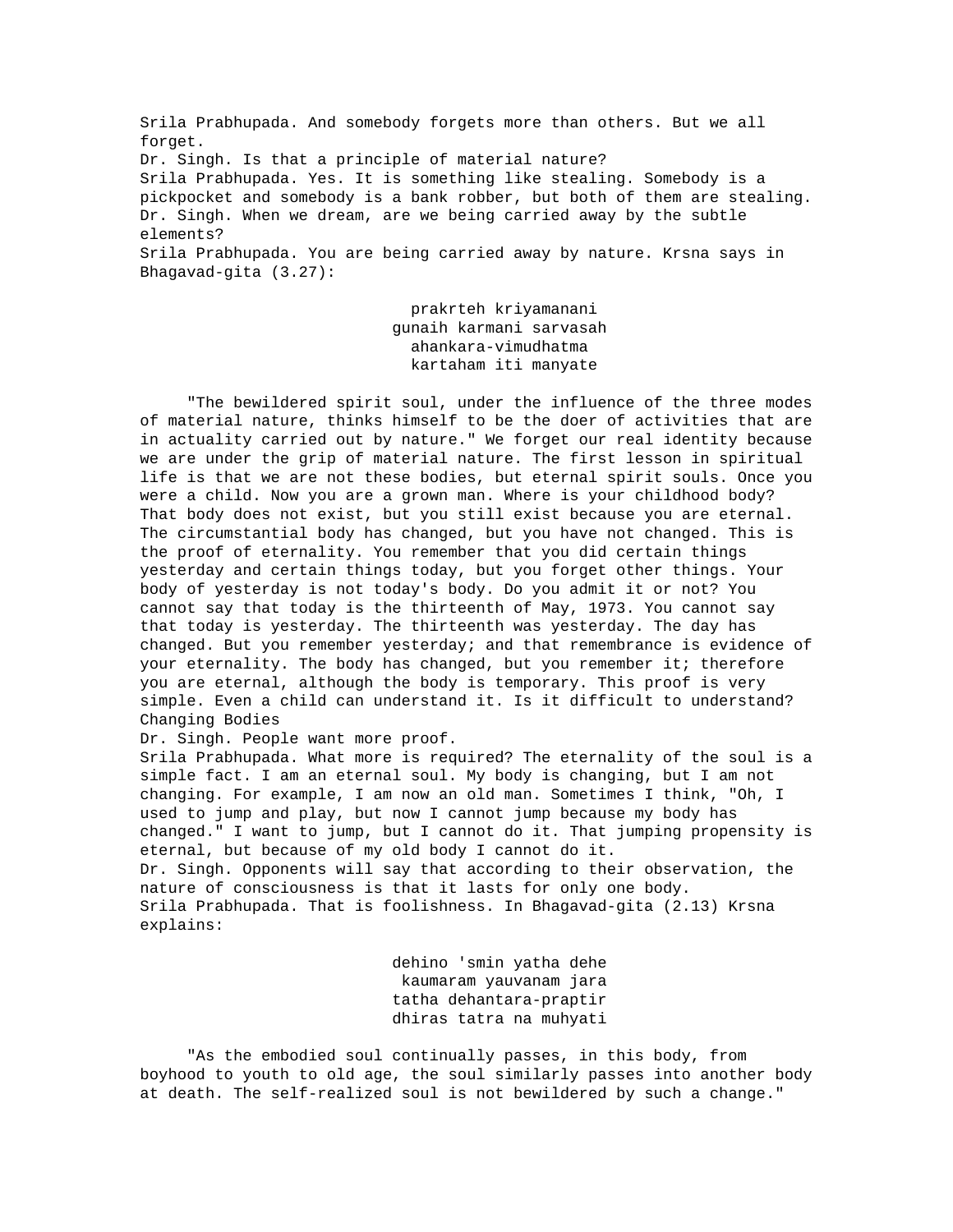Srila Prabhupada. And somebody forgets more than others. But we all forget.

Dr. Singh. Is that a principle of material nature?

Srila Prabhupada. Yes. It is something like stealing. Somebody is a pickpocket and somebody is a bank robber, but both of them are stealing.

Dr. Singh. When we dream, are we being carried away by the subtle elements?

Srila Prabhupada. You are being carried away by nature. Krsna says in Bhagavad-gita (3.27):

> prakrteh kriyamanani
> gunaih karmani sarvasah
> ahankara-vimudhatma
> kartaham iti manyate

"The bewildered spirit soul, under the influence of the three modes of material nature, thinks himself to be the doer of activities that are in actuality carried out by nature." We forget our real identity because we are under the grip of material nature. The first lesson in spiritual life is that we are not these bodies, but eternal spirit souls. Once you were a child. Now you are a grown man. Where is your childhood body? That body does not exist, but you still exist because you are eternal. The circumstantial body has changed, but you have not changed. This is the proof of eternality. You remember that you did certain things yesterday and certain things today, but you forget other things. Your body of yesterday is not today's body. Do you admit it or not? You cannot say that today is the thirteenth of May, 1973. You cannot say that today is yesterday. The thirteenth was yesterday. The day has changed. But you remember yesterday; and that remembrance is evidence of your eternality. The body has changed, but you remember it; therefore you are eternal, although the body is temporary. This proof is very simple. Even a child can understand it. Is it difficult to understand?

## Changing Bodies

Dr. Singh. People want more proof.

Srila Prabhupada. What more is required? The eternality of the soul is a simple fact. I am an eternal soul. My body is changing, but I am not changing. For example, I am now an old man. Sometimes I think, "Oh, I used to jump and play, but now I cannot jump because my body has changed." I want to jump, but I cannot do it. That jumping propensity is eternal, but because of my old body I cannot do it.

Dr. Singh. Opponents will say that according to their observation, the nature of consciousness is that it lasts for only one body.

Srila Prabhupada. That is foolishness. In Bhagavad-gita (2.13) Krsna explains:

> dehino 'smin yatha dehe
> kaumaram yauvanam jara
> tatha dehantara-praptir
> dhiras tatra na muhyati

"As the embodied soul continually passes, in this body, from boyhood to youth to old age, the soul similarly passes into another body at death. The self-realized soul is not bewildered by such a change."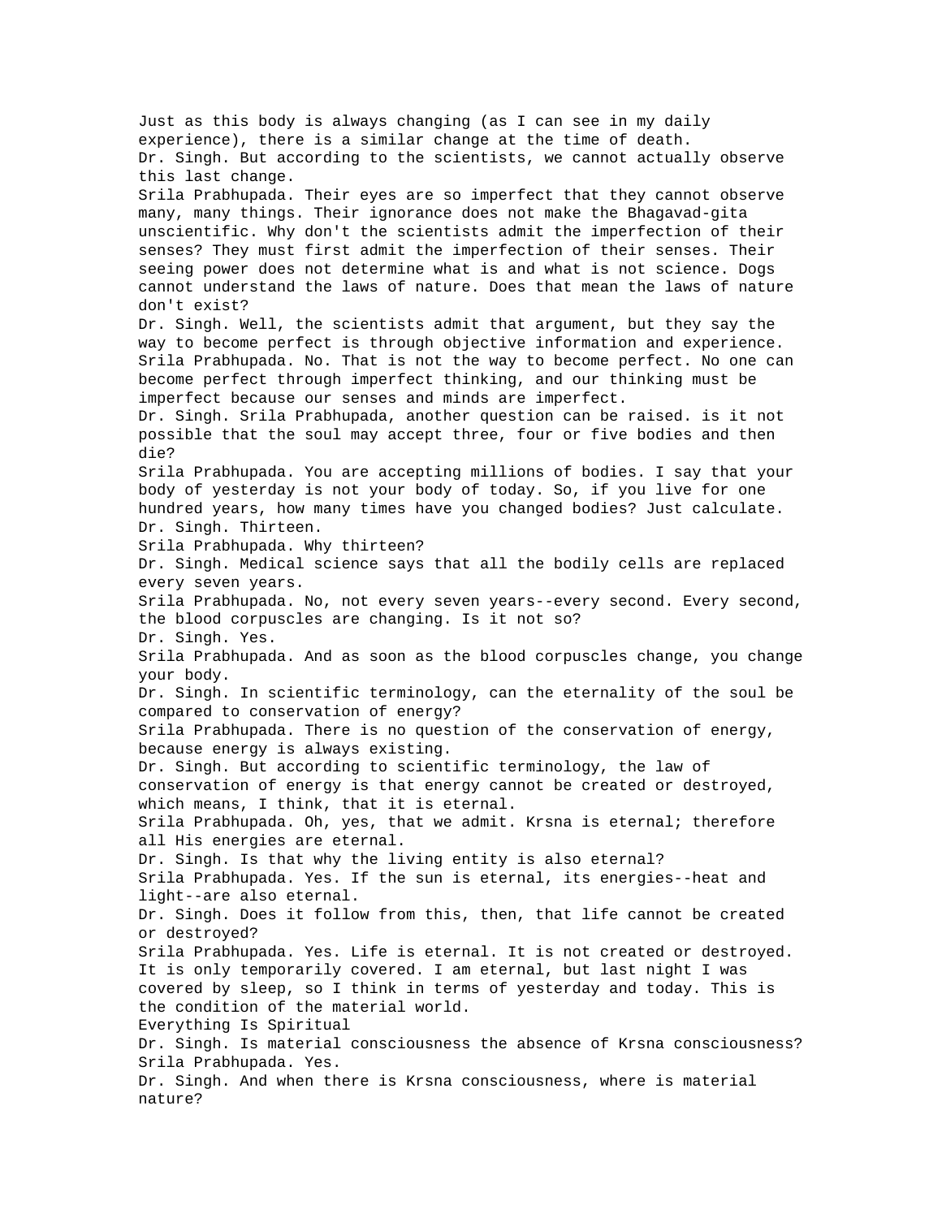Just as this body is always changing (as I can see in my daily experience), there is a similar change at the time of death.

Dr. Singh. But according to the scientists, we cannot actually observe this last change.

Srila Prabhupada. Their eyes are so imperfect that they cannot observe many, many things. Their ignorance does not make the Bhagavad-gita unscientific. Why don't the scientists admit the imperfection of their senses? They must first admit the imperfection of their senses. Their seeing power does not determine what is and what is not science. Dogs cannot understand the laws of nature. Does that mean the laws of nature don't exist?

Dr. Singh. Well, the scientists admit that argument, but they say the way to become perfect is through objective information and experience.

Srila Prabhupada. No. That is not the way to become perfect. No one can become perfect through imperfect thinking, and our thinking must be imperfect because our senses and minds are imperfect.

Dr. Singh. Srila Prabhupada, another question can be raised. is it not possible that the soul may accept three, four or five bodies and then die?

Srila Prabhupada. You are accepting millions of bodies. I say that your body of yesterday is not your body of today. So, if you live for one hundred years, how many times have you changed bodies? Just calculate.

Dr. Singh. Thirteen.

Srila Prabhupada. Why thirteen?

Dr. Singh. Medical science says that all the bodily cells are replaced every seven years.

Srila Prabhupada. No, not every seven years--every second. Every second, the blood corpuscles are changing. Is it not so?

Dr. Singh. Yes.

Srila Prabhupada. And as soon as the blood corpuscles change, you change your body.

Dr. Singh. In scientific terminology, can the eternality of the soul be compared to conservation of energy?

Srila Prabhupada. There is no question of the conservation of energy, because energy is always existing.

Dr. Singh. But according to scientific terminology, the law of conservation of energy is that energy cannot be created or destroyed, which means, I think, that it is eternal.

Srila Prabhupada. Oh, yes, that we admit. Krsna is eternal; therefore all His energies are eternal.

Dr. Singh. Is that why the living entity is also eternal?

Srila Prabhupada. Yes. If the sun is eternal, its energies--heat and light--are also eternal.

Dr. Singh. Does it follow from this, then, that life cannot be created or destroyed?

Srila Prabhupada. Yes. Life is eternal. It is not created or destroyed. It is only temporarily covered. I am eternal, but last night I was covered by sleep, so I think in terms of yesterday and today. This is the condition of the material world.

## Everything Is Spiritual

Dr. Singh. Is material consciousness the absence of Krsna consciousness?

Srila Prabhupada. Yes.

Dr. Singh. And when there is Krsna consciousness, where is material nature?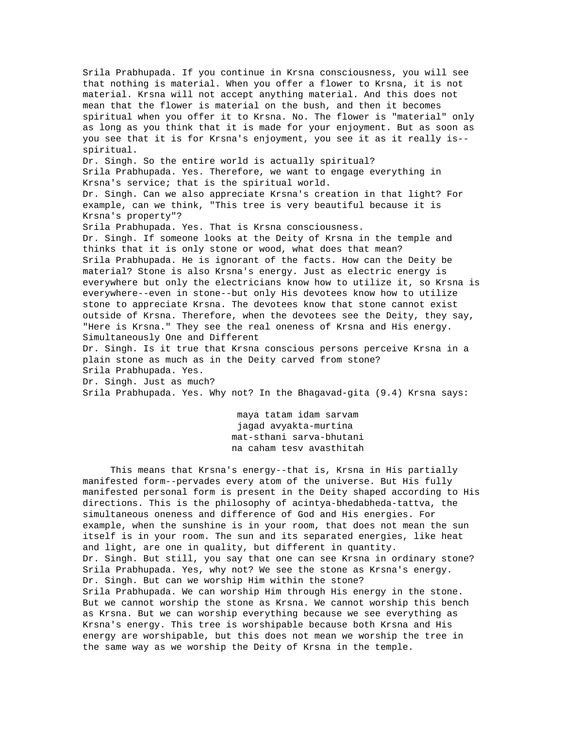Srila Prabhupada. If you continue in Krsna consciousness, you will see that nothing is material. When you offer a flower to Krsna, it is not material. Krsna will not accept anything material. And this does not mean that the flower is material on the bush, and then it becomes spiritual when you offer it to Krsna. No. The flower is "material" only as long as you think that it is made for your enjoyment. But as soon as you see that it is for Krsna's enjoyment, you see it as it really is--spiritual.

Dr. Singh. So the entire world is actually spiritual?

Srila Prabhupada. Yes. Therefore, we want to engage everything in Krsna's service; that is the spiritual world.

Dr. Singh. Can we also appreciate Krsna's creation in that light? For example, can we think, "This tree is very beautiful because it is Krsna's property"?

Srila Prabhupada. Yes. That is Krsna consciousness.

Dr. Singh. If someone looks at the Deity of Krsna in the temple and thinks that it is only stone or wood, what does that mean?

Srila Prabhupada. He is ignorant of the facts. How can the Deity be material? Stone is also Krsna's energy. Just as electric energy is everywhere but only the electricians know how to utilize it, so Krsna is everywhere--even in stone--but only His devotees know how to utilize stone to appreciate Krsna. The devotees know that stone cannot exist outside of Krsna. Therefore, when the devotees see the Deity, they say, "Here is Krsna." They see the real oneness of Krsna and His energy.

## Simultaneously One and Different

Dr. Singh. Is it true that Krsna conscious persons perceive Krsna in a plain stone as much as in the Deity carved from stone?

Srila Prabhupada. Yes.

Dr. Singh. Just as much?

Srila Prabhupada. Yes. Why not? In the Bhagavad-gita (9.4) Krsna says:

> maya tatam idam sarvam
> jagad avyakta-murtina
> mat-sthani sarva-bhutani
> na caham tesv avasthitah

This means that Krsna's energy--that is, Krsna in His partially manifested form--pervades every atom of the universe. But His fully manifested personal form is present in the Deity shaped according to His directions. This is the philosophy of acintya-bhedabheda-tattva, the simultaneous oneness and difference of God and His energies. For example, when the sunshine is in your room, that does not mean the sun itself is in your room. The sun and its separated energies, like heat and light, are one in quality, but different in quantity.

Dr. Singh. But still, you say that one can see Krsna in ordinary stone?

Srila Prabhupada. Yes, why not? We see the stone as Krsna's energy.

Dr. Singh. But can we worship Him within the stone?

Srila Prabhupada. We can worship Him through His energy in the stone. But we cannot worship the stone as Krsna. We cannot worship this bench as Krsna. But we can worship everything because we see everything as Krsna's energy. This tree is worshipable because both Krsna and His energy are worshipable, but this does not mean we worship the tree in the same way as we worship the Deity of Krsna in the temple.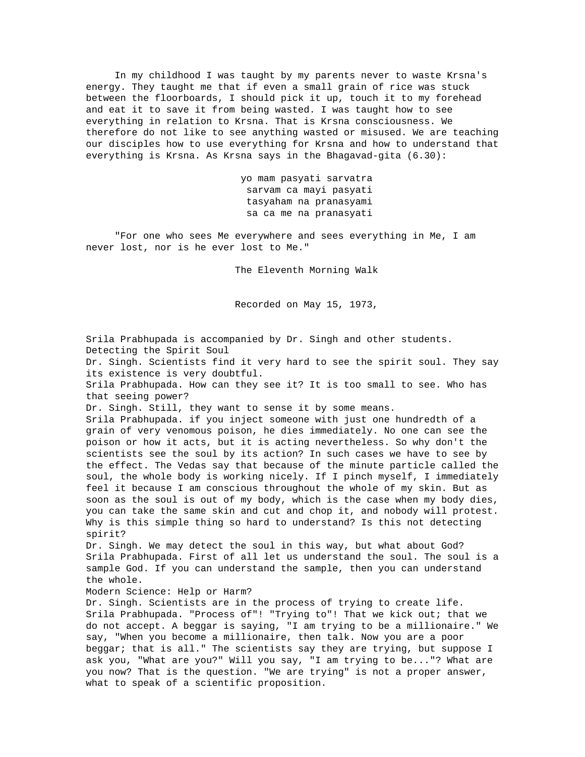In my childhood I was taught by my parents never to waste Krsna's energy. They taught me that if even a small grain of rice was stuck between the floorboards, I should pick it up, touch it to my forehead and eat it to save it from being wasted. I was taught how to see everything in relation to Krsna. That is Krsna consciousness. We therefore do not like to see anything wasted or misused. We are teaching our disciples how to use everything for Krsna and how to understand that everything is Krsna. As Krsna says in the Bhagavad-gita (6.30):

> yo mam pasyati sarvatra
> sarvam ca mayi pasyati
> tasyaham na pranasyami
> sa ca me na pranasyati

"For one who sees Me everywhere and sees everything in Me, I am never lost, nor is he ever lost to Me."

## The Eleventh Morning Walk

Recorded on May 15, 1973,

Srila Prabhupada is accompanied by Dr. Singh and other students.

### Detecting the Spirit Soul

Dr. Singh. Scientists find it very hard to see the spirit soul. They say its existence is very doubtful.

Srila Prabhupada. How can they see it? It is too small to see. Who has that seeing power?

Dr. Singh. Still, they want to sense it by some means.

Srila Prabhupada. if you inject someone with just one hundredth of a grain of very venomous poison, he dies immediately. No one can see the poison or how it acts, but it is acting nevertheless. So why don't the scientists see the soul by its action? In such cases we have to see by the effect. The Vedas say that because of the minute particle called the soul, the whole body is working nicely. If I pinch myself, I immediately feel it because I am conscious throughout the whole of my skin. But as soon as the soul is out of my body, which is the case when my body dies, you can take the same skin and cut and chop it, and nobody will protest. Why is this simple thing so hard to understand? Is this not detecting spirit?

Dr. Singh. We may detect the soul in this way, but what about God?

Srila Prabhupada. First of all let us understand the soul. The soul is a sample God. If you can understand the sample, then you can understand the whole.

### Modern Science: Help or Harm?

Dr. Singh. Scientists are in the process of trying to create life.

Srila Prabhupada. "Process of"! "Trying to"! That we kick out; that we do not accept. A beggar is saying, "I am trying to be a millionaire." We say, "When you become a millionaire, then talk. Now you are a poor beggar; that is all." The scientists say they are trying, but suppose I ask you, "What are you?" Will you say, "I am trying to be..."? What are you now? That is the question. "We are trying" is not a proper answer, what to speak of a scientific proposition.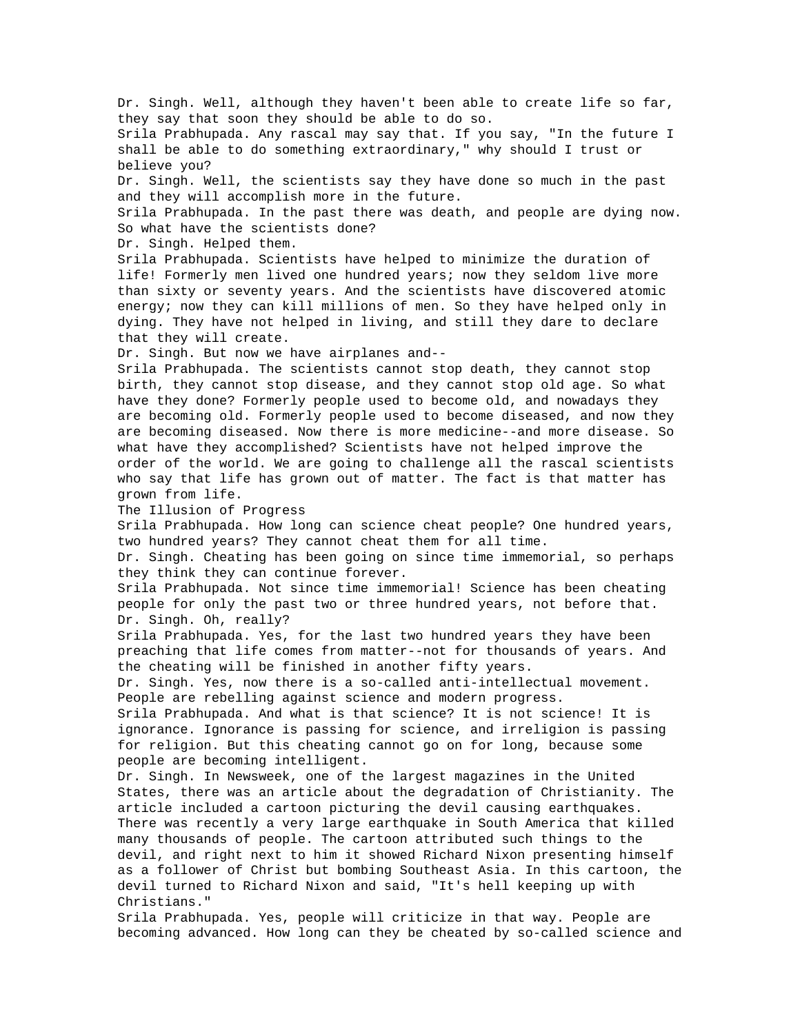Dr. Singh. Well, although they haven't been able to create life so far, they say that soon they should be able to do so.

Srila Prabhupada. Any rascal may say that. If you say, "In the future I shall be able to do something extraordinary," why should I trust or believe you?

Dr. Singh. Well, the scientists say they have done so much in the past and they will accomplish more in the future.

Srila Prabhupada. In the past there was death, and people are dying now. So what have the scientists done?

Dr. Singh. Helped them.

Srila Prabhupada. Scientists have helped to minimize the duration of life! Formerly men lived one hundred years; now they seldom live more than sixty or seventy years. And the scientists have discovered atomic energy; now they can kill millions of men. So they have helped only in dying. They have not helped in living, and still they dare to declare that they will create.

Dr. Singh. But now we have airplanes and--

Srila Prabhupada. The scientists cannot stop death, they cannot stop birth, they cannot stop disease, and they cannot stop old age. So what have they done? Formerly people used to become old, and nowadays they are becoming old. Formerly people used to become diseased, and now they are becoming diseased. Now there is more medicine--and more disease. So what have they accomplished? Scientists have not helped improve the order of the world. We are going to challenge all the rascal scientists who say that life has grown out of matter. The fact is that matter has grown from life.

## The Illusion of Progress

Srila Prabhupada. How long can science cheat people? One hundred years, two hundred years? They cannot cheat them for all time.

Dr. Singh. Cheating has been going on since time immemorial, so perhaps they think they can continue forever.

Srila Prabhupada. Not since time immemorial! Science has been cheating people for only the past two or three hundred years, not before that.

Dr. Singh. Oh, really?

Srila Prabhupada. Yes, for the last two hundred years they have been preaching that life comes from matter--not for thousands of years. And the cheating will be finished in another fifty years.

Dr. Singh. Yes, now there is a so-called anti-intellectual movement. People are rebelling against science and modern progress.

Srila Prabhupada. And what is that science? It is not science! It is ignorance. Ignorance is passing for science, and irreligion is passing for religion. But this cheating cannot go on for long, because some people are becoming intelligent.

Dr. Singh. In Newsweek, one of the largest magazines in the United States, there was an article about the degradation of Christianity. The article included a cartoon picturing the devil causing earthquakes. There was recently a very large earthquake in South America that killed many thousands of people. The cartoon attributed such things to the devil, and right next to him it showed Richard Nixon presenting himself as a follower of Christ but bombing Southeast Asia. In this cartoon, the devil turned to Richard Nixon and said, "It's hell keeping up with Christians."

Srila Prabhupada. Yes, people will criticize in that way. People are becoming advanced. How long can they be cheated by so-called science and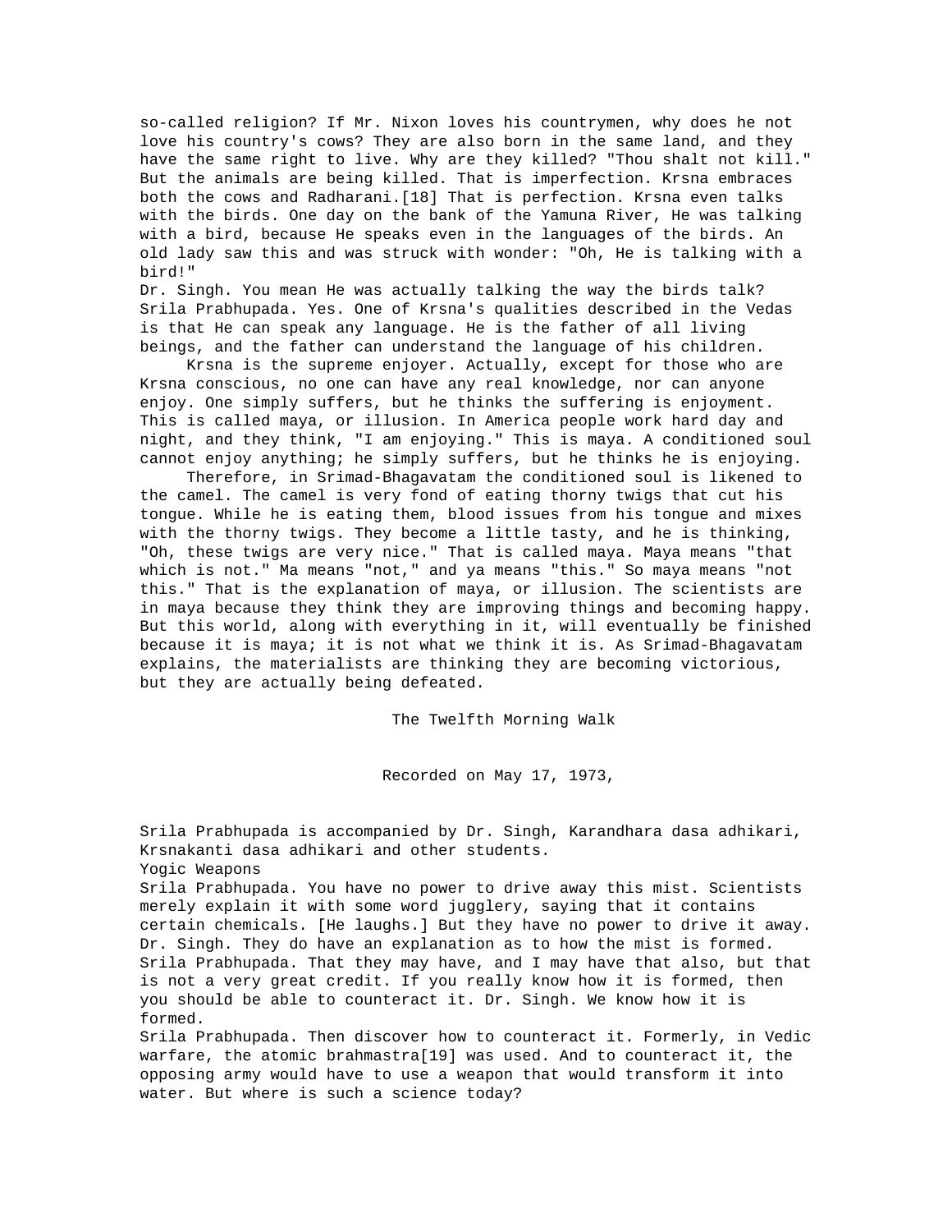so-called religion? If Mr. Nixon loves his countrymen, why does he not love his country's cows? They are also born in the same land, and they have the same right to live. Why are they killed? "Thou shalt not kill." But the animals are being killed. That is imperfection. Krsna embraces both the cows and Radharani.[18] That is perfection. Krsna even talks with the birds. One day on the bank of the Yamuna River, He was talking with a bird, because He speaks even in the languages of the birds. An old lady saw this and was struck with wonder: "Oh, He is talking with a bird!"

Dr. Singh. You mean He was actually talking the way the birds talk?

Srila Prabhupada. Yes. One of Krsna's qualities described in the Vedas is that He can speak any language. He is the father of all living beings, and the father can understand the language of his children.

Krsna is the supreme enjoyer. Actually, except for those who are Krsna conscious, no one can have any real knowledge, nor can anyone enjoy. One simply suffers, but he thinks the suffering is enjoyment. This is called maya, or illusion. In America people work hard day and night, and they think, "I am enjoying." This is maya. A conditioned soul cannot enjoy anything; he simply suffers, but he thinks he is enjoying.

Therefore, in Srimad-Bhagavatam the conditioned soul is likened to the camel. The camel is very fond of eating thorny twigs that cut his tongue. While he is eating them, blood issues from his tongue and mixes with the thorny twigs. They become a little tasty, and he is thinking, "Oh, these twigs are very nice." That is called maya. Maya means "that which is not." Ma means "not," and ya means "this." So maya means "not this." That is the explanation of maya, or illusion. The scientists are in maya because they think they are improving things and becoming happy. But this world, along with everything in it, will eventually be finished because it is maya; it is not what we think it is. As Srimad-Bhagavatam explains, the materialists are thinking they are becoming victorious, but they are actually being defeated.

## The Twelfth Morning Walk

Recorded on May 17, 1973,

Srila Prabhupada is accompanied by Dr. Singh, Karandhara dasa adhikari, Krsnakanti dasa adhikari and other students.

### Yogic Weapons

Srila Prabhupada. You have no power to drive away this mist. Scientists merely explain it with some word jugglery, saying that it contains certain chemicals. [He laughs.] But they have no power to drive it away.

Dr. Singh. They do have an explanation as to how the mist is formed.

Srila Prabhupada. That they may have, and I may have that also, but that is not a very great credit. If you really know how it is formed, then you should be able to counteract it. Dr. Singh. We know how it is formed.

Srila Prabhupada. Then discover how to counteract it. Formerly, in Vedic warfare, the atomic brahmastra[19] was used. And to counteract it, the opposing army would have to use a weapon that would transform it into water. But where is such a science today?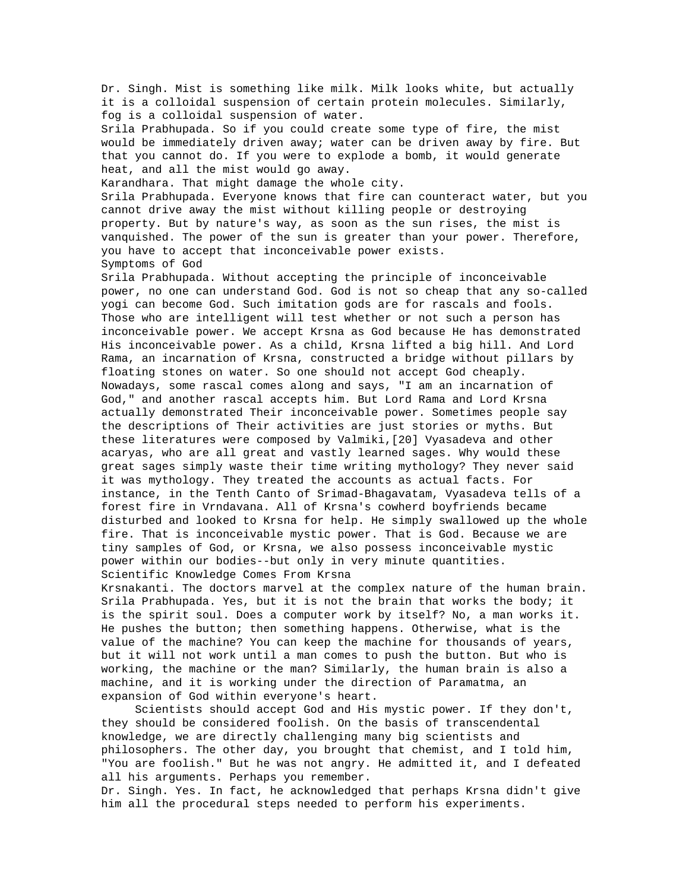Dr. Singh. Mist is something like milk. Milk looks white, but actually it is a colloidal suspension of certain protein molecules. Similarly, fog is a colloidal suspension of water.

Srila Prabhupada. So if you could create some type of fire, the mist would be immediately driven away; water can be driven away by fire. But that you cannot do. If you were to explode a bomb, it would generate heat, and all the mist would go away.

Karandhara. That might damage the whole city.

Srila Prabhupada. Everyone knows that fire can counteract water, but you cannot drive away the mist without killing people or destroying property. But by nature's way, as soon as the sun rises, the mist is vanquished. The power of the sun is greater than your power. Therefore, you have to accept that inconceivable power exists.

## Symptoms of God

Srila Prabhupada. Without accepting the principle of inconceivable power, no one can understand God. God is not so cheap that any so-called yogi can become God. Such imitation gods are for rascals and fools. Those who are intelligent will test whether or not such a person has inconceivable power. We accept Krsna as God because He has demonstrated His inconceivable power. As a child, Krsna lifted a big hill. And Lord Rama, an incarnation of Krsna, constructed a bridge without pillars by floating stones on water. So one should not accept God cheaply. Nowadays, some rascal comes along and says, "I am an incarnation of God," and another rascal accepts him. But Lord Rama and Lord Krsna actually demonstrated Their inconceivable power. Sometimes people say the descriptions of Their activities are just stories or myths. But these literatures were composed by Valmiki,[20] Vyasadeva and other acaryas, who are all great and vastly learned sages. Why would these great sages simply waste their time writing mythology? They never said it was mythology. They treated the accounts as actual facts. For instance, in the Tenth Canto of Srimad-Bhagavatam, Vyasadeva tells of a forest fire in Vrndavana. All of Krsna's cowherd boyfriends became disturbed and looked to Krsna for help. He simply swallowed up the whole fire. That is inconceivable mystic power. That is God. Because we are tiny samples of God, or Krsna, we also possess inconceivable mystic power within our bodies--but only in very minute quantities.

## Scientific Knowledge Comes From Krsna

Krsnakanti. The doctors marvel at the complex nature of the human brain.

Srila Prabhupada. Yes, but it is not the brain that works the body; it is the spirit soul. Does a computer work by itself? No, a man works it. He pushes the button; then something happens. Otherwise, what is the value of the machine? You can keep the machine for thousands of years, but it will not work until a man comes to push the button. But who is working, the machine or the man? Similarly, the human brain is also a machine, and it is working under the direction of Paramatma, an expansion of God within everyone's heart.

Scientists should accept God and His mystic power. If they don't, they should be considered foolish. On the basis of transcendental knowledge, we are directly challenging many big scientists and philosophers. The other day, you brought that chemist, and I told him, "You are foolish." But he was not angry. He admitted it, and I defeated all his arguments. Perhaps you remember.

Dr. Singh. Yes. In fact, he acknowledged that perhaps Krsna didn't give him all the procedural steps needed to perform his experiments.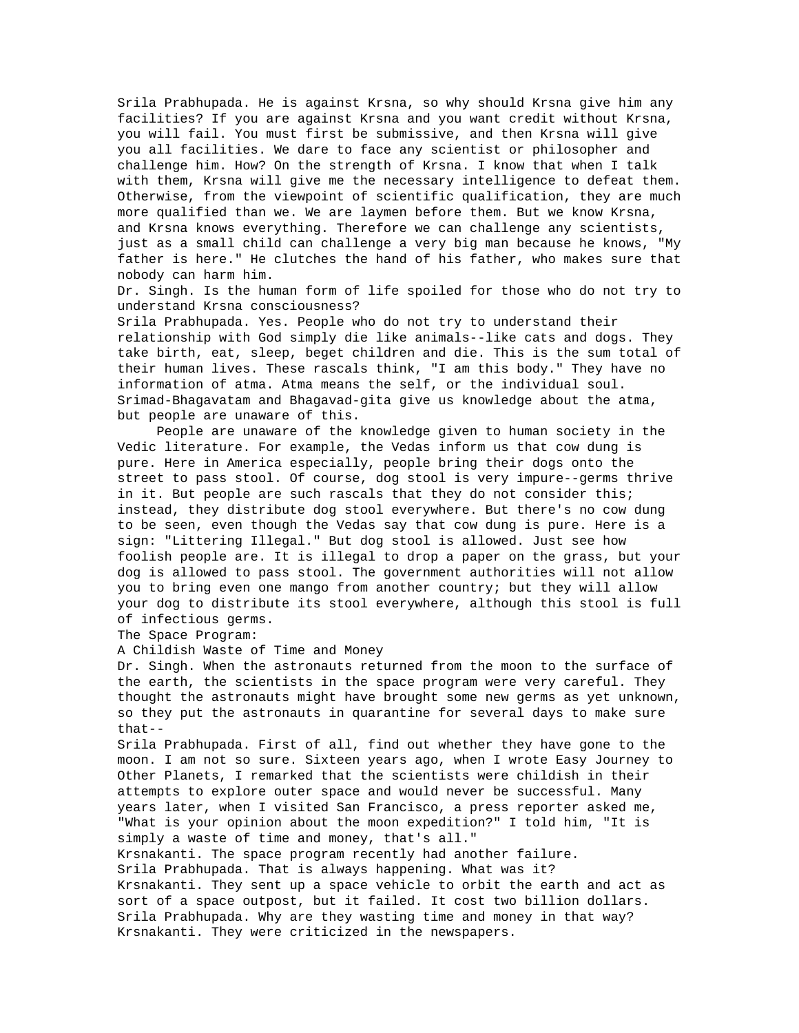Srila Prabhupada. He is against Krsna, so why should Krsna give him any facilities? If you are against Krsna and you want credit without Krsna, you will fail. You must first be submissive, and then Krsna will give you all facilities. We dare to face any scientist or philosopher and challenge him. How? On the strength of Krsna. I know that when I talk with them, Krsna will give me the necessary intelligence to defeat them. Otherwise, from the viewpoint of scientific qualification, they are much more qualified than we. We are laymen before them. But we know Krsna, and Krsna knows everything. Therefore we can challenge any scientists, just as a small child can challenge a very big man because he knows, "My father is here." He clutches the hand of his father, who makes sure that nobody can harm him.

Dr. Singh. Is the human form of life spoiled for those who do not try to understand Krsna consciousness?

Srila Prabhupada. Yes. People who do not try to understand their relationship with God simply die like animals--like cats and dogs. They take birth, eat, sleep, beget children and die. This is the sum total of their human lives. These rascals think, "I am this body." They have no information of atma. Atma means the self, or the individual soul. Srimad-Bhagavatam and Bhagavad-gita give us knowledge about the atma, but people are unaware of this.

People are unaware of the knowledge given to human society in the Vedic literature. For example, the Vedas inform us that cow dung is pure. Here in America especially, people bring their dogs onto the street to pass stool. Of course, dog stool is very impure--germs thrive in it. But people are such rascals that they do not consider this; instead, they distribute dog stool everywhere. But there's no cow dung to be seen, even though the Vedas say that cow dung is pure. Here is a sign: "Littering Illegal." But dog stool is allowed. Just see how foolish people are. It is illegal to drop a paper on the grass, but your dog is allowed to pass stool. The government authorities will not allow you to bring even one mango from another country; but they will allow your dog to distribute its stool everywhere, although this stool is full of infectious germs.

## The Space Program:
## A Childish Waste of Time and Money

Dr. Singh. When the astronauts returned from the moon to the surface of the earth, the scientists in the space program were very careful. They thought the astronauts might have brought some new germs as yet unknown, so they put the astronauts in quarantine for several days to make sure that--

Srila Prabhupada. First of all, find out whether they have gone to the moon. I am not so sure. Sixteen years ago, when I wrote Easy Journey to Other Planets, I remarked that the scientists were childish in their attempts to explore outer space and would never be successful. Many years later, when I visited San Francisco, a press reporter asked me, "What is your opinion about the moon expedition?" I told him, "It is simply a waste of time and money, that's all."

Krsnakanti. The space program recently had another failure.

Srila Prabhupada. That is always happening. What was it?

Krsnakanti. They sent up a space vehicle to orbit the earth and act as sort of a space outpost, but it failed. It cost two billion dollars.

Srila Prabhupada. Why are they wasting time and money in that way?

Krsnakanti. They were criticized in the newspapers.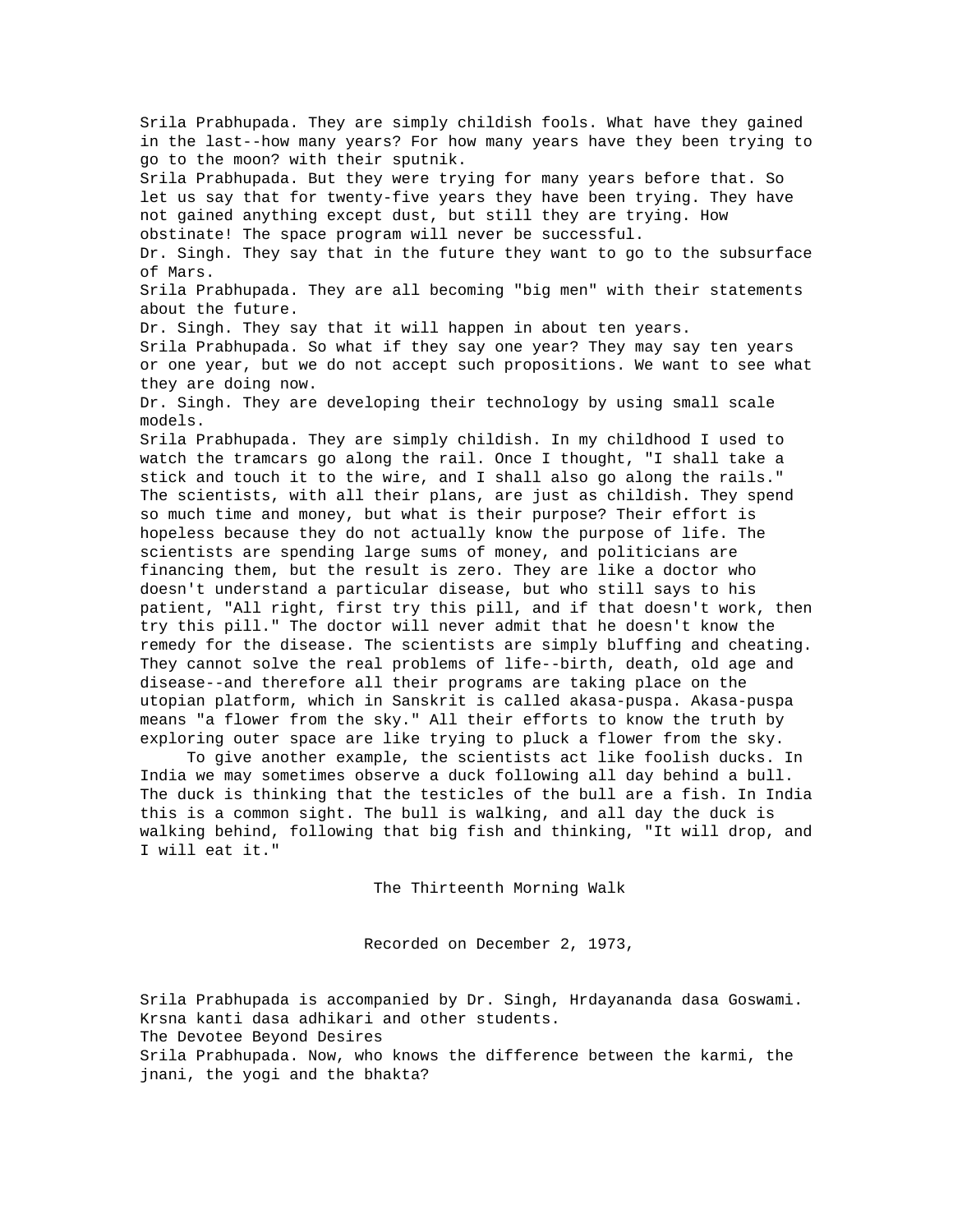Srila Prabhupada. They are simply childish fools. What have they gained in the last--how many years? For how many years have they been trying to go to the moon? with their sputnik.

Srila Prabhupada. But they were trying for many years before that. So let us say that for twenty-five years they have been trying. They have not gained anything except dust, but still they are trying. How obstinate! The space program will never be successful.

Dr. Singh. They say that in the future they want to go to the subsurface of Mars.

Srila Prabhupada. They are all becoming "big men" with their statements about the future.

Dr. Singh. They say that it will happen in about ten years.

Srila Prabhupada. So what if they say one year? They may say ten years or one year, but we do not accept such propositions. We want to see what they are doing now.

Dr. Singh. They are developing their technology by using small scale models.

Srila Prabhupada. They are simply childish. In my childhood I used to watch the tramcars go along the rail. Once I thought, "I shall take a stick and touch it to the wire, and I shall also go along the rails." The scientists, with all their plans, are just as childish. They spend so much time and money, but what is their purpose? Their effort is hopeless because they do not actually know the purpose of life. The scientists are spending large sums of money, and politicians are financing them, but the result is zero. They are like a doctor who doesn't understand a particular disease, but who still says to his patient, "All right, first try this pill, and if that doesn't work, then try this pill." The doctor will never admit that he doesn't know the remedy for the disease. The scientists are simply bluffing and cheating. They cannot solve the real problems of life--birth, death, old age and disease--and therefore all their programs are taking place on the utopian platform, which in Sanskrit is called akasa-puspa. Akasa-puspa means "a flower from the sky." All their efforts to know the truth by exploring outer space are like trying to pluck a flower from the sky.

To give another example, the scientists act like foolish ducks. In India we may sometimes observe a duck following all day behind a bull. The duck is thinking that the testicles of the bull are a fish. In India this is a common sight. The bull is walking, and all day the duck is walking behind, following that big fish and thinking, "It will drop, and I will eat it."

## The Thirteenth Morning Walk

Recorded on December 2, 1973,

Srila Prabhupada is accompanied by Dr. Singh, Hrdayananda dasa Goswami. Krsna kanti dasa adhikari and other students.

### The Devotee Beyond Desires

Srila Prabhupada. Now, who knows the difference between the karmi, the jnani, the yogi and the bhakta?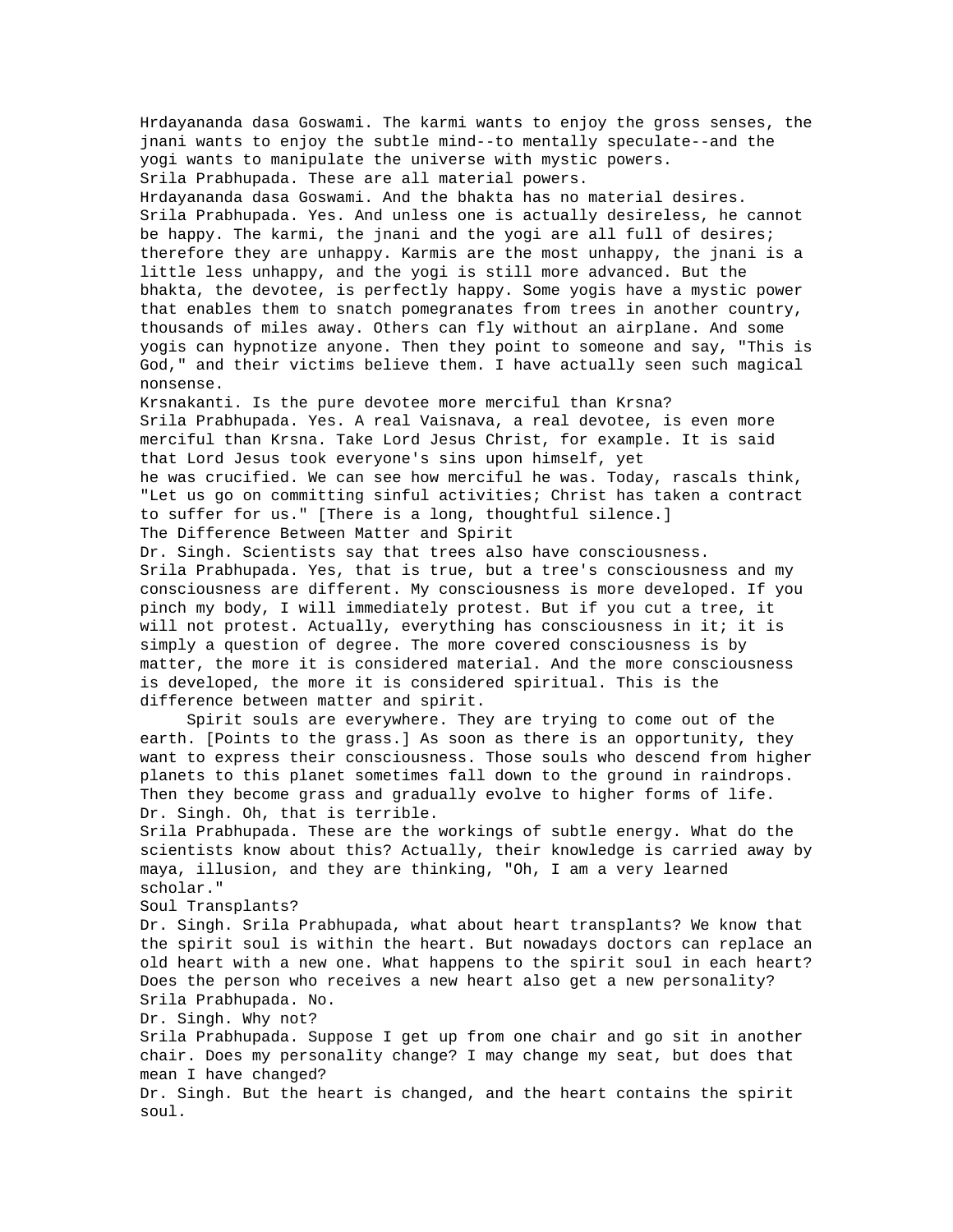Hrdayananda dasa Goswami. The karmi wants to enjoy the gross senses, the jnani wants to enjoy the subtle mind--to mentally speculate--and the yogi wants to manipulate the universe with mystic powers.

Srila Prabhupada. These are all material powers.

Hrdayananda dasa Goswami. And the bhakta has no material desires.

Srila Prabhupada. Yes. And unless one is actually desireless, he cannot be happy. The karmi, the jnani and the yogi are all full of desires; therefore they are unhappy. Karmis are the most unhappy, the jnani is a little less unhappy, and the yogi is still more advanced. But the bhakta, the devotee, is perfectly happy. Some yogis have a mystic power that enables them to snatch pomegranates from trees in another country, thousands of miles away. Others can fly without an airplane. And some yogis can hypnotize anyone. Then they point to someone and say, "This is God," and their victims believe them. I have actually seen such magical nonsense.

Krsnakanti. Is the pure devotee more merciful than Krsna?

Srila Prabhupada. Yes. A real Vaisnava, a real devotee, is even more merciful than Krsna. Take Lord Jesus Christ, for example. It is said that Lord Jesus took everyone's sins upon himself, yet he was crucified. We can see how merciful he was. Today, rascals think, "Let us go on committing sinful activities; Christ has taken a contract to suffer for us." [There is a long, thoughtful silence.]

## The Difference Between Matter and Spirit

Dr. Singh. Scientists say that trees also have consciousness.

Srila Prabhupada. Yes, that is true, but a tree's consciousness and my consciousness are different. My consciousness is more developed. If you pinch my body, I will immediately protest. But if you cut a tree, it will not protest. Actually, everything has consciousness in it; it is simply a question of degree. The more covered consciousness is by matter, the more it is considered material. And the more consciousness is developed, the more it is considered spiritual. This is the difference between matter and spirit.

Spirit souls are everywhere. They are trying to come out of the earth. [Points to the grass.] As soon as there is an opportunity, they want to express their consciousness. Those souls who descend from higher planets to this planet sometimes fall down to the ground in raindrops. Then they become grass and gradually evolve to higher forms of life.

Dr. Singh. Oh, that is terrible.

Srila Prabhupada. These are the workings of subtle energy. What do the scientists know about this? Actually, their knowledge is carried away by maya, illusion, and they are thinking, "Oh, I am a very learned scholar."

## Soul Transplants?

Dr. Singh. Srila Prabhupada, what about heart transplants? We know that the spirit soul is within the heart. But nowadays doctors can replace an old heart with a new one. What happens to the spirit soul in each heart? Does the person who receives a new heart also get a new personality?

Srila Prabhupada. No.

Dr. Singh. Why not?

Srila Prabhupada. Suppose I get up from one chair and go sit in another chair. Does my personality change? I may change my seat, but does that mean I have changed?

Dr. Singh. But the heart is changed, and the heart contains the spirit soul.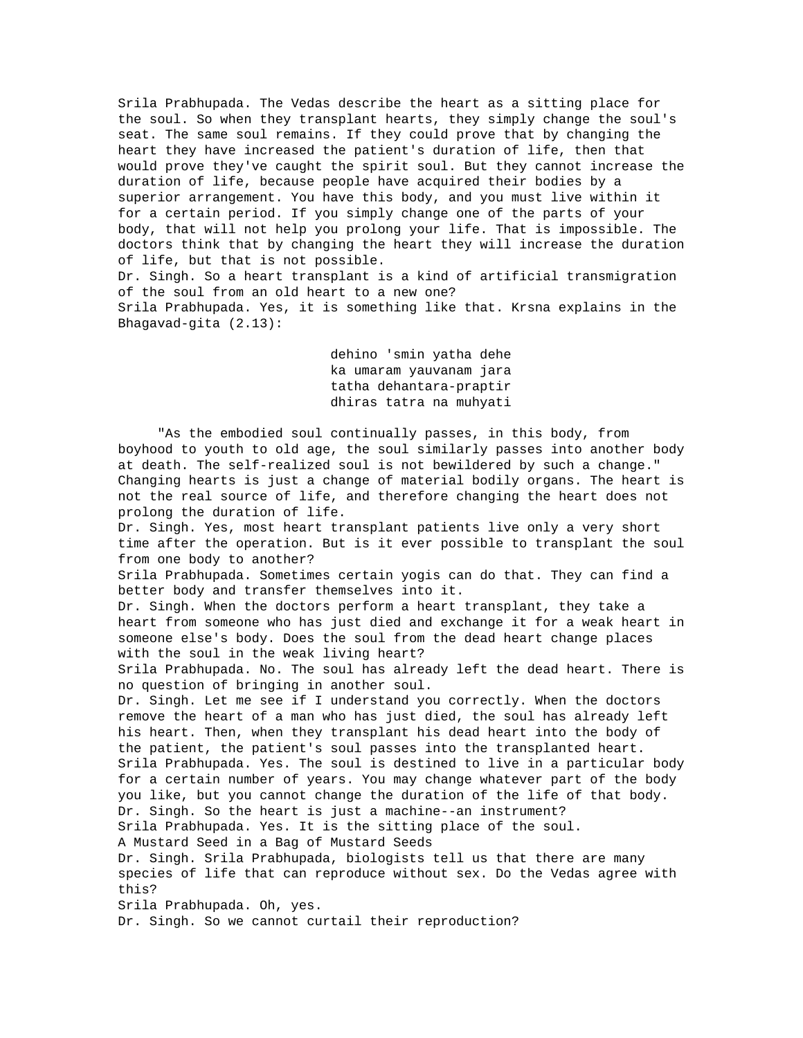Srila Prabhupada. The Vedas describe the heart as a sitting place for the soul. So when they transplant hearts, they simply change the soul's seat. The same soul remains. If they could prove that by changing the heart they have increased the patient's duration of life, then that would prove they've caught the spirit soul. But they cannot increase the duration of life, because people have acquired their bodies by a superior arrangement. You have this body, and you must live within it for a certain period. If you simply change one of the parts of your body, that will not help you prolong your life. That is impossible. The doctors think that by changing the heart they will increase the duration of life, but that is not possible.

Dr. Singh. So a heart transplant is a kind of artificial transmigration of the soul from an old heart to a new one?

Srila Prabhupada. Yes, it is something like that. Krsna explains in the Bhagavad-gita (2.13):

> dehino 'smin yatha dehe
> ka umaram yauvanam jara
> tatha dehantara-praptir
> dhiras tatra na muhyati

"As the embodied soul continually passes, in this body, from boyhood to youth to old age, the soul similarly passes into another body at death. The self-realized soul is not bewildered by such a change." Changing hearts is just a change of material bodily organs. The heart is not the real source of life, and therefore changing the heart does not prolong the duration of life.

Dr. Singh. Yes, most heart transplant patients live only a very short time after the operation. But is it ever possible to transplant the soul from one body to another?

Srila Prabhupada. Sometimes certain yogis can do that. They can find a better body and transfer themselves into it.

Dr. Singh. When the doctors perform a heart transplant, they take a heart from someone who has just died and exchange it for a weak heart in someone else's body. Does the soul from the dead heart change places with the soul in the weak living heart?

Srila Prabhupada. No. The soul has already left the dead heart. There is no question of bringing in another soul.

Dr. Singh. Let me see if I understand you correctly. When the doctors remove the heart of a man who has just died, the soul has already left his heart. Then, when they transplant his dead heart into the body of the patient, the patient's soul passes into the transplanted heart.

Srila Prabhupada. Yes. The soul is destined to live in a particular body for a certain number of years. You may change whatever part of the body you like, but you cannot change the duration of the life of that body.

Dr. Singh. So the heart is just a machine--an instrument?

Srila Prabhupada. Yes. It is the sitting place of the soul.

## A Mustard Seed in a Bag of Mustard Seeds

Dr. Singh. Srila Prabhupada, biologists tell us that there are many species of life that can reproduce without sex. Do the Vedas agree with this?

Srila Prabhupada. Oh, yes.

Dr. Singh. So we cannot curtail their reproduction?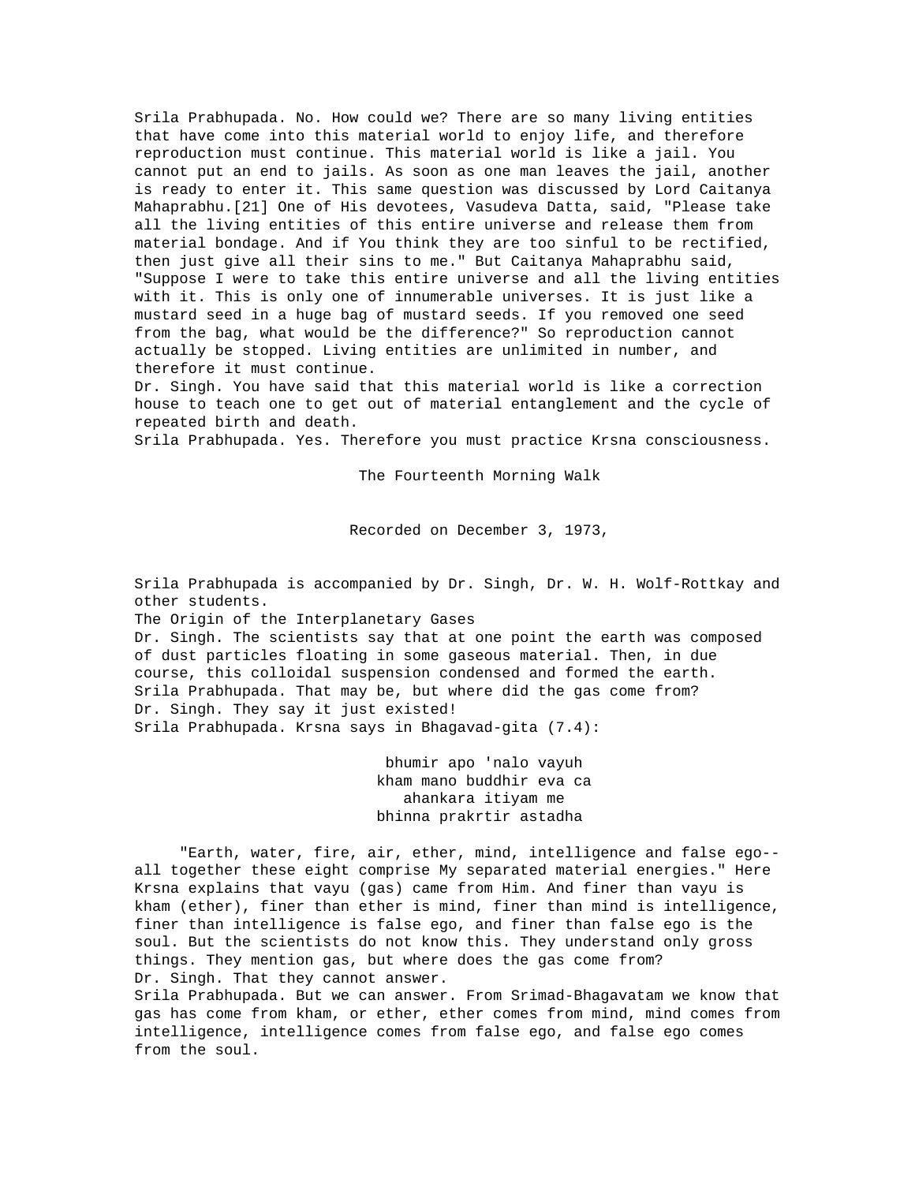Srila Prabhupada. No. How could we? There are so many living entities that have come into this material world to enjoy life, and therefore reproduction must continue. This material world is like a jail. You cannot put an end to jails. As soon as one man leaves the jail, another is ready to enter it. This same question was discussed by Lord Caitanya Mahaprabhu.[21] One of His devotees, Vasudeva Datta, said, "Please take all the living entities of this entire universe and release them from material bondage. And if You think they are too sinful to be rectified, then just give all their sins to me." But Caitanya Mahaprabhu said, "Suppose I were to take this entire universe and all the living entities with it. This is only one of innumerable universes. It is just like a mustard seed in a huge bag of mustard seeds. If you removed one seed from the bag, what would be the difference?" So reproduction cannot actually be stopped. Living entities are unlimited in number, and therefore it must continue.

Dr. Singh. You have said that this material world is like a correction house to teach one to get out of material entanglement and the cycle of repeated birth and death.

Srila Prabhupada. Yes. Therefore you must practice Krsna consciousness.

# The Fourteenth Morning Walk

Recorded on December 3, 1973,

Srila Prabhupada is accompanied by Dr. Singh, Dr. W. H. Wolf-Rottkay and other students.

## The Origin of the Interplanetary Gases

Dr. Singh. The scientists say that at one point the earth was composed of dust particles floating in some gaseous material. Then, in due course, this colloidal suspension condensed and formed the earth.

Srila Prabhupada. That may be, but where did the gas come from?

Dr. Singh. They say it just existed!

Srila Prabhupada. Krsna says in Bhagavad-gita (7.4):

> bhumir apo 'nalo vayuh
> kham mano buddhir eva ca
> ahankara itiyam me
> bhinna prakrtir astadha

"Earth, water, fire, air, ether, mind, intelligence and false ego--all together these eight comprise My separated material energies." Here Krsna explains that vayu (gas) came from Him. And finer than vayu is kham (ether), finer than ether is mind, finer than mind is intelligence, finer than intelligence is false ego, and finer than false ego is the soul. But the scientists do not know this. They understand only gross things. They mention gas, but where does the gas come from?

Dr. Singh. That they cannot answer.

Srila Prabhupada. But we can answer. From Srimad-Bhagavatam we know that gas has come from kham, or ether, ether comes from mind, mind comes from intelligence, intelligence comes from false ego, and false ego comes from the soul.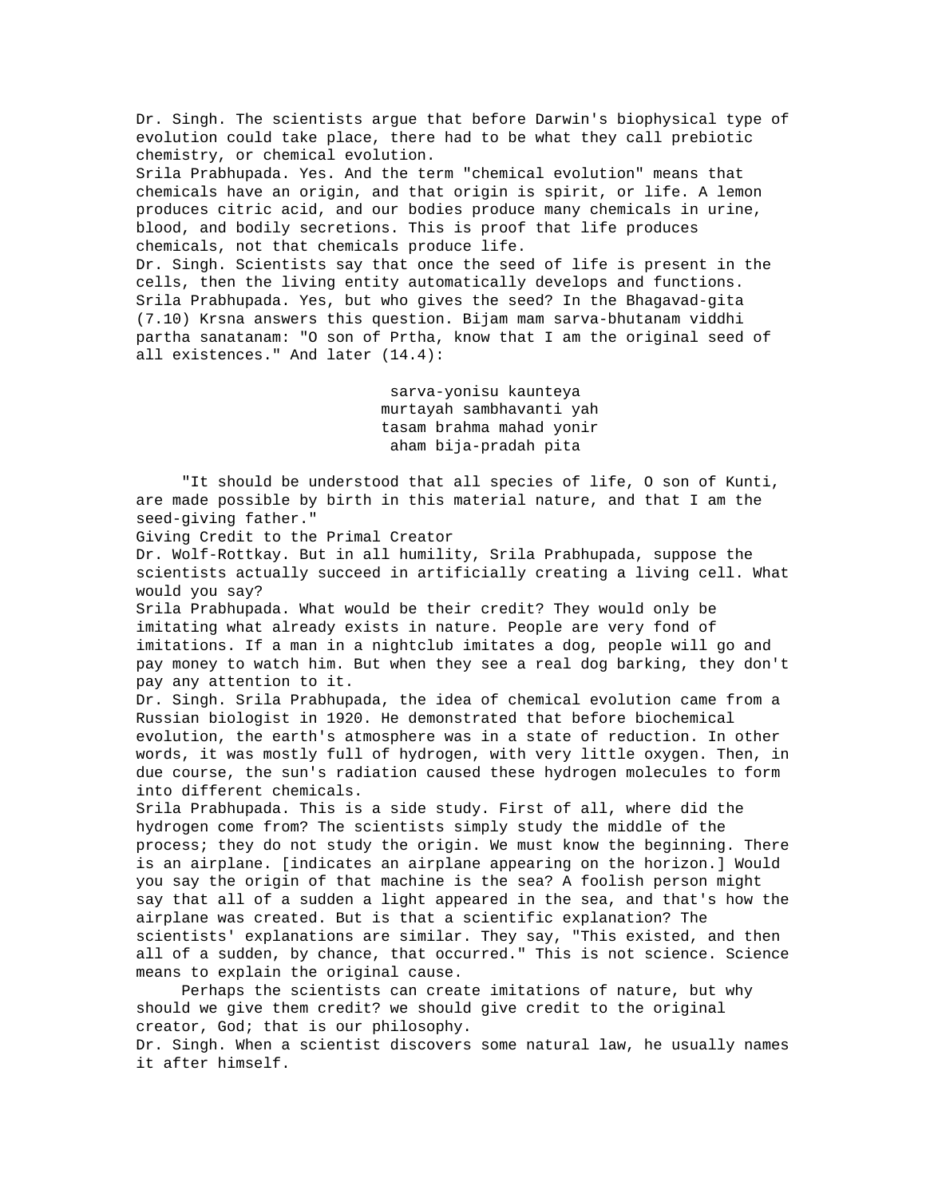Dr. Singh. The scientists argue that before Darwin's biophysical type of evolution could take place, there had to be what they call prebiotic chemistry, or chemical evolution.

Srila Prabhupada. Yes. And the term "chemical evolution" means that chemicals have an origin, and that origin is spirit, or life. A lemon produces citric acid, and our bodies produce many chemicals in urine, blood, and bodily secretions. This is proof that life produces chemicals, not that chemicals produce life.

Dr. Singh. Scientists say that once the seed of life is present in the cells, then the living entity automatically develops and functions.

Srila Prabhupada. Yes, but who gives the seed? In the Bhagavad-gita (7.10) Krsna answers this question. Bijam mam sarva-bhutanam viddhi partha sanatanam: "O son of Prtha, know that I am the original seed of all existences." And later (14.4):

> sarva-yonisu kaunteya
> murtayah sambhavanti yah
> tasam brahma mahad yonir
> aham bija-pradah pita

"It should be understood that all species of life, O son of Kunti, are made possible by birth in this material nature, and that I am the seed-giving father."

## Giving Credit to the Primal Creator

Dr. Wolf-Rottkay. But in all humility, Srila Prabhupada, suppose the scientists actually succeed in artificially creating a living cell. What would you say?

Srila Prabhupada. What would be their credit? They would only be imitating what already exists in nature. People are very fond of imitations. If a man in a nightclub imitates a dog, people will go and pay money to watch him. But when they see a real dog barking, they don't pay any attention to it.

Dr. Singh. Srila Prabhupada, the idea of chemical evolution came from a Russian biologist in 1920. He demonstrated that before biochemical evolution, the earth's atmosphere was in a state of reduction. In other words, it was mostly full of hydrogen, with very little oxygen. Then, in due course, the sun's radiation caused these hydrogen molecules to form into different chemicals.

Srila Prabhupada. This is a side study. First of all, where did the hydrogen come from? The scientists simply study the middle of the process; they do not study the origin. We must know the beginning. There is an airplane. [indicates an airplane appearing on the horizon.] Would you say the origin of that machine is the sea? A foolish person might say that all of a sudden a light appeared in the sea, and that's how the airplane was created. But is that a scientific explanation? The scientists' explanations are similar. They say, "This existed, and then all of a sudden, by chance, that occurred." This is not science. Science means to explain the original cause.

Perhaps the scientists can create imitations of nature, but why should we give them credit? we should give credit to the original creator, God; that is our philosophy.

Dr. Singh. When a scientist discovers some natural law, he usually names it after himself.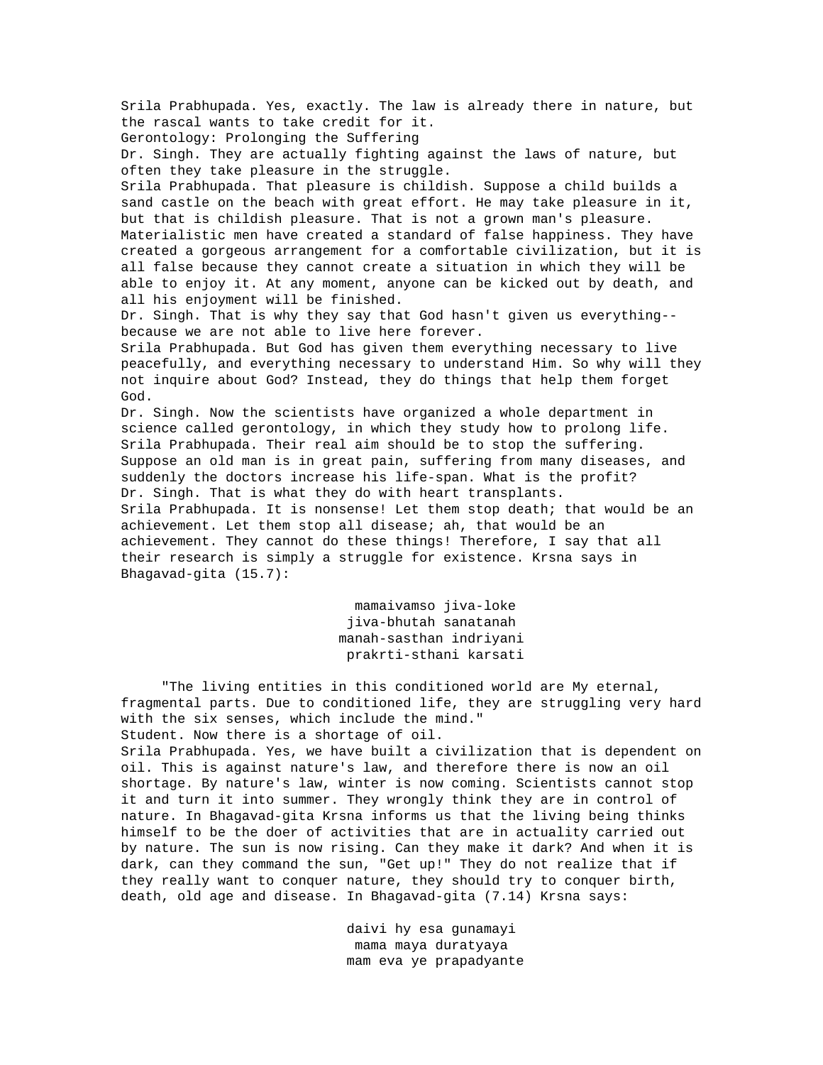Srila Prabhupada. Yes, exactly. The law is already there in nature, but the rascal wants to take credit for it.

## Gerontology: Prolonging the Suffering

Dr. Singh. They are actually fighting against the laws of nature, but often they take pleasure in the struggle.

Srila Prabhupada. That pleasure is childish. Suppose a child builds a sand castle on the beach with great effort. He may take pleasure in it, but that is childish pleasure. That is not a grown man's pleasure. Materialistic men have created a standard of false happiness. They have created a gorgeous arrangement for a comfortable civilization, but it is all false because they cannot create a situation in which they will be able to enjoy it. At any moment, anyone can be kicked out by death, and all his enjoyment will be finished.

Dr. Singh. That is why they say that God hasn't given us everything--because we are not able to live here forever.

Srila Prabhupada. But God has given them everything necessary to live peacefully, and everything necessary to understand Him. So why will they not inquire about God? Instead, they do things that help them forget God.

Dr. Singh. Now the scientists have organized a whole department in science called gerontology, in which they study how to prolong life.

Srila Prabhupada. Their real aim should be to stop the suffering. Suppose an old man is in great pain, suffering from many diseases, and suddenly the doctors increase his life-span. What is the profit?

Dr. Singh. That is what they do with heart transplants.

Srila Prabhupada. It is nonsense! Let them stop death; that would be an achievement. Let them stop all disease; ah, that would be an achievement. They cannot do these things! Therefore, I say that all their research is simply a struggle for existence. Krsna says in Bhagavad-gita (15.7):

> mamaivamso jiva-loke
> jiva-bhutah sanatanah
> manah-sasthan indriyani
> prakrti-sthani karsati

"The living entities in this conditioned world are My eternal, fragmental parts. Due to conditioned life, they are struggling very hard with the six senses, which include the mind."

Student. Now there is a shortage of oil.

Srila Prabhupada. Yes, we have built a civilization that is dependent on oil. This is against nature's law, and therefore there is now an oil shortage. By nature's law, winter is now coming. Scientists cannot stop it and turn it into summer. They wrongly think they are in control of nature. In Bhagavad-gita Krsna informs us that the living being thinks himself to be the doer of activities that are in actuality carried out by nature. The sun is now rising. Can they make it dark? And when it is dark, can they command the sun, "Get up!" They do not realize that if they really want to conquer nature, they should try to conquer birth, death, old age and disease. In Bhagavad-gita (7.14) Krsna says:

> daivi hy esa gunamayi
> mama maya duratyaya
> mam eva ye prapadyante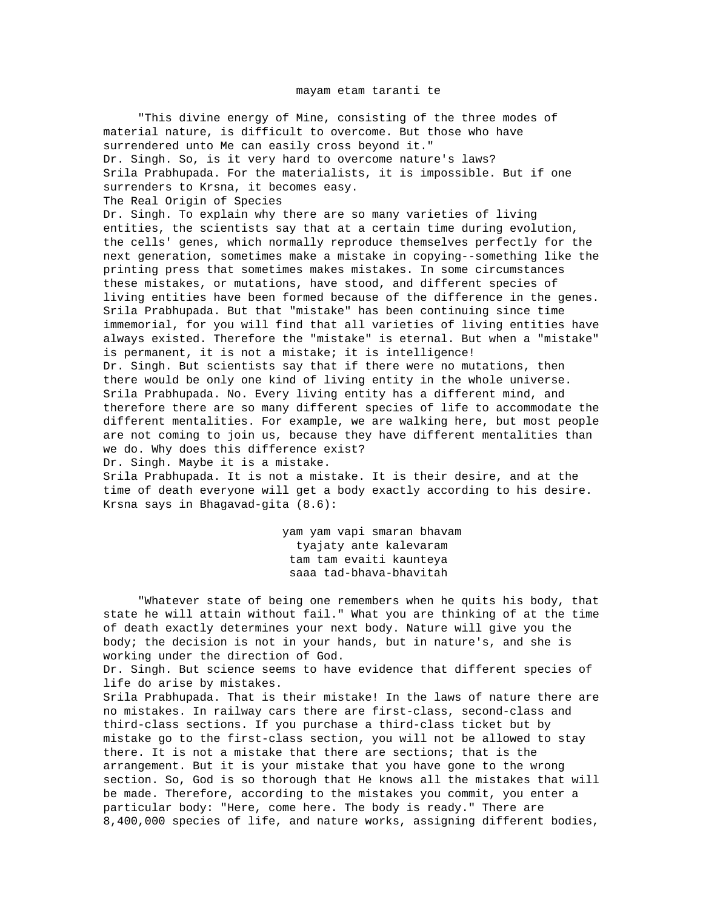mayam etam taranti te

"This divine energy of Mine, consisting of the three modes of material nature, is difficult to overcome. But those who have surrendered unto Me can easily cross beyond it."

Dr. Singh. So, is it very hard to overcome nature's laws?

Srila Prabhupada. For the materialists, it is impossible. But if one surrenders to Krsna, it becomes easy.

## The Real Origin of Species

Dr. Singh. To explain why there are so many varieties of living entities, the scientists say that at a certain time during evolution, the cells' genes, which normally reproduce themselves perfectly for the next generation, sometimes make a mistake in copying--something like the printing press that sometimes makes mistakes. In some circumstances these mistakes, or mutations, have stood, and different species of living entities have been formed because of the difference in the genes.

Srila Prabhupada. But that "mistake" has been continuing since time immemorial, for you will find that all varieties of living entities have always existed. Therefore the "mistake" is eternal. But when a "mistake" is permanent, it is not a mistake; it is intelligence!

Dr. Singh. But scientists say that if there were no mutations, then there would be only one kind of living entity in the whole universe.

Srila Prabhupada. No. Every living entity has a different mind, and therefore there are so many different species of life to accommodate the different mentalities. For example, we are walking here, but most people are not coming to join us, because they have different mentalities than we do. Why does this difference exist?

Dr. Singh. Maybe it is a mistake.

Srila Prabhupada. It is not a mistake. It is their desire, and at the time of death everyone will get a body exactly according to his desire. Krsna says in Bhagavad-gita (8.6):

yam yam vapi smaran bhavam
tyajaty ante kalevaram
tam tam evaiti kaunteya
saaa tad-bhava-bhavitah

"Whatever state of being one remembers when he quits his body, that state he will attain without fail." What you are thinking of at the time of death exactly determines your next body. Nature will give you the body; the decision is not in your hands, but in nature's, and she is working under the direction of God.

Dr. Singh. But science seems to have evidence that different species of life do arise by mistakes.

Srila Prabhupada. That is their mistake! In the laws of nature there are no mistakes. In railway cars there are first-class, second-class and third-class sections. If you purchase a third-class ticket but by mistake go to the first-class section, you will not be allowed to stay there. It is not a mistake that there are sections; that is the arrangement. But it is your mistake that you have gone to the wrong section. So, God is so thorough that He knows all the mistakes that will be made. Therefore, according to the mistakes you commit, you enter a particular body: "Here, come here. The body is ready." There are 8,400,000 species of life, and nature works, assigning different bodies,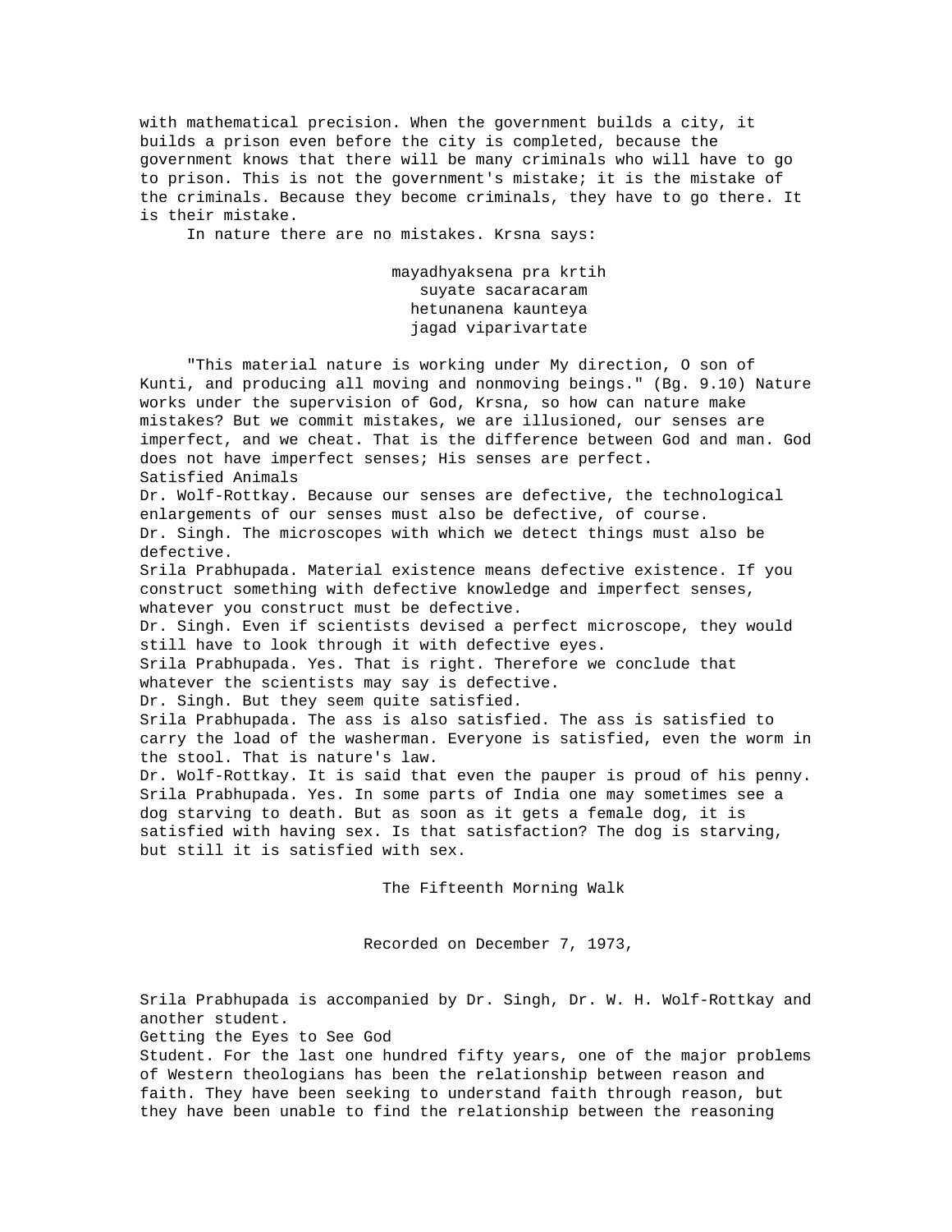with mathematical precision. When the government builds a city, it builds a prison even before the city is completed, because the government knows that there will be many criminals who will have to go to prison. This is not the government's mistake; it is the mistake of the criminals. Because they become criminals, they have to go there. It is their mistake.

In nature there are no mistakes. Krsna says:

> mayadhyaksena pra krtih
> suyate sacaracaram
> hetunanena kaunteya
> jagad viparivartate

"This material nature is working under My direction, O son of Kunti, and producing all moving and nonmoving beings." (Bg. 9.10) Nature works under the supervision of God, Krsna, so how can nature make mistakes? But we commit mistakes, we are illusioned, our senses are imperfect, and we cheat. That is the difference between God and man. God does not have imperfect senses; His senses are perfect.

### Satisfied Animals

Dr. Wolf-Rottkay. Because our senses are defective, the technological enlargements of our senses must also be defective, of course.

Dr. Singh. The microscopes with which we detect things must also be defective.

Srila Prabhupada. Material existence means defective existence. If you construct something with defective knowledge and imperfect senses, whatever you construct must be defective.

Dr. Singh. Even if scientists devised a perfect microscope, they would still have to look through it with defective eyes.

Srila Prabhupada. Yes. That is right. Therefore we conclude that whatever the scientists may say is defective.

Dr. Singh. But they seem quite satisfied.

Srila Prabhupada. The ass is also satisfied. The ass is satisfied to carry the load of the washerman. Everyone is satisfied, even the worm in the stool. That is nature's law.

Dr. Wolf-Rottkay. It is said that even the pauper is proud of his penny.

Srila Prabhupada. Yes. In some parts of India one may sometimes see a dog starving to death. But as soon as it gets a female dog, it is satisfied with having sex. Is that satisfaction? The dog is starving, but still it is satisfied with sex.

## The Fifteenth Morning Walk

Recorded on December 7, 1973,

Srila Prabhupada is accompanied by Dr. Singh, Dr. W. H. Wolf-Rottkay and another student.

### Getting the Eyes to See God

Student. For the last one hundred fifty years, one of the major problems of Western theologians has been the relationship between reason and faith. They have been seeking to understand faith through reason, but they have been unable to find the relationship between the reasoning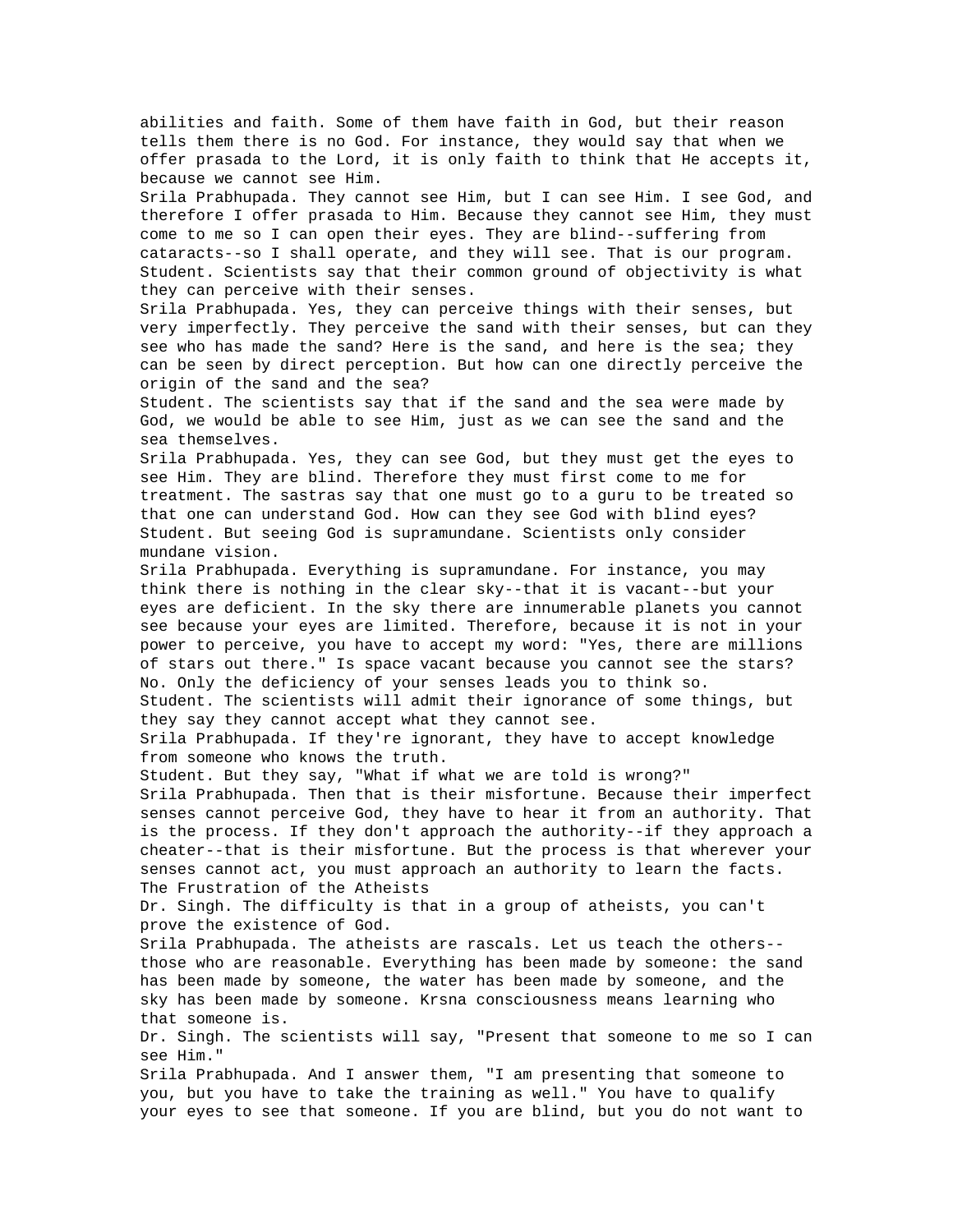abilities and faith. Some of them have faith in God, but their reason tells them there is no God. For instance, they would say that when we offer prasada to the Lord, it is only faith to think that He accepts it, because we cannot see Him.

Srila Prabhupada. They cannot see Him, but I can see Him. I see God, and therefore I offer prasada to Him. Because they cannot see Him, they must come to me so I can open their eyes. They are blind--suffering from cataracts--so I shall operate, and they will see. That is our program.

Student. Scientists say that their common ground of objectivity is what they can perceive with their senses.

Srila Prabhupada. Yes, they can perceive things with their senses, but very imperfectly. They perceive the sand with their senses, but can they see who has made the sand? Here is the sand, and here is the sea; they can be seen by direct perception. But how can one directly perceive the origin of the sand and the sea?

Student. The scientists say that if the sand and the sea were made by God, we would be able to see Him, just as we can see the sand and the sea themselves.

Srila Prabhupada. Yes, they can see God, but they must get the eyes to see Him. They are blind. Therefore they must first come to me for treatment. The sastras say that one must go to a guru to be treated so that one can understand God. How can they see God with blind eyes?

Student. But seeing God is supramundane. Scientists only consider mundane vision.

Srila Prabhupada. Everything is supramundane. For instance, you may think there is nothing in the clear sky--that it is vacant--but your eyes are deficient. In the sky there are innumerable planets you cannot see because your eyes are limited. Therefore, because it is not in your power to perceive, you have to accept my word: "Yes, there are millions of stars out there." Is space vacant because you cannot see the stars? No. Only the deficiency of your senses leads you to think so.

Student. The scientists will admit their ignorance of some things, but they say they cannot accept what they cannot see.

Srila Prabhupada. If they're ignorant, they have to accept knowledge from someone who knows the truth.

Student. But they say, "What if what we are told is wrong?"

Srila Prabhupada. Then that is their misfortune. Because their imperfect senses cannot perceive God, they have to hear it from an authority. That is the process. If they don't approach the authority--if they approach a cheater--that is their misfortune. But the process is that wherever your senses cannot act, you must approach an authority to learn the facts.

## The Frustration of the Atheists

Dr. Singh. The difficulty is that in a group of atheists, you can't prove the existence of God.

Srila Prabhupada. The atheists are rascals. Let us teach the others--those who are reasonable. Everything has been made by someone: the sand has been made by someone, the water has been made by someone, and the sky has been made by someone. Krsna consciousness means learning who that someone is.

Dr. Singh. The scientists will say, "Present that someone to me so I can see Him."

Srila Prabhupada. And I answer them, "I am presenting that someone to you, but you have to take the training as well." You have to qualify your eyes to see that someone. If you are blind, but you do not want to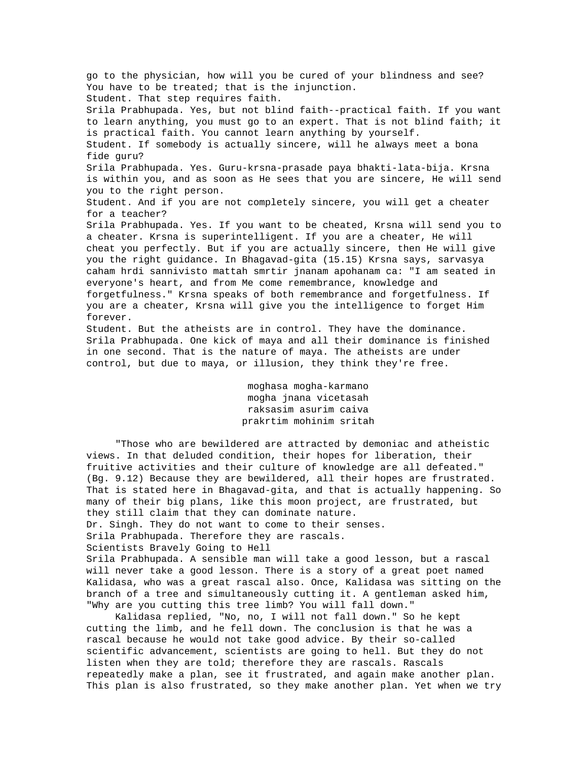go to the physician, how will you be cured of your blindness and see? You have to be treated; that is the injunction.

Student. That step requires faith.

Srila Prabhupada. Yes, but not blind faith--practical faith. If you want to learn anything, you must go to an expert. That is not blind faith; it is practical faith. You cannot learn anything by yourself.

Student. If somebody is actually sincere, will he always meet a bona fide guru?

Srila Prabhupada. Yes. Guru-krsna-prasade paya bhakti-lata-bija. Krsna is within you, and as soon as He sees that you are sincere, He will send you to the right person.

Student. And if you are not completely sincere, you will get a cheater for a teacher?

Srila Prabhupada. Yes. If you want to be cheated, Krsna will send you to a cheater. Krsna is superintelligent. If you are a cheater, He will cheat you perfectly. But if you are actually sincere, then He will give you the right guidance. In Bhagavad-gita (15.15) Krsna says, sarvasya caham hrdi sannivisto mattah smrtir jnanam apohanam ca: "I am seated in everyone's heart, and from Me come remembrance, knowledge and forgetfulness." Krsna speaks of both remembrance and forgetfulness. If you are a cheater, Krsna will give you the intelligence to forget Him forever.

Student. But the atheists are in control. They have the dominance.

Srila Prabhupada. One kick of maya and all their dominance is finished in one second. That is the nature of maya. The atheists are under control, but due to maya, or illusion, they think they're free.

moghasa mogha-karmano
mogha jnana vicetasah
raksasim asurim caiva
prakrtim mohinim sritah

"Those who are bewildered are attracted by demoniac and atheistic views. In that deluded condition, their hopes for liberation, their fruitive activities and their culture of knowledge are all defeated." (Bg. 9.12) Because they are bewildered, all their hopes are frustrated. That is stated here in Bhagavad-gita, and that is actually happening. So many of their big plans, like this moon project, are frustrated, but they still claim that they can dominate nature.

Dr. Singh. They do not want to come to their senses.

Srila Prabhupada. Therefore they are rascals.

## Scientists Bravely Going to Hell

Srila Prabhupada. A sensible man will take a good lesson, but a rascal will never take a good lesson. There is a story of a great poet named Kalidasa, who was a great rascal also. Once, Kalidasa was sitting on the branch of a tree and simultaneously cutting it. A gentleman asked him, "Why are you cutting this tree limb? You will fall down."

Kalidasa replied, "No, no, I will not fall down." So he kept cutting the limb, and he fell down. The conclusion is that he was a rascal because he would not take good advice. By their so-called scientific advancement, scientists are going to hell. But they do not listen when they are told; therefore they are rascals. Rascals repeatedly make a plan, see it frustrated, and again make another plan. This plan is also frustrated, so they make another plan. Yet when we try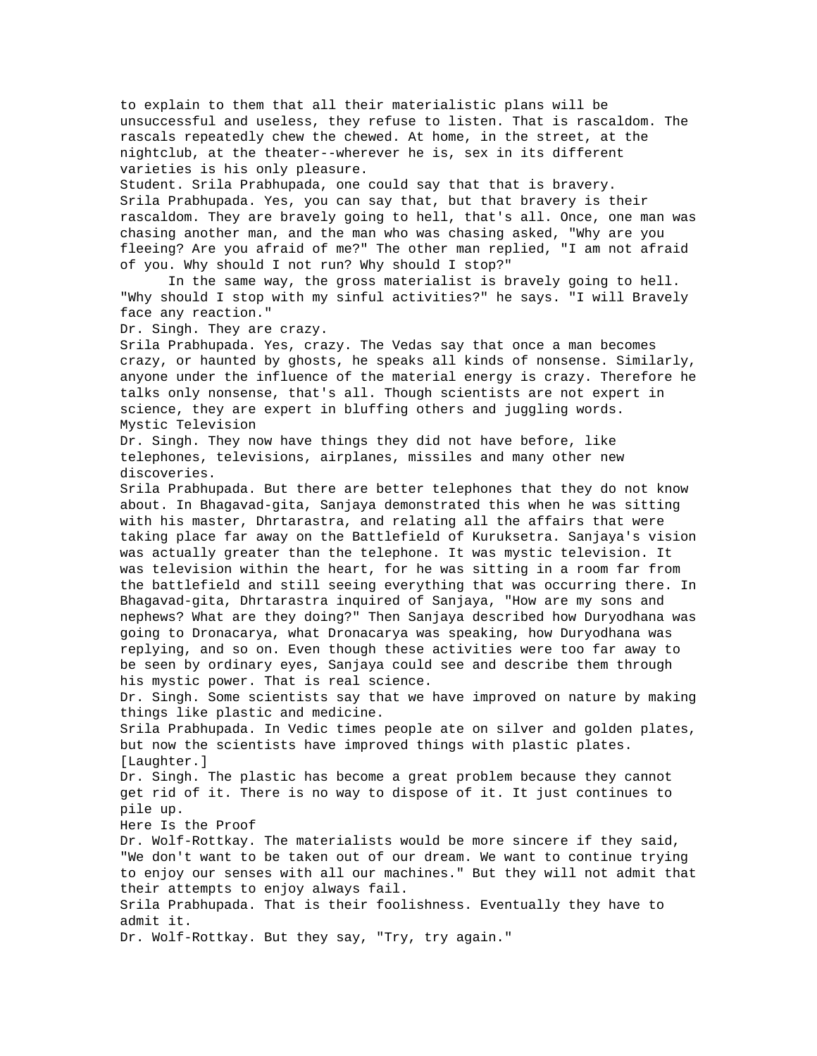to explain to them that all their materialistic plans will be unsuccessful and useless, they refuse to listen. That is rascaldom. The rascals repeatedly chew the chewed. At home, in the street, at the nightclub, at the theater--wherever he is, sex in its different varieties is his only pleasure.

Student. Srila Prabhupada, one could say that that is bravery.

Srila Prabhupada. Yes, you can say that, but that bravery is their rascaldom. They are bravely going to hell, that's all. Once, one man was chasing another man, and the man who was chasing asked, "Why are you fleeing? Are you afraid of me?" The other man replied, "I am not afraid of you. Why should I not run? Why should I stop?"

In the same way, the gross materialist is bravely going to hell. "Why should I stop with my sinful activities?" he says. "I will Bravely face any reaction."

Dr. Singh. They are crazy.

Srila Prabhupada. Yes, crazy. The Vedas say that once a man becomes crazy, or haunted by ghosts, he speaks all kinds of nonsense. Similarly, anyone under the influence of the material energy is crazy. Therefore he talks only nonsense, that's all. Though scientists are not expert in science, they are expert in bluffing others and juggling words.

## Mystic Television

Dr. Singh. They now have things they did not have before, like telephones, televisions, airplanes, missiles and many other new discoveries.

Srila Prabhupada. But there are better telephones that they do not know about. In Bhagavad-gita, Sanjaya demonstrated this when he was sitting with his master, Dhrtarastra, and relating all the affairs that were taking place far away on the Battlefield of Kuruksetra. Sanjaya's vision was actually greater than the telephone. It was mystic television. It was television within the heart, for he was sitting in a room far from the battlefield and still seeing everything that was occurring there. In Bhagavad-gita, Dhrtarastra inquired of Sanjaya, "How are my sons and nephews? What are they doing?" Then Sanjaya described how Duryodhana was going to Dronacarya, what Dronacarya was speaking, how Duryodhana was replying, and so on. Even though these activities were too far away to be seen by ordinary eyes, Sanjaya could see and describe them through his mystic power. That is real science.

Dr. Singh. Some scientists say that we have improved on nature by making things like plastic and medicine.

Srila Prabhupada. In Vedic times people ate on silver and golden plates, but now the scientists have improved things with plastic plates. [Laughter.]

Dr. Singh. The plastic has become a great problem because they cannot get rid of it. There is no way to dispose of it. It just continues to pile up.

## Here Is the Proof

Dr. Wolf-Rottkay. The materialists would be more sincere if they said, "We don't want to be taken out of our dream. We want to continue trying to enjoy our senses with all our machines." But they will not admit that their attempts to enjoy always fail.

Srila Prabhupada. That is their foolishness. Eventually they have to admit it.

Dr. Wolf-Rottkay. But they say, "Try, try again."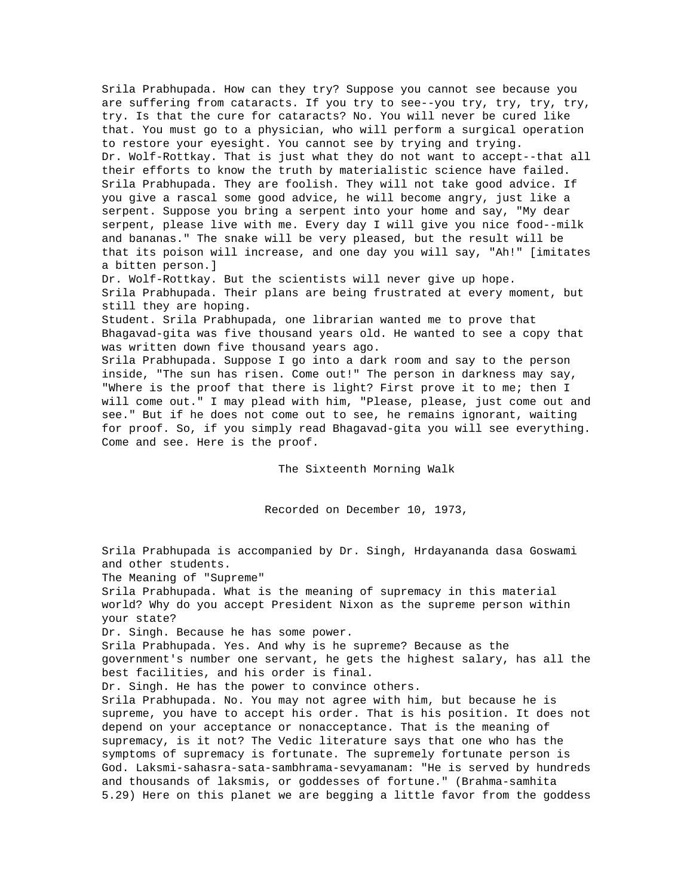Srila Prabhupada. How can they try? Suppose you cannot see because you are suffering from cataracts. If you try to see--you try, try, try, try, try. Is that the cure for cataracts? No. You will never be cured like that. You must go to a physician, who will perform a surgical operation to restore your eyesight. You cannot see by trying and trying.

Dr. Wolf-Rottkay. That is just what they do not want to accept--that all their efforts to know the truth by materialistic science have failed.

Srila Prabhupada. They are foolish. They will not take good advice. If you give a rascal some good advice, he will become angry, just like a serpent. Suppose you bring a serpent into your home and say, "My dear serpent, please live with me. Every day I will give you nice food--milk and bananas." The snake will be very pleased, but the result will be that its poison will increase, and one day you will say, "Ah!" [imitates a bitten person.]

Dr. Wolf-Rottkay. But the scientists will never give up hope.

Srila Prabhupada. Their plans are being frustrated at every moment, but still they are hoping.

Student. Srila Prabhupada, one librarian wanted me to prove that Bhagavad-gita was five thousand years old. He wanted to see a copy that was written down five thousand years ago.

Srila Prabhupada. Suppose I go into a dark room and say to the person inside, "The sun has risen. Come out!" The person in darkness may say, "Where is the proof that there is light? First prove it to me; then I will come out." I may plead with him, "Please, please, just come out and see." But if he does not come out to see, he remains ignorant, waiting for proof. So, if you simply read Bhagavad-gita you will see everything. Come and see. Here is the proof.

## The Sixteenth Morning Walk

Recorded on December 10, 1973,

Srila Prabhupada is accompanied by Dr. Singh, Hrdayananda dasa Goswami and other students.

### The Meaning of "Supreme"

Srila Prabhupada. What is the meaning of supremacy in this material world? Why do you accept President Nixon as the supreme person within your state?

Dr. Singh. Because he has some power.

Srila Prabhupada. Yes. And why is he supreme? Because as the government's number one servant, he gets the highest salary, has all the best facilities, and his order is final.

Dr. Singh. He has the power to convince others.

Srila Prabhupada. No. You may not agree with him, but because he is supreme, you have to accept his order. That is his position. It does not depend on your acceptance or nonacceptance. That is the meaning of supremacy, is it not? The Vedic literature says that one who has the symptoms of supremacy is fortunate. The supremely fortunate person is God. Laksmi-sahasra-sata-sambhrama-sevyamanam: "He is served by hundreds and thousands of laksmis, or goddesses of fortune." (Brahma-samhita 5.29) Here on this planet we are begging a little favor from the goddess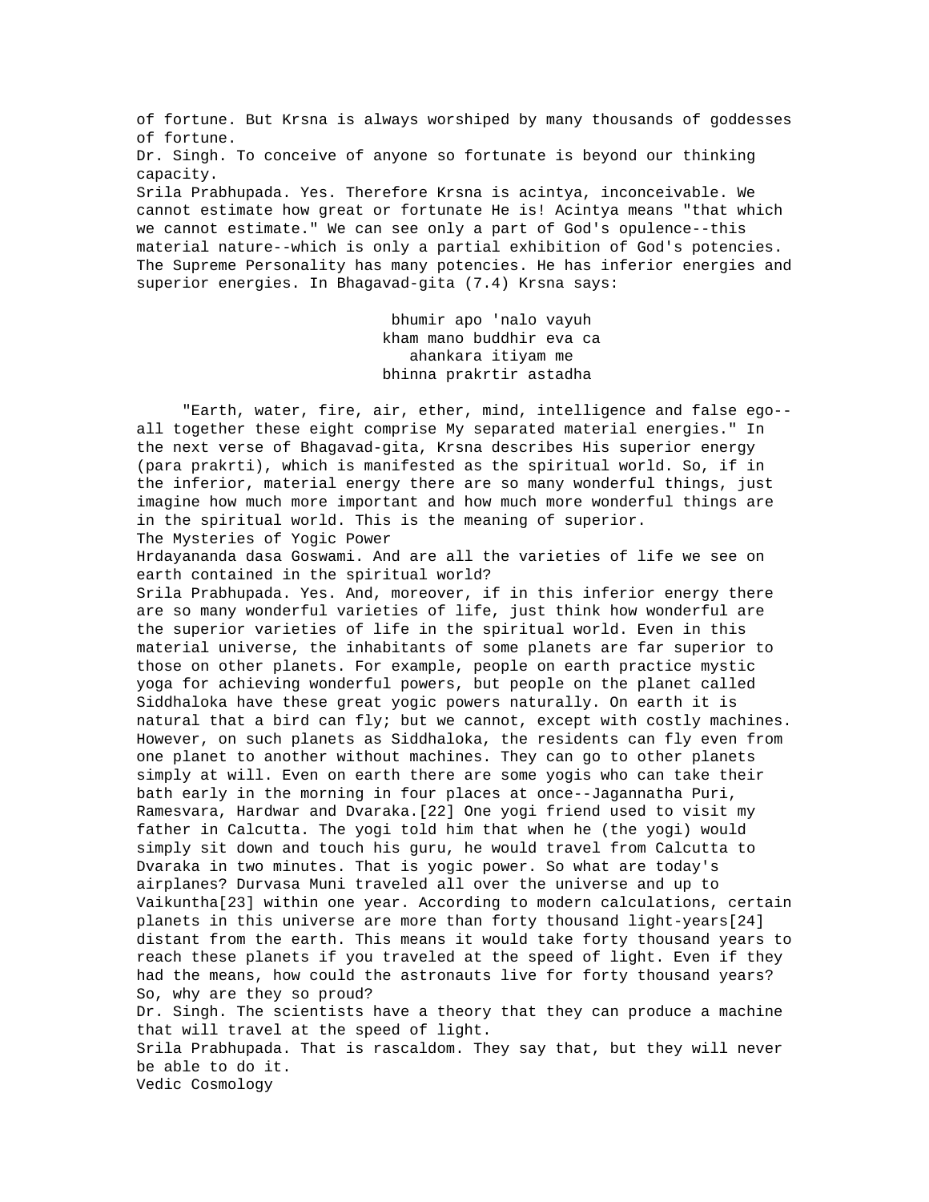of fortune. But Krsna is always worshiped by many thousands of goddesses of fortune.

Dr. Singh. To conceive of anyone so fortunate is beyond our thinking capacity.

Srila Prabhupada. Yes. Therefore Krsna is acintya, inconceivable. We cannot estimate how great or fortunate He is! Acintya means "that which we cannot estimate." We can see only a part of God's opulence--this material nature--which is only a partial exhibition of God's potencies. The Supreme Personality has many potencies. He has inferior energies and superior energies. In Bhagavad-gita (7.4) Krsna says:

bhumir apo 'nalo vayuh
kham mano buddhir eva ca
ahankara itiyam me
bhinna prakrtir astadha

"Earth, water, fire, air, ether, mind, intelligence and false ego--all together these eight comprise My separated material energies." In the next verse of Bhagavad-gita, Krsna describes His superior energy (para prakrti), which is manifested as the spiritual world. So, if in the inferior, material energy there are so many wonderful things, just imagine how much more important and how much more wonderful things are in the spiritual world. This is the meaning of superior.

## The Mysteries of Yogic Power

Hrdayananda dasa Goswami. And are all the varieties of life we see on earth contained in the spiritual world?

Srila Prabhupada. Yes. And, moreover, if in this inferior energy there are so many wonderful varieties of life, just think how wonderful are the superior varieties of life in the spiritual world. Even in this material universe, the inhabitants of some planets are far superior to those on other planets. For example, people on earth practice mystic yoga for achieving wonderful powers, but people on the planet called Siddhaloka have these great yogic powers naturally. On earth it is natural that a bird can fly; but we cannot, except with costly machines. However, on such planets as Siddhaloka, the residents can fly even from one planet to another without machines. They can go to other planets simply at will. Even on earth there are some yogis who can take their bath early in the morning in four places at once--Jagannatha Puri, Ramesvara, Hardwar and Dvaraka.[22] One yogi friend used to visit my father in Calcutta. The yogi told him that when he (the yogi) would simply sit down and touch his guru, he would travel from Calcutta to Dvaraka in two minutes. That is yogic power. So what are today's airplanes? Durvasa Muni traveled all over the universe and up to Vaikuntha[23] within one year. According to modern calculations, certain planets in this universe are more than forty thousand light-years[24] distant from the earth. This means it would take forty thousand years to reach these planets if you traveled at the speed of light. Even if they had the means, how could the astronauts live for forty thousand years? So, why are they so proud?

Dr. Singh. The scientists have a theory that they can produce a machine that will travel at the speed of light.

Srila Prabhupada. That is rascaldom. They say that, but they will never be able to do it.

## Vedic Cosmology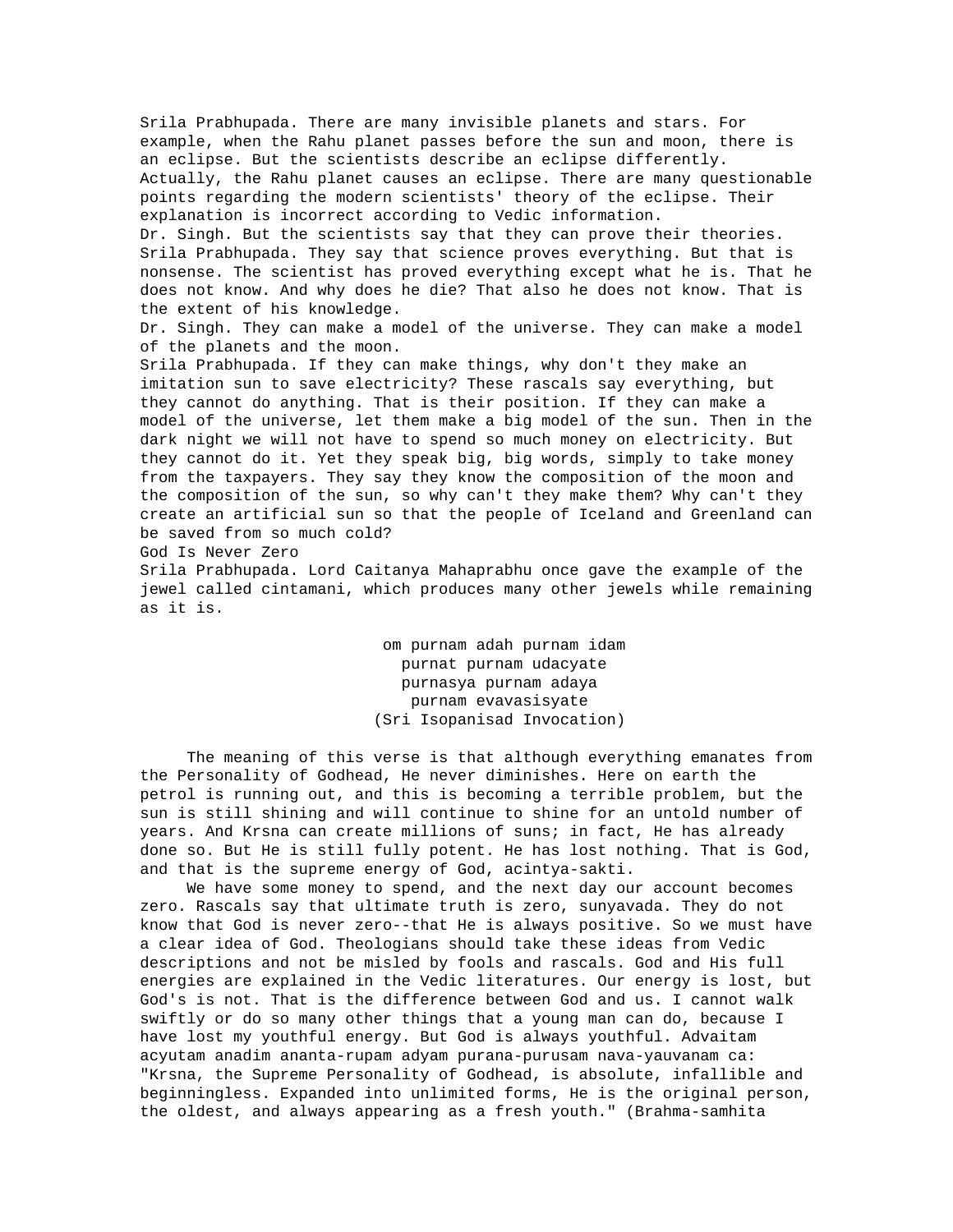Srila Prabhupada. There are many invisible planets and stars. For example, when the Rahu planet passes before the sun and moon, there is an eclipse. But the scientists describe an eclipse differently. Actually, the Rahu planet causes an eclipse. There are many questionable points regarding the modern scientists' theory of the eclipse. Their explanation is incorrect according to Vedic information.

Dr. Singh. But the scientists say that they can prove their theories.

Srila Prabhupada. They say that science proves everything. But that is nonsense. The scientist has proved everything except what he is. That he does not know. And why does he die? That also he does not know. That is the extent of his knowledge.

Dr. Singh. They can make a model of the universe. They can make a model of the planets and the moon.

Srila Prabhupada. If they can make things, why don't they make an imitation sun to save electricity? These rascals say everything, but they cannot do anything. That is their position. If they can make a model of the universe, let them make a big model of the sun. Then in the dark night we will not have to spend so much money on electricity. But they cannot do it. Yet they speak big, big words, simply to take money from the taxpayers. They say they know the composition of the moon and the composition of the sun, so why can't they make them? Why can't they create an artificial sun so that the people of Iceland and Greenland can be saved from so much cold?

## God Is Never Zero

Srila Prabhupada. Lord Caitanya Mahaprabhu once gave the example of the jewel called cintamani, which produces many other jewels while remaining as it is.

> om purnam adah purnam idam
> purnat purnam udacyate
> purnasya purnam adaya
> purnam evavasisyate
> (Sri Isopanisad Invocation)

The meaning of this verse is that although everything emanates from the Personality of Godhead, He never diminishes. Here on earth the petrol is running out, and this is becoming a terrible problem, but the sun is still shining and will continue to shine for an untold number of years. And Krsna can create millions of suns; in fact, He has already done so. But He is still fully potent. He has lost nothing. That is God, and that is the supreme energy of God, acintya-sakti.

We have some money to spend, and the next day our account becomes zero. Rascals say that ultimate truth is zero, sunyavada. They do not know that God is never zero--that He is always positive. So we must have a clear idea of God. Theologians should take these ideas from Vedic descriptions and not be misled by fools and rascals. God and His full energies are explained in the Vedic literatures. Our energy is lost, but God's is not. That is the difference between God and us. I cannot walk swiftly or do so many other things that a young man can do, because I have lost my youthful energy. But God is always youthful. Advaitam acyutam anadim ananta-rupam adyam purana-purusam nava-yauvanam ca: "Krsna, the Supreme Personality of Godhead, is absolute, infallible and beginningless. Expanded into unlimited forms, He is the original person, the oldest, and always appearing as a fresh youth." (Brahma-samhita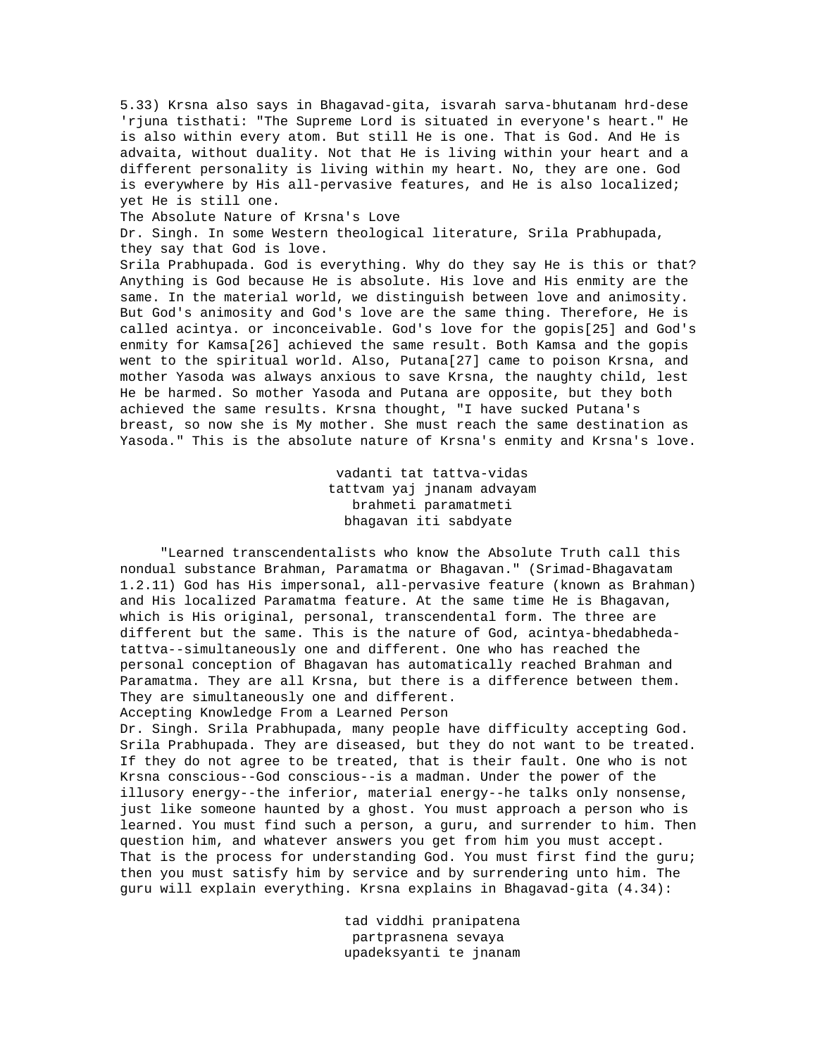5.33) Krsna also says in Bhagavad-gita, isvarah sarva-bhutanam hrd-dese 'rjuna tisthati: "The Supreme Lord is situated in everyone's heart." He is also within every atom. But still He is one. That is God. And He is advaita, without duality. Not that He is living within your heart and a different personality is living within my heart. No, they are one. God is everywhere by His all-pervasive features, and He is also localized; yet He is still one.

## The Absolute Nature of Krsna's Love

Dr. Singh. In some Western theological literature, Srila Prabhupada, they say that God is love.

Srila Prabhupada. God is everything. Why do they say He is this or that? Anything is God because He is absolute. His love and His enmity are the same. In the material world, we distinguish between love and animosity. But God's animosity and God's love are the same thing. Therefore, He is called acintya. or inconceivable. God's love for the gopis[25] and God's enmity for Kamsa[26] achieved the same result. Both Kamsa and the gopis went to the spiritual world. Also, Putana[27] came to poison Krsna, and mother Yasoda was always anxious to save Krsna, the naughty child, lest He be harmed. So mother Yasoda and Putana are opposite, but they both achieved the same results. Krsna thought, "I have sucked Putana's breast, so now she is My mother. She must reach the same destination as Yasoda." This is the absolute nature of Krsna's enmity and Krsna's love.

vadanti tat tattva-vidas
tattvam yaj jnanam advayam
brahmeti paramatmeti
bhagavan iti sabdyate

"Learned transcendentalists who know the Absolute Truth call this nondual substance Brahman, Paramatma or Bhagavan." (Srimad-Bhagavatam 1.2.11) God has His impersonal, all-pervasive feature (known as Brahman) and His localized Paramatma feature. At the same time He is Bhagavan, which is His original, personal, transcendental form. The three are different but the same. This is the nature of God, acintya-bhedabheda-tattva--simultaneously one and different. One who has reached the personal conception of Bhagavan has automatically reached Brahman and Paramatma. They are all Krsna, but there is a difference between them. They are simultaneously one and different.

## Accepting Knowledge From a Learned Person

Dr. Singh. Srila Prabhupada, many people have difficulty accepting God.

Srila Prabhupada. They are diseased, but they do not want to be treated. If they do not agree to be treated, that is their fault. One who is not Krsna conscious--God conscious--is a madman. Under the power of the illusory energy--the inferior, material energy--he talks only nonsense, just like someone haunted by a ghost. You must approach a person who is learned. You must find such a person, a guru, and surrender to him. Then question him, and whatever answers you get from him you must accept. That is the process for understanding God. You must first find the guru; then you must satisfy him by service and by surrendering unto him. The guru will explain everything. Krsna explains in Bhagavad-gita (4.34):

tad viddhi pranipatena
partprasnena sevaya
upadeksyanti te jnanam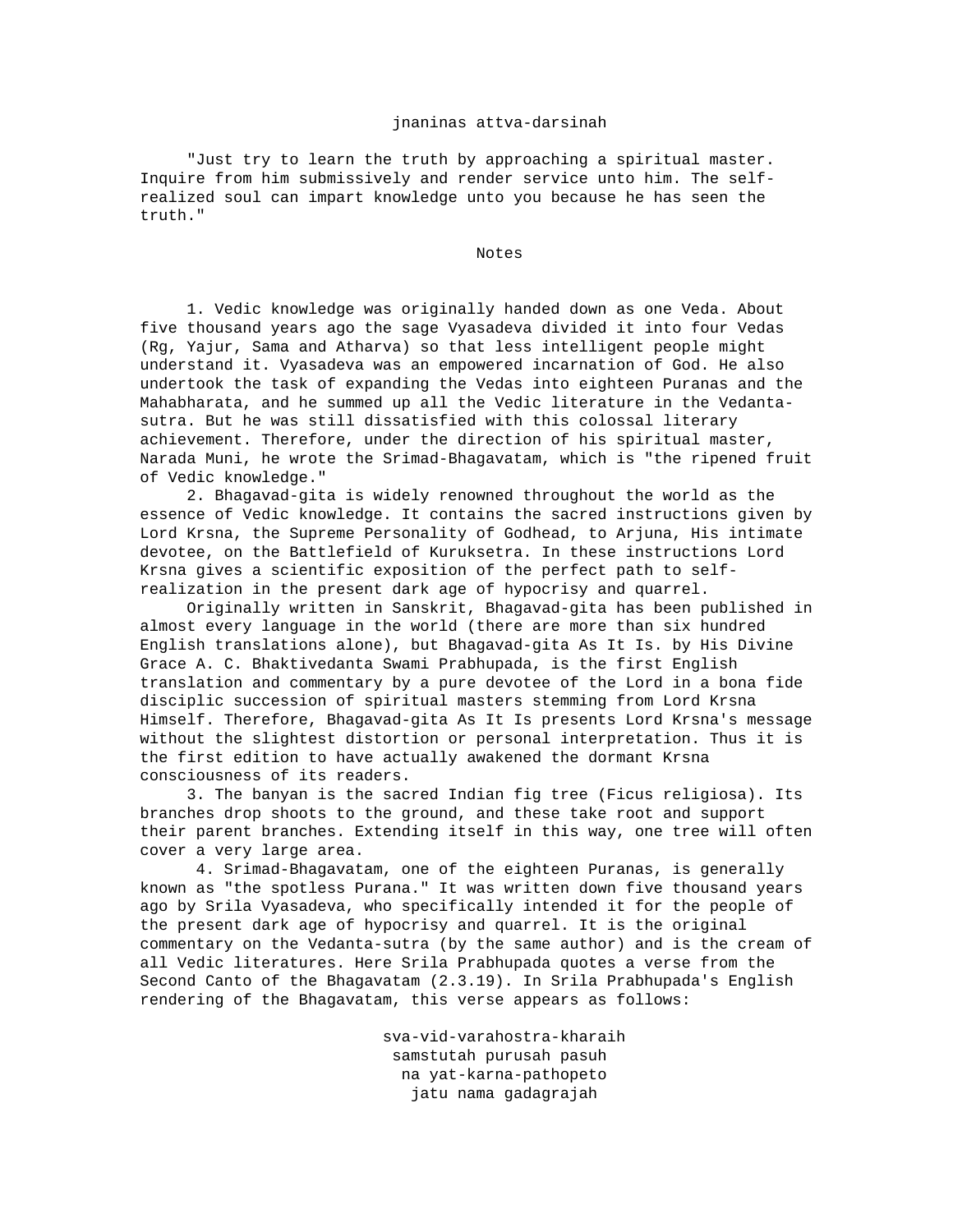jnaninas attva-darsinah

"Just try to learn the truth by approaching a spiritual master. Inquire from him submissively and render service unto him. The self-realized soul can impart knowledge unto you because he has seen the truth."

## Notes

1. Vedic knowledge was originally handed down as one Veda. About five thousand years ago the sage Vyasadeva divided it into four Vedas (Rg, Yajur, Sama and Atharva) so that less intelligent people might understand it. Vyasadeva was an empowered incarnation of God. He also undertook the task of expanding the Vedas into eighteen Puranas and the Mahabharata, and he summed up all the Vedic literature in the Vedanta-sutra. But he was still dissatisfied with this colossal literary achievement. Therefore, under the direction of his spiritual master, Narada Muni, he wrote the Srimad-Bhagavatam, which is "the ripened fruit of Vedic knowledge."

2. Bhagavad-gita is widely renowned throughout the world as the essence of Vedic knowledge. It contains the sacred instructions given by Lord Krsna, the Supreme Personality of Godhead, to Arjuna, His intimate devotee, on the Battlefield of Kuruksetra. In these instructions Lord Krsna gives a scientific exposition of the perfect path to self-realization in the present dark age of hypocrisy and quarrel.

Originally written in Sanskrit, Bhagavad-gita has been published in almost every language in the world (there are more than six hundred English translations alone), but Bhagavad-gita As It Is. by His Divine Grace A. C. Bhaktivedanta Swami Prabhupada, is the first English translation and commentary by a pure devotee of the Lord in a bona fide disciplic succession of spiritual masters stemming from Lord Krsna Himself. Therefore, Bhagavad-gita As It Is presents Lord Krsna's message without the slightest distortion or personal interpretation. Thus it is the first edition to have actually awakened the dormant Krsna consciousness of its readers.

3. The banyan is the sacred Indian fig tree (Ficus religiosa). Its branches drop shoots to the ground, and these take root and support their parent branches. Extending itself in this way, one tree will often cover a very large area.

4. Srimad-Bhagavatam, one of the eighteen Puranas, is generally known as "the spotless Purana." It was written down five thousand years ago by Srila Vyasadeva, who specifically intended it for the people of the present dark age of hypocrisy and quarrel. It is the original commentary on the Vedanta-sutra (by the same author) and is the cream of all Vedic literatures. Here Srila Prabhupada quotes a verse from the Second Canto of the Bhagavatam (2.3.19). In Srila Prabhupada's English rendering of the Bhagavatam, this verse appears as follows:

sva-vid-varahostra-kharaih
samstutah purusah pasuh
na yat-karna-pathopeto
jatu nama gadagrajah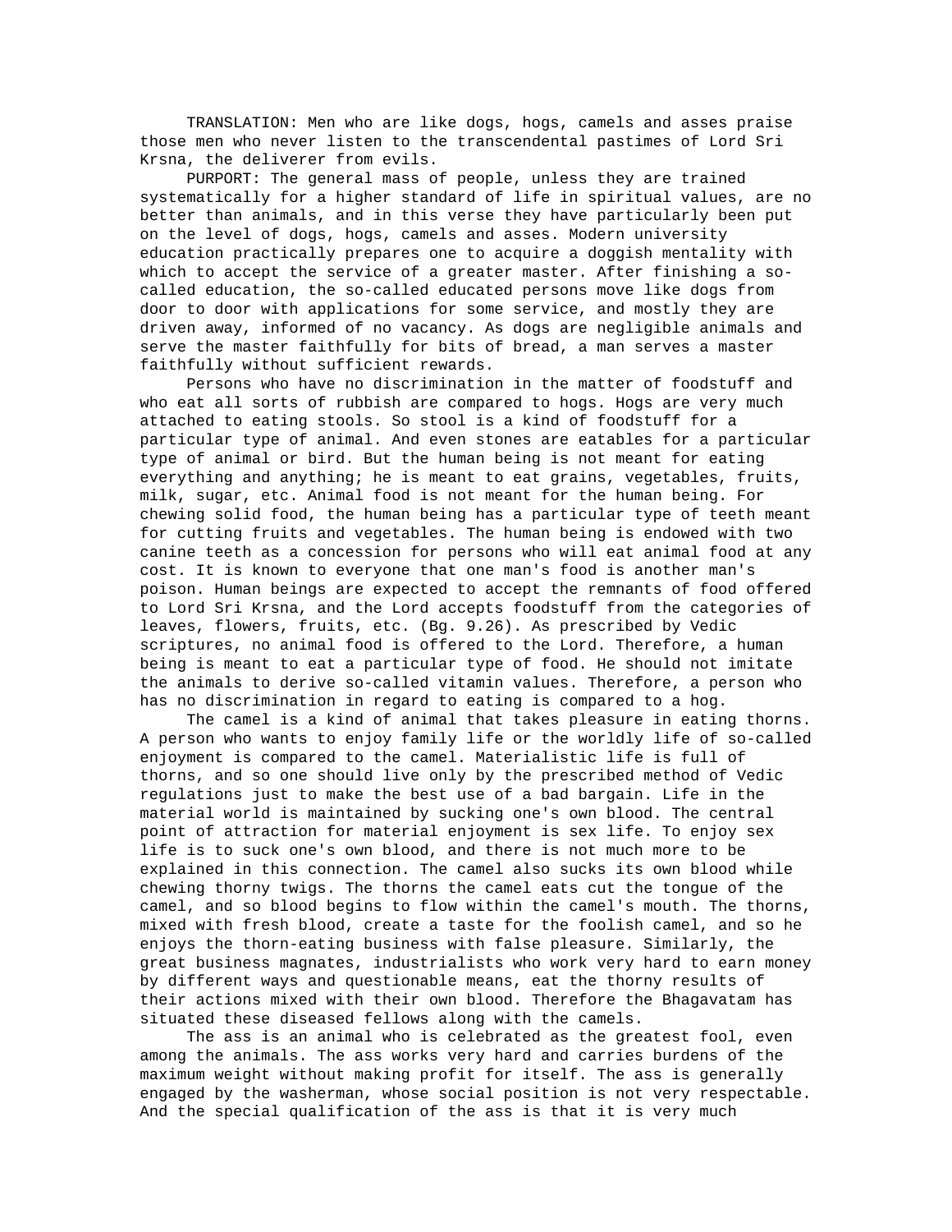TRANSLATION: Men who are like dogs, hogs, camels and asses praise those men who never listen to the transcendental pastimes of Lord Sri Krsna, the deliverer from evils.

PURPORT: The general mass of people, unless they are trained systematically for a higher standard of life in spiritual values, are no better than animals, and in this verse they have particularly been put on the level of dogs, hogs, camels and asses. Modern university education practically prepares one to acquire a doggish mentality with which to accept the service of a greater master. After finishing a so-called education, the so-called educated persons move like dogs from door to door with applications for some service, and mostly they are driven away, informed of no vacancy. As dogs are negligible animals and serve the master faithfully for bits of bread, a man serves a master faithfully without sufficient rewards.

Persons who have no discrimination in the matter of foodstuff and who eat all sorts of rubbish are compared to hogs. Hogs are very much attached to eating stools. So stool is a kind of foodstuff for a particular type of animal. And even stones are eatables for a particular type of animal or bird. But the human being is not meant for eating everything and anything; he is meant to eat grains, vegetables, fruits, milk, sugar, etc. Animal food is not meant for the human being. For chewing solid food, the human being has a particular type of teeth meant for cutting fruits and vegetables. The human being is endowed with two canine teeth as a concession for persons who will eat animal food at any cost. It is known to everyone that one man's food is another man's poison. Human beings are expected to accept the remnants of food offered to Lord Sri Krsna, and the Lord accepts foodstuff from the categories of leaves, flowers, fruits, etc. (Bg. 9.26). As prescribed by Vedic scriptures, no animal food is offered to the Lord. Therefore, a human being is meant to eat a particular type of food. He should not imitate the animals to derive so-called vitamin values. Therefore, a person who has no discrimination in regard to eating is compared to a hog.

The camel is a kind of animal that takes pleasure in eating thorns. A person who wants to enjoy family life or the worldly life of so-called enjoyment is compared to the camel. Materialistic life is full of thorns, and so one should live only by the prescribed method of Vedic regulations just to make the best use of a bad bargain. Life in the material world is maintained by sucking one's own blood. The central point of attraction for material enjoyment is sex life. To enjoy sex life is to suck one's own blood, and there is not much more to be explained in this connection. The camel also sucks its own blood while chewing thorny twigs. The thorns the camel eats cut the tongue of the camel, and so blood begins to flow within the camel's mouth. The thorns, mixed with fresh blood, create a taste for the foolish camel, and so he enjoys the thorn-eating business with false pleasure. Similarly, the great business magnates, industrialists who work very hard to earn money by different ways and questionable means, eat the thorny results of their actions mixed with their own blood. Therefore the Bhagavatam has situated these diseased fellows along with the camels.

The ass is an animal who is celebrated as the greatest fool, even among the animals. The ass works very hard and carries burdens of the maximum weight without making profit for itself. The ass is generally engaged by the washerman, whose social position is not very respectable. And the special qualification of the ass is that it is very much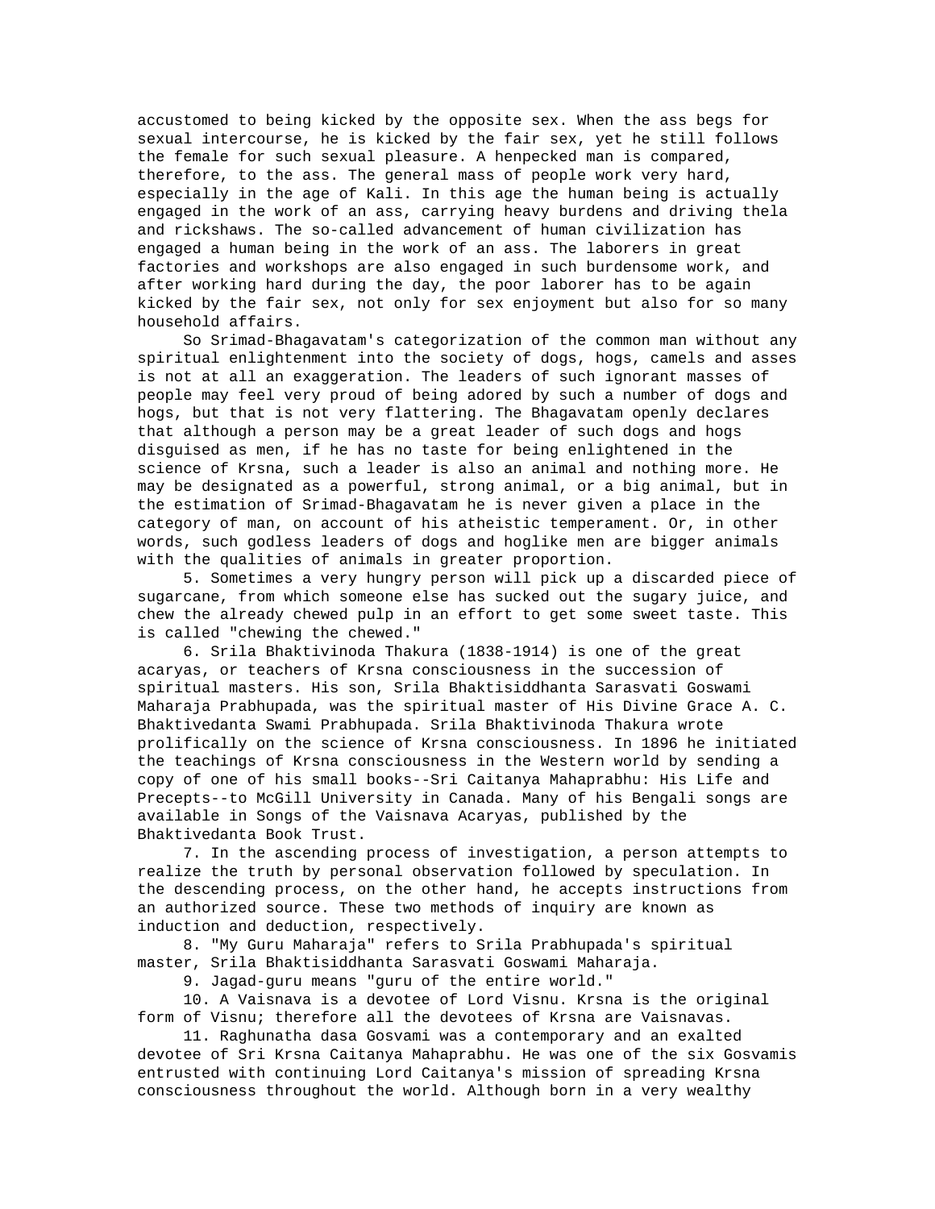accustomed to being kicked by the opposite sex. When the ass begs for sexual intercourse, he is kicked by the fair sex, yet he still follows the female for such sexual pleasure. A henpecked man is compared, therefore, to the ass. The general mass of people work very hard, especially in the age of Kali. In this age the human being is actually engaged in the work of an ass, carrying heavy burdens and driving thela and rickshaws. The so-called advancement of human civilization has engaged a human being in the work of an ass. The laborers in great factories and workshops are also engaged in such burdensome work, and after working hard during the day, the poor laborer has to be again kicked by the fair sex, not only for sex enjoyment but also for so many household affairs.

So Srimad-Bhagavatam's categorization of the common man without any spiritual enlightenment into the society of dogs, hogs, camels and asses is not at all an exaggeration. The leaders of such ignorant masses of people may feel very proud of being adored by such a number of dogs and hogs, but that is not very flattering. The Bhagavatam openly declares that although a person may be a great leader of such dogs and hogs disguised as men, if he has no taste for being enlightened in the science of Krsna, such a leader is also an animal and nothing more. He may be designated as a powerful, strong animal, or a big animal, but in the estimation of Srimad-Bhagavatam he is never given a place in the category of man, on account of his atheistic temperament. Or, in other words, such godless leaders of dogs and hoglike men are bigger animals with the qualities of animals in greater proportion.

5. Sometimes a very hungry person will pick up a discarded piece of sugarcane, from which someone else has sucked out the sugary juice, and chew the already chewed pulp in an effort to get some sweet taste. This is called "chewing the chewed."

6. Srila Bhaktivinoda Thakura (1838-1914) is one of the great acaryas, or teachers of Krsna consciousness in the succession of spiritual masters. His son, Srila Bhaktisiddhanta Sarasvati Goswami Maharaja Prabhupada, was the spiritual master of His Divine Grace A. C. Bhaktivedanta Swami Prabhupada. Srila Bhaktivinoda Thakura wrote prolifically on the science of Krsna consciousness. In 1896 he initiated the teachings of Krsna consciousness in the Western world by sending a copy of one of his small books--Sri Caitanya Mahaprabhu: His Life and Precepts--to McGill University in Canada. Many of his Bengali songs are available in Songs of the Vaisnava Acaryas, published by the Bhaktivedanta Book Trust.

7. In the ascending process of investigation, a person attempts to realize the truth by personal observation followed by speculation. In the descending process, on the other hand, he accepts instructions from an authorized source. These two methods of inquiry are known as induction and deduction, respectively.

8. "My Guru Maharaja" refers to Srila Prabhupada's spiritual master, Srila Bhaktisiddhanta Sarasvati Goswami Maharaja.

9. Jagad-guru means "guru of the entire world."

10. A Vaisnava is a devotee of Lord Visnu. Krsna is the original form of Visnu; therefore all the devotees of Krsna are Vaisnavas.

11. Raghunatha dasa Gosvami was a contemporary and an exalted devotee of Sri Krsna Caitanya Mahaprabhu. He was one of the six Gosvamis entrusted with continuing Lord Caitanya's mission of spreading Krsna consciousness throughout the world. Although born in a very wealthy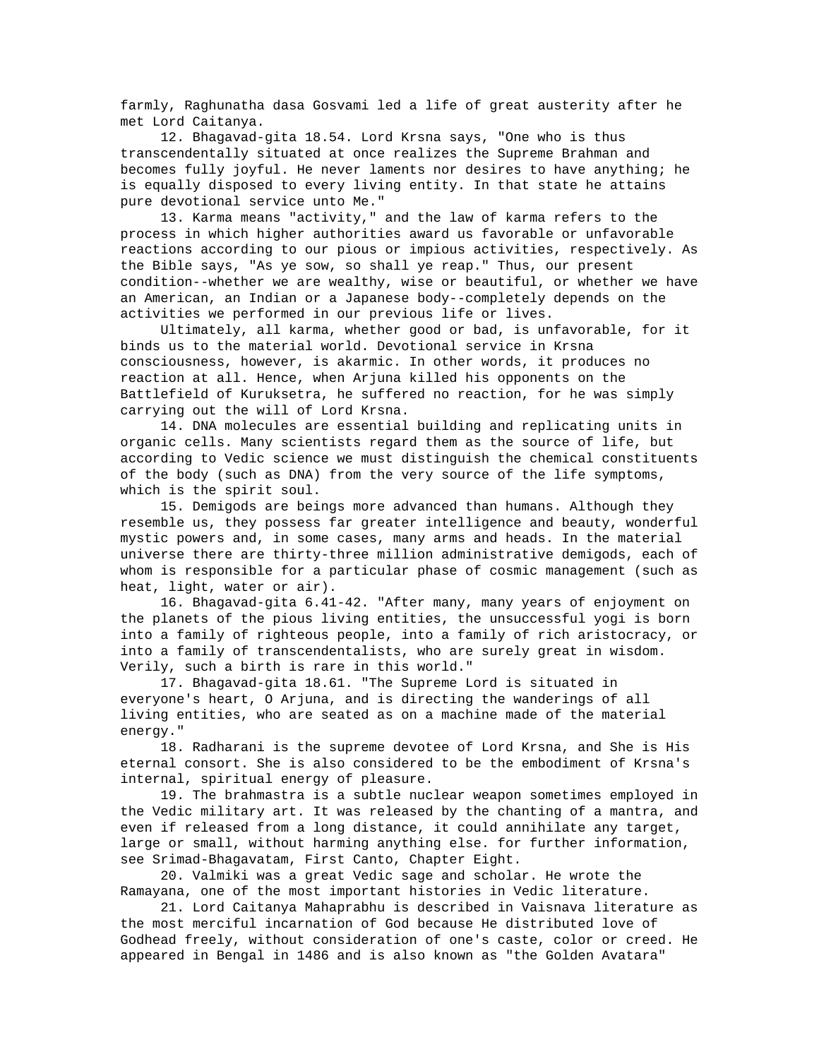farmly, Raghunatha dasa Gosvami led a life of great austerity after he met Lord Caitanya.

12. Bhagavad-gita 18.54. Lord Krsna says, "One who is thus transcendentally situated at once realizes the Supreme Brahman and becomes fully joyful. He never laments nor desires to have anything; he is equally disposed to every living entity. In that state he attains pure devotional service unto Me."

13. Karma means "activity," and the law of karma refers to the process in which higher authorities award us favorable or unfavorable reactions according to our pious or impious activities, respectively. As the Bible says, "As ye sow, so shall ye reap." Thus, our present condition--whether we are wealthy, wise or beautiful, or whether we have an American, an Indian or a Japanese body--completely depends on the activities we performed in our previous life or lives.

Ultimately, all karma, whether good or bad, is unfavorable, for it binds us to the material world. Devotional service in Krsna consciousness, however, is akarmic. In other words, it produces no reaction at all. Hence, when Arjuna killed his opponents on the Battlefield of Kuruksetra, he suffered no reaction, for he was simply carrying out the will of Lord Krsna.

14. DNA molecules are essential building and replicating units in organic cells. Many scientists regard them as the source of life, but according to Vedic science we must distinguish the chemical constituents of the body (such as DNA) from the very source of the life symptoms, which is the spirit soul.

15. Demigods are beings more advanced than humans. Although they resemble us, they possess far greater intelligence and beauty, wonderful mystic powers and, in some cases, many arms and heads. In the material universe there are thirty-three million administrative demigods, each of whom is responsible for a particular phase of cosmic management (such as heat, light, water or air).

16. Bhagavad-gita 6.41-42. "After many, many years of enjoyment on the planets of the pious living entities, the unsuccessful yogi is born into a family of righteous people, into a family of rich aristocracy, or into a family of transcendentalists, who are surely great in wisdom. Verily, such a birth is rare in this world."

17. Bhagavad-gita 18.61. "The Supreme Lord is situated in everyone's heart, O Arjuna, and is directing the wanderings of all living entities, who are seated as on a machine made of the material energy."

18. Radharani is the supreme devotee of Lord Krsna, and She is His eternal consort. She is also considered to be the embodiment of Krsna's internal, spiritual energy of pleasure.

19. The brahmastra is a subtle nuclear weapon sometimes employed in the Vedic military art. It was released by the chanting of a mantra, and even if released from a long distance, it could annihilate any target, large or small, without harming anything else. for further information, see Srimad-Bhagavatam, First Canto, Chapter Eight.

20. Valmiki was a great Vedic sage and scholar. He wrote the Ramayana, one of the most important histories in Vedic literature.

21. Lord Caitanya Mahaprabhu is described in Vaisnava literature as the most merciful incarnation of God because He distributed love of Godhead freely, without consideration of one's caste, color or creed. He appeared in Bengal in 1486 and is also known as "the Golden Avatara"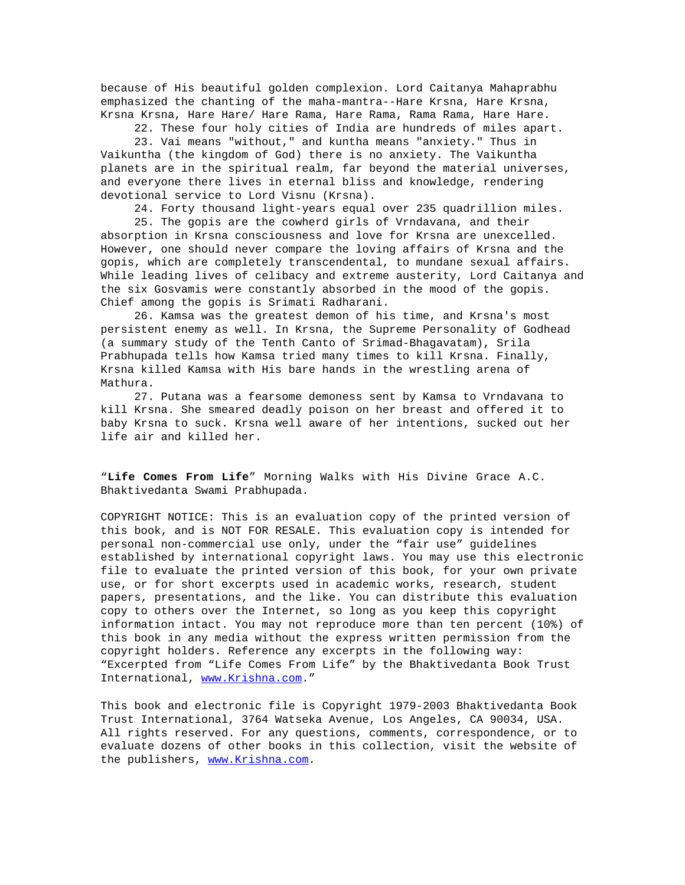because of His beautiful golden complexion. Lord Caitanya Mahaprabhu emphasized the chanting of the maha-mantra--Hare Krsna, Hare Krsna, Krsna Krsna, Hare Hare/ Hare Rama, Hare Rama, Rama Rama, Hare Hare.

22. These four holy cities of India are hundreds of miles apart.

23. Vai means "without," and kuntha means "anxiety." Thus in Vaikuntha (the kingdom of God) there is no anxiety. The Vaikuntha planets are in the spiritual realm, far beyond the material universes, and everyone there lives in eternal bliss and knowledge, rendering devotional service to Lord Visnu (Krsna).

24. Forty thousand light-years equal over 235 quadrillion miles.

25. The gopis are the cowherd girls of Vrndavana, and their absorption in Krsna consciousness and love for Krsna are unexcelled. However, one should never compare the loving affairs of Krsna and the gopis, which are completely transcendental, to mundane sexual affairs. While leading lives of celibacy and extreme austerity, Lord Caitanya and the six Gosvamis were constantly absorbed in the mood of the gopis. Chief among the gopis is Srimati Radharani.

26. Kamsa was the greatest demon of his time, and Krsna's most persistent enemy as well. In Krsna, the Supreme Personality of Godhead (a summary study of the Tenth Canto of Srimad-Bhagavatam), Srila Prabhupada tells how Kamsa tried many times to kill Krsna. Finally, Krsna killed Kamsa with His bare hands in the wrestling arena of Mathura.

27. Putana was a fearsome demoness sent by Kamsa to Vrndavana to kill Krsna. She smeared deadly poison on her breast and offered it to baby Krsna to suck. Krsna well aware of her intentions, sucked out her life air and killed her.

“**Life Comes From Life**” Morning Walks with His Divine Grace A.C. Bhaktivedanta Swami Prabhupada.

COPYRIGHT NOTICE: This is an evaluation copy of the printed version of this book, and is NOT FOR RESALE. This evaluation copy is intended for personal non-commercial use only, under the “fair use” guidelines established by international copyright laws. You may use this electronic file to evaluate the printed version of this book, for your own private use, or for short excerpts used in academic works, research, student papers, presentations, and the like. You can distribute this evaluation copy to others over the Internet, so long as you keep this copyright information intact. You may not reproduce more than ten percent (10%) of this book in any media without the express written permission from the copyright holders. Reference any excerpts in the following way: “Excerpted from “Life Comes From Life” by the Bhaktivedanta Book Trust International, www.Krishna.com.”

This book and electronic file is Copyright 1979-2003 Bhaktivedanta Book Trust International, 3764 Watseka Avenue, Los Angeles, CA 90034, USA. All rights reserved. For any questions, comments, correspondence, or to evaluate dozens of other books in this collection, visit the website of the publishers, www.Krishna.com.